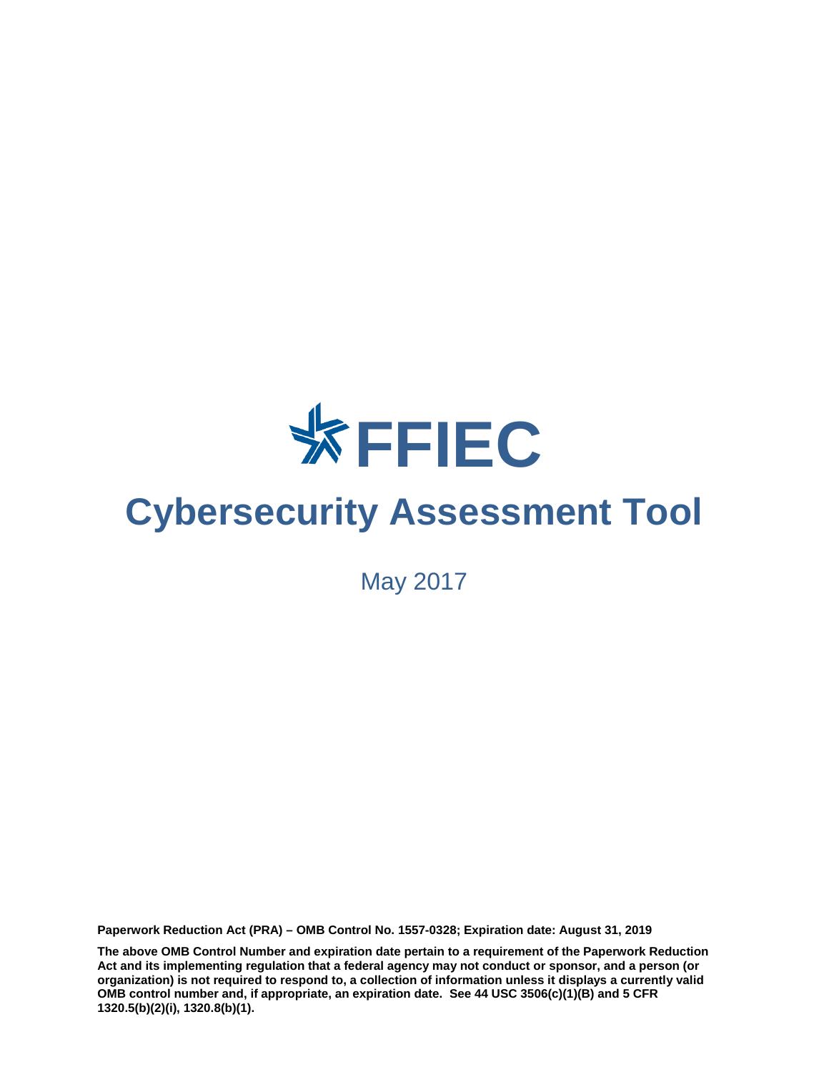# FFIEC

# Cybersecurity Assessment Tool

May 2017

**Paperwork Reduction Act (PRA) – OMB Control No. 1557-0328; Expiration date: August 31, 2019**

**The above OMB Control Number and expiration date pertain to a requirement of the Paperwork Reduction Act and its implementing regulation that a federal agency may not conduct or sponsor, and a person (or organization) is not required to respond to, a collection of information unless it displays a currently valid OMB control number and, if appropriate, an expiration date. See 44 USC 3506(c)(1)(B) and 5 CFR 1320.5(b)(2)(i), 1320.8(b)(1).**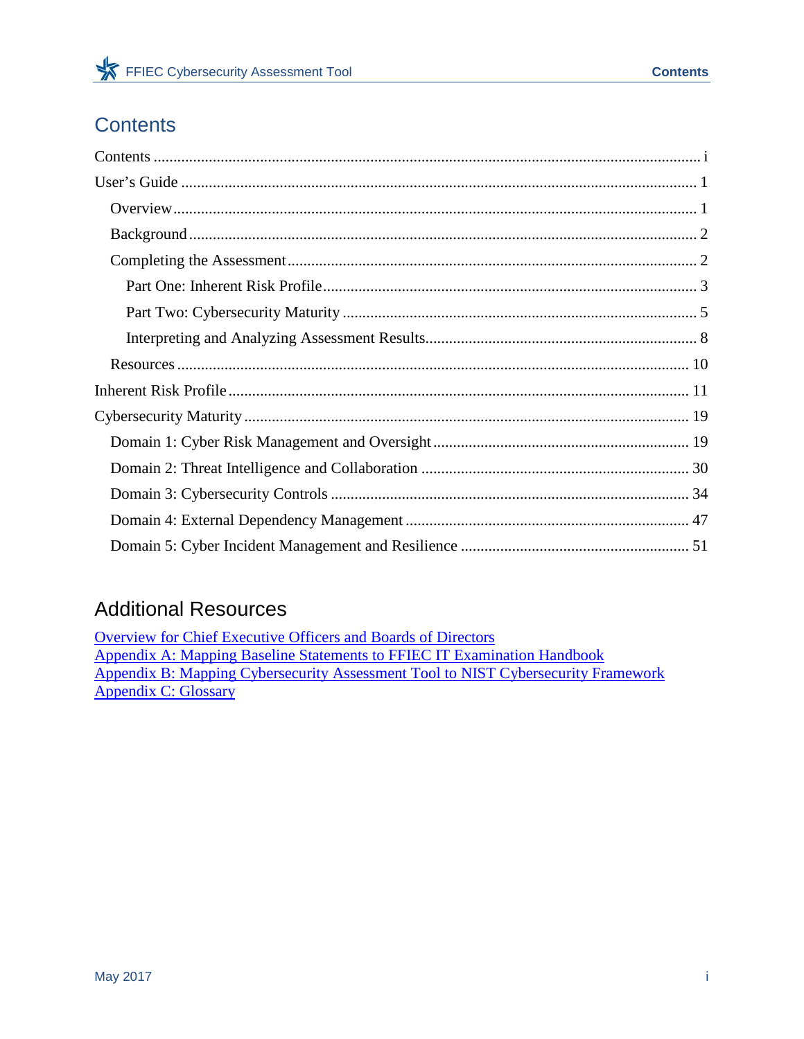# Contents

- Contents ........................................................................................................................ i
- User's Guide ................................................................................................................ 1
  - Overview ................................................................................................................... 1
  - Background .............................................................................................................. 2
  - Completing the Assessment ...................................................................................... 2
    - Part One: Inherent Risk Profile .............................................................................. 3
    - Part Two: Cybersecurity Maturity ......................................................................... 5
    - Interpreting and Analyzing Assessment Results .................................................... 8
  - Resources ................................................................................................................ 10
- Inherent Risk Profile .................................................................................................... 11
- Cybersecurity Maturity ............................................................................................... 19
  - Domain 1: Cyber Risk Management and Oversight ................................................ 19
  - Domain 2: Threat Intelligence and Collaboration ................................................... 30
  - Domain 3: Cybersecurity Controls .......................................................................... 34
  - Domain 4: External Dependency Management ....................................................... 47
  - Domain 5: Cyber Incident Management and Resilience ......................................... 51

## Additional Resources

Overview for Chief Executive Officers and Boards of Directors
Appendix A: Mapping Baseline Statements to FFIEC IT Examination Handbook
Appendix B: Mapping Cybersecurity Assessment Tool to NIST Cybersecurity Framework
Appendix C: Glossary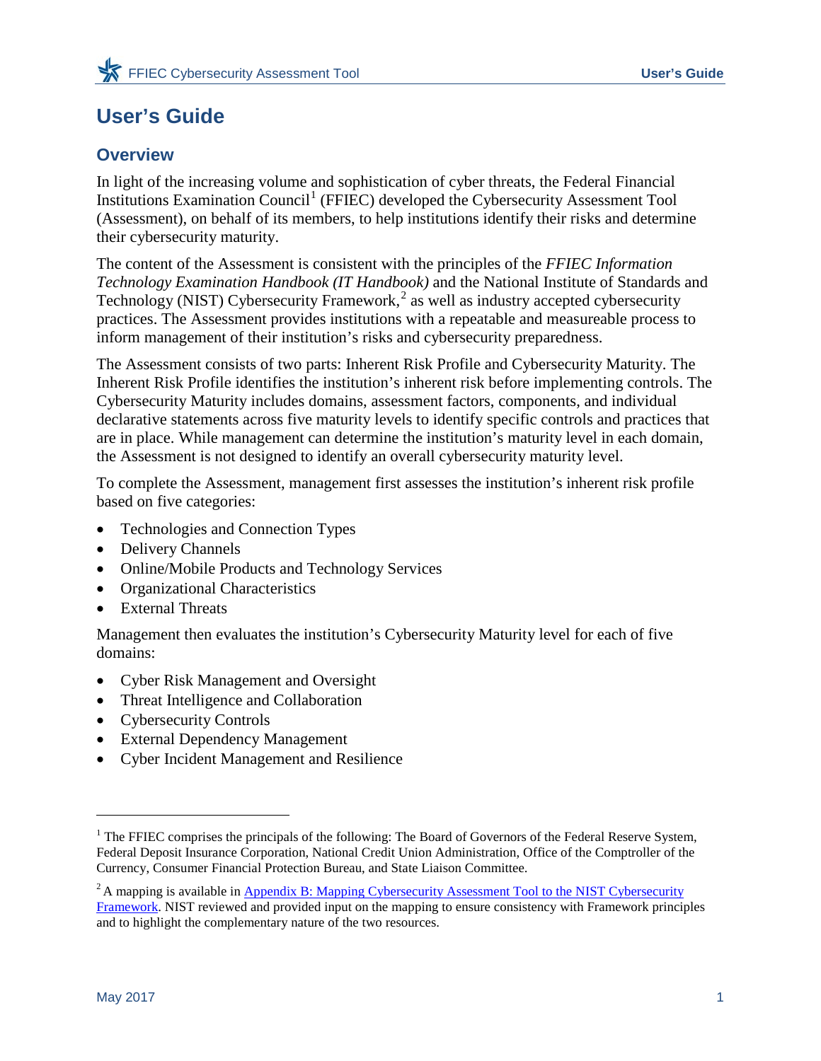# User's Guide

## Overview

In light of the increasing volume and sophistication of cyber threats, the Federal Financial Institutions Examination Council[1] (FFIEC) developed the Cybersecurity Assessment Tool (Assessment), on behalf of its members, to help institutions identify their risks and determine their cybersecurity maturity.

The content of the Assessment is consistent with the principles of the *FFIEC Information Technology Examination Handbook (IT Handbook)* and the National Institute of Standards and Technology (NIST) Cybersecurity Framework,[2] as well as industry accepted cybersecurity practices. The Assessment provides institutions with a repeatable and measureable process to inform management of their institution's risks and cybersecurity preparedness.

The Assessment consists of two parts: Inherent Risk Profile and Cybersecurity Maturity. The Inherent Risk Profile identifies the institution's inherent risk before implementing controls. The Cybersecurity Maturity includes domains, assessment factors, components, and individual declarative statements across five maturity levels to identify specific controls and practices that are in place. While management can determine the institution's maturity level in each domain, the Assessment is not designed to identify an overall cybersecurity maturity level.

To complete the Assessment, management first assesses the institution's inherent risk profile based on five categories:

- Technologies and Connection Types
- Delivery Channels
- Online/Mobile Products and Technology Services
- Organizational Characteristics
- External Threats

Management then evaluates the institution's Cybersecurity Maturity level for each of five domains:

- Cyber Risk Management and Oversight
- Threat Intelligence and Collaboration
- Cybersecurity Controls
- External Dependency Management
- Cyber Incident Management and Resilience

---

[1] The FFIEC comprises the principals of the following: The Board of Governors of the Federal Reserve System, Federal Deposit Insurance Corporation, National Credit Union Administration, Office of the Comptroller of the Currency, Consumer Financial Protection Bureau, and State Liaison Committee.

[2] A mapping is available in Appendix B: Mapping Cybersecurity Assessment Tool to the NIST Cybersecurity Framework. NIST reviewed and provided input on the mapping to ensure consistency with Framework principles and to highlight the complementary nature of the two resources.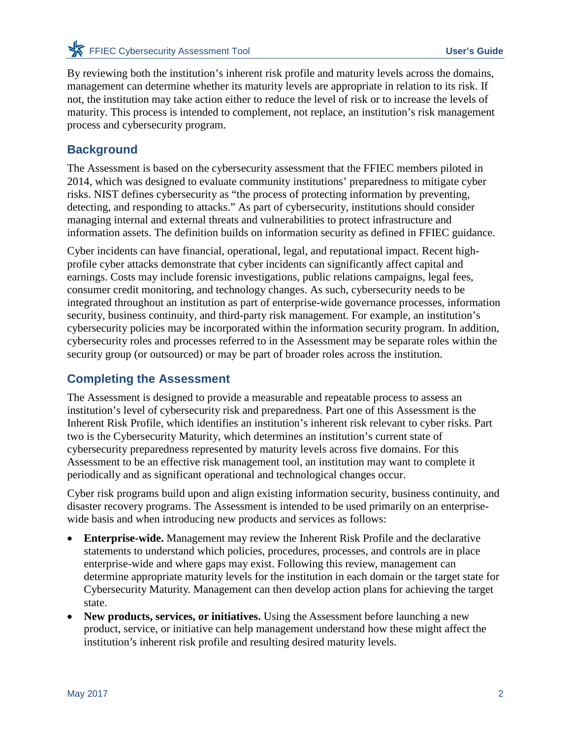By reviewing both the institution's inherent risk profile and maturity levels across the domains, management can determine whether its maturity levels are appropriate in relation to its risk. If not, the institution may take action either to reduce the level of risk or to increase the levels of maturity. This process is intended to complement, not replace, an institution's risk management process and cybersecurity program.

## Background

The Assessment is based on the cybersecurity assessment that the FFIEC members piloted in 2014, which was designed to evaluate community institutions' preparedness to mitigate cyber risks. NIST defines cybersecurity as "the process of protecting information by preventing, detecting, and responding to attacks." As part of cybersecurity, institutions should consider managing internal and external threats and vulnerabilities to protect infrastructure and information assets. The definition builds on information security as defined in FFIEC guidance.

Cyber incidents can have financial, operational, legal, and reputational impact. Recent high-profile cyber attacks demonstrate that cyber incidents can significantly affect capital and earnings. Costs may include forensic investigations, public relations campaigns, legal fees, consumer credit monitoring, and technology changes. As such, cybersecurity needs to be integrated throughout an institution as part of enterprise-wide governance processes, information security, business continuity, and third-party risk management. For example, an institution's cybersecurity policies may be incorporated within the information security program. In addition, cybersecurity roles and processes referred to in the Assessment may be separate roles within the security group (or outsourced) or may be part of broader roles across the institution.

## Completing the Assessment

The Assessment is designed to provide a measurable and repeatable process to assess an institution's level of cybersecurity risk and preparedness. Part one of this Assessment is the Inherent Risk Profile, which identifies an institution's inherent risk relevant to cyber risks. Part two is the Cybersecurity Maturity, which determines an institution's current state of cybersecurity preparedness represented by maturity levels across five domains. For this Assessment to be an effective risk management tool, an institution may want to complete it periodically and as significant operational and technological changes occur.

Cyber risk programs build upon and align existing information security, business continuity, and disaster recovery programs. The Assessment is intended to be used primarily on an enterprise-wide basis and when introducing new products and services as follows:

- **Enterprise-wide.** Management may review the Inherent Risk Profile and the declarative statements to understand which policies, procedures, processes, and controls are in place enterprise-wide and where gaps may exist. Following this review, management can determine appropriate maturity levels for the institution in each domain or the target state for Cybersecurity Maturity. Management can then develop action plans for achieving the target state.
- **New products, services, or initiatives.** Using the Assessment before launching a new product, service, or initiative can help management understand how these might affect the institution's inherent risk profile and resulting desired maturity levels.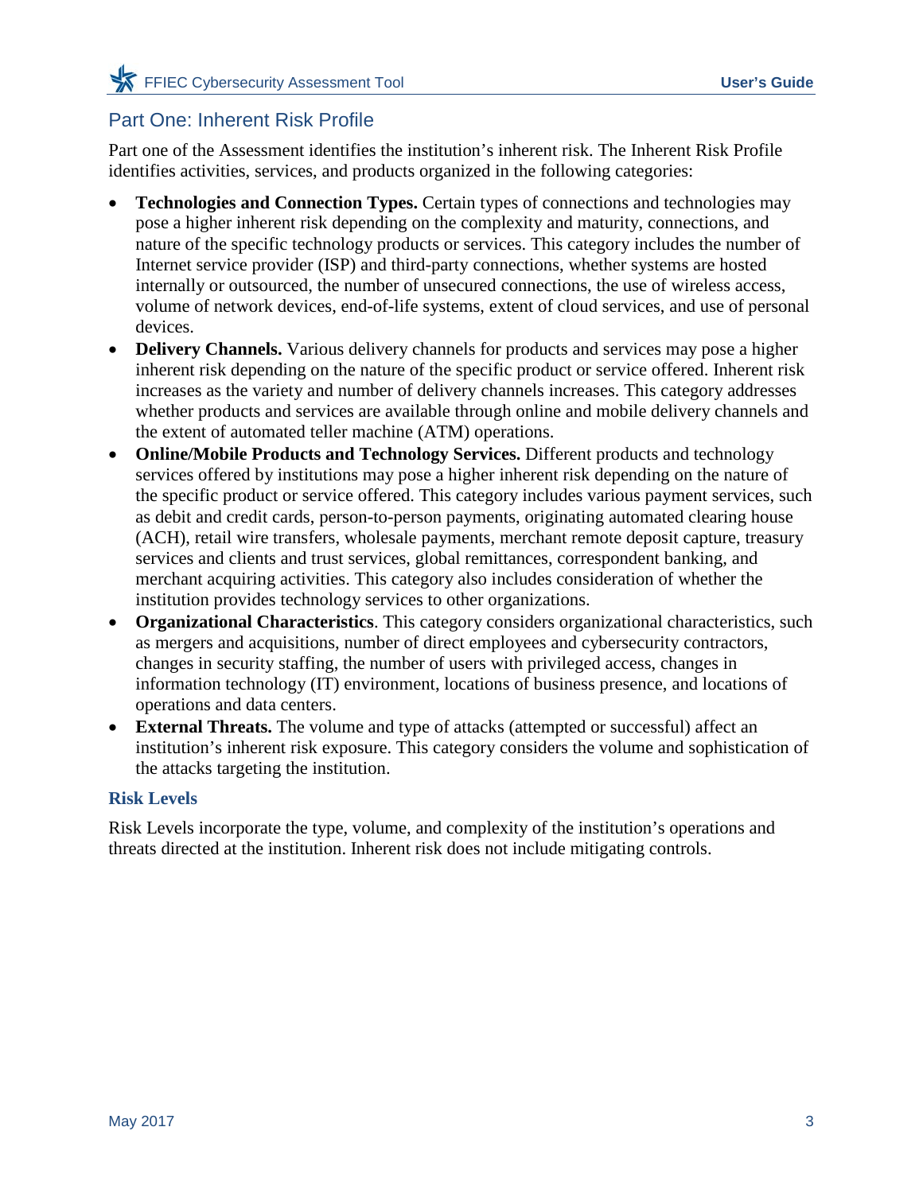## Part One: Inherent Risk Profile

Part one of the Assessment identifies the institution's inherent risk. The Inherent Risk Profile identifies activities, services, and products organized in the following categories:

- **Technologies and Connection Types.** Certain types of connections and technologies may pose a higher inherent risk depending on the complexity and maturity, connections, and nature of the specific technology products or services. This category includes the number of Internet service provider (ISP) and third-party connections, whether systems are hosted internally or outsourced, the number of unsecured connections, the use of wireless access, volume of network devices, end-of-life systems, extent of cloud services, and use of personal devices.
- **Delivery Channels.** Various delivery channels for products and services may pose a higher inherent risk depending on the nature of the specific product or service offered. Inherent risk increases as the variety and number of delivery channels increases. This category addresses whether products and services are available through online and mobile delivery channels and the extent of automated teller machine (ATM) operations.
- **Online/Mobile Products and Technology Services.** Different products and technology services offered by institutions may pose a higher inherent risk depending on the nature of the specific product or service offered. This category includes various payment services, such as debit and credit cards, person-to-person payments, originating automated clearing house (ACH), retail wire transfers, wholesale payments, merchant remote deposit capture, treasury services and clients and trust services, global remittances, correspondent banking, and merchant acquiring activities. This category also includes consideration of whether the institution provides technology services to other organizations.
- **Organizational Characteristics**. This category considers organizational characteristics, such as mergers and acquisitions, number of direct employees and cybersecurity contractors, changes in security staffing, the number of users with privileged access, changes in information technology (IT) environment, locations of business presence, and locations of operations and data centers.
- **External Threats.** The volume and type of attacks (attempted or successful) affect an institution's inherent risk exposure. This category considers the volume and sophistication of the attacks targeting the institution.

### Risk Levels

Risk Levels incorporate the type, volume, and complexity of the institution's operations and threats directed at the institution. Inherent risk does not include mitigating controls.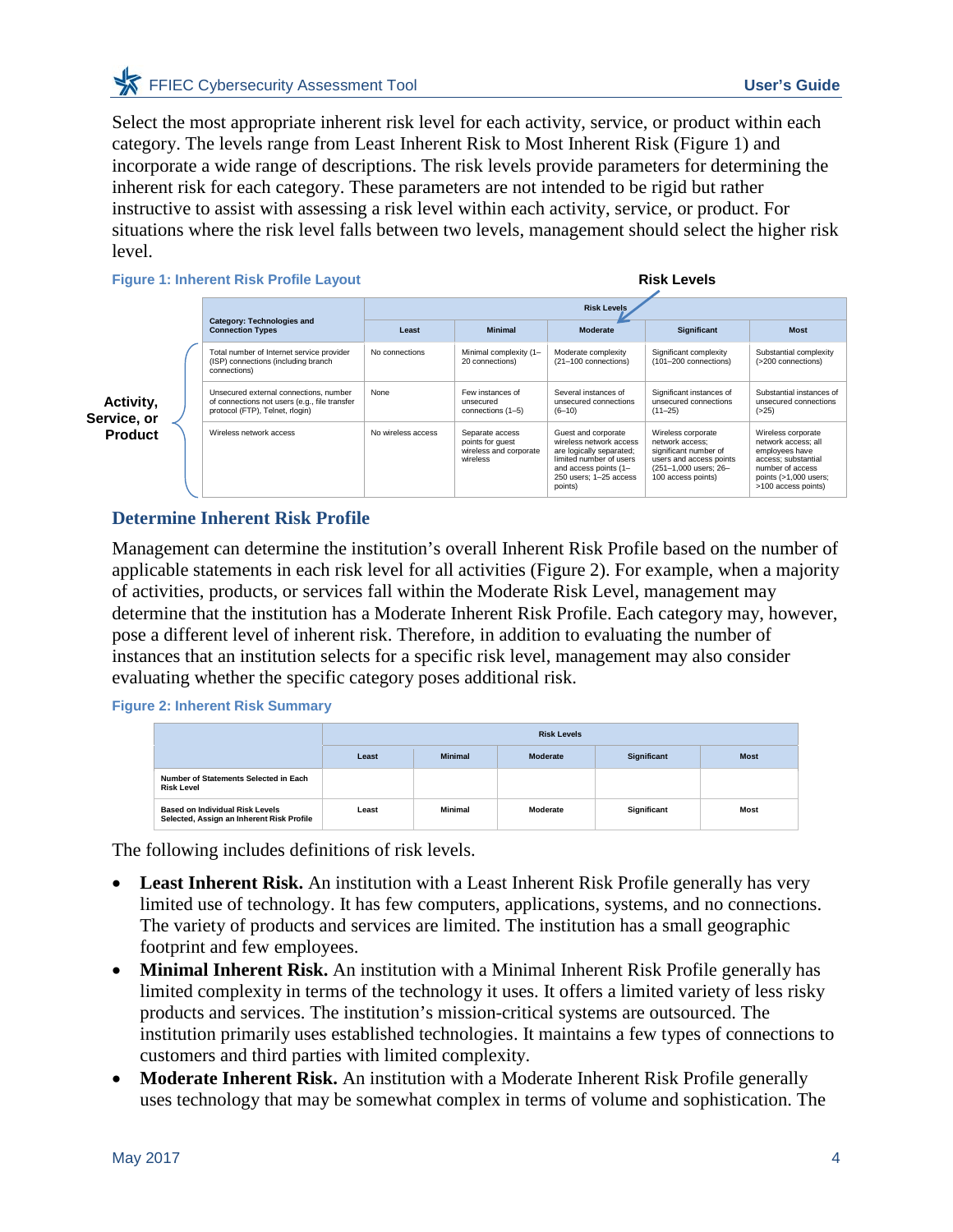Select the most appropriate inherent risk level for each activity, service, or product within each category. The levels range from Least Inherent Risk to Most Inherent Risk (Figure 1) and incorporate a wide range of descriptions. The risk levels provide parameters for determining the inherent risk for each category. These parameters are not intended to be rigid but rather instructive to assist with assessing a risk level within each activity, service, or product. For situations where the risk level falls between two levels, management should select the higher risk level.

**Figure 1: Inherent Risk Profile Layout**

| Category: Technologies and Connection Types | Risk Levels | | | | |
|---|---|---|---|---|---|
| | Least | Minimal | Moderate | Significant | Most |
| Total number of Internet service provider (ISP) connections (including branch connections) | No connections | Minimal complexity (1–20 connections) | Moderate complexity (21–100 connections) | Significant complexity (101–200 connections) | Substantial complexity (>200 connections) |
| Unsecured external connections, number of connections not users (e.g., file transfer protocol (FTP), Telnet, rlogin) | None | Few instances of unsecured connections (1–5) | Several instances of unsecured connections (6–10) | Significant instances of unsecured connections (11–25) | Substantial instances of unsecured connections (>25) |
| Wireless network access | No wireless access | Separate access points for guest wireless and corporate wireless | Guest and corporate wireless network access are logically separated; limited number of users and access points (1–250 users; 1–25 access points) | Wireless corporate network access; significant number of users and access points (251–1,000 users; 26–100 access points) | Wireless corporate network access; all employees have access; substantial number of access points (>1,000 users; >100 access points) |

(Rows labeled: Activity, Service, or Product; header labeled: Risk Levels)

## Determine Inherent Risk Profile

Management can determine the institution's overall Inherent Risk Profile based on the number of applicable statements in each risk level for all activities (Figure 2). For example, when a majority of activities, products, or services fall within the Moderate Risk Level, management may determine that the institution has a Moderate Inherent Risk Profile. Each category may, however, pose a different level of inherent risk. Therefore, in addition to evaluating the number of instances that an institution selects for a specific risk level, management may also consider evaluating whether the specific category poses additional risk.

**Figure 2: Inherent Risk Summary**

| | Risk Levels | | | | |
|---|---|---|---|---|---|
| | Least | Minimal | Moderate | Significant | Most |
| Number of Statements Selected in Each Risk Level | | | | | |
| Based on Individual Risk Levels Selected, Assign an Inherent Risk Profile | Least | Minimal | Moderate | Significant | Most |

The following includes definitions of risk levels.

- **Least Inherent Risk.** An institution with a Least Inherent Risk Profile generally has very limited use of technology. It has few computers, applications, systems, and no connections. The variety of products and services are limited. The institution has a small geographic footprint and few employees.
- **Minimal Inherent Risk.** An institution with a Minimal Inherent Risk Profile generally has limited complexity in terms of the technology it uses. It offers a limited variety of less risky products and services. The institution's mission-critical systems are outsourced. The institution primarily uses established technologies. It maintains a few types of connections to customers and third parties with limited complexity.
- **Moderate Inherent Risk.** An institution with a Moderate Inherent Risk Profile generally uses technology that may be somewhat complex in terms of volume and sophistication. The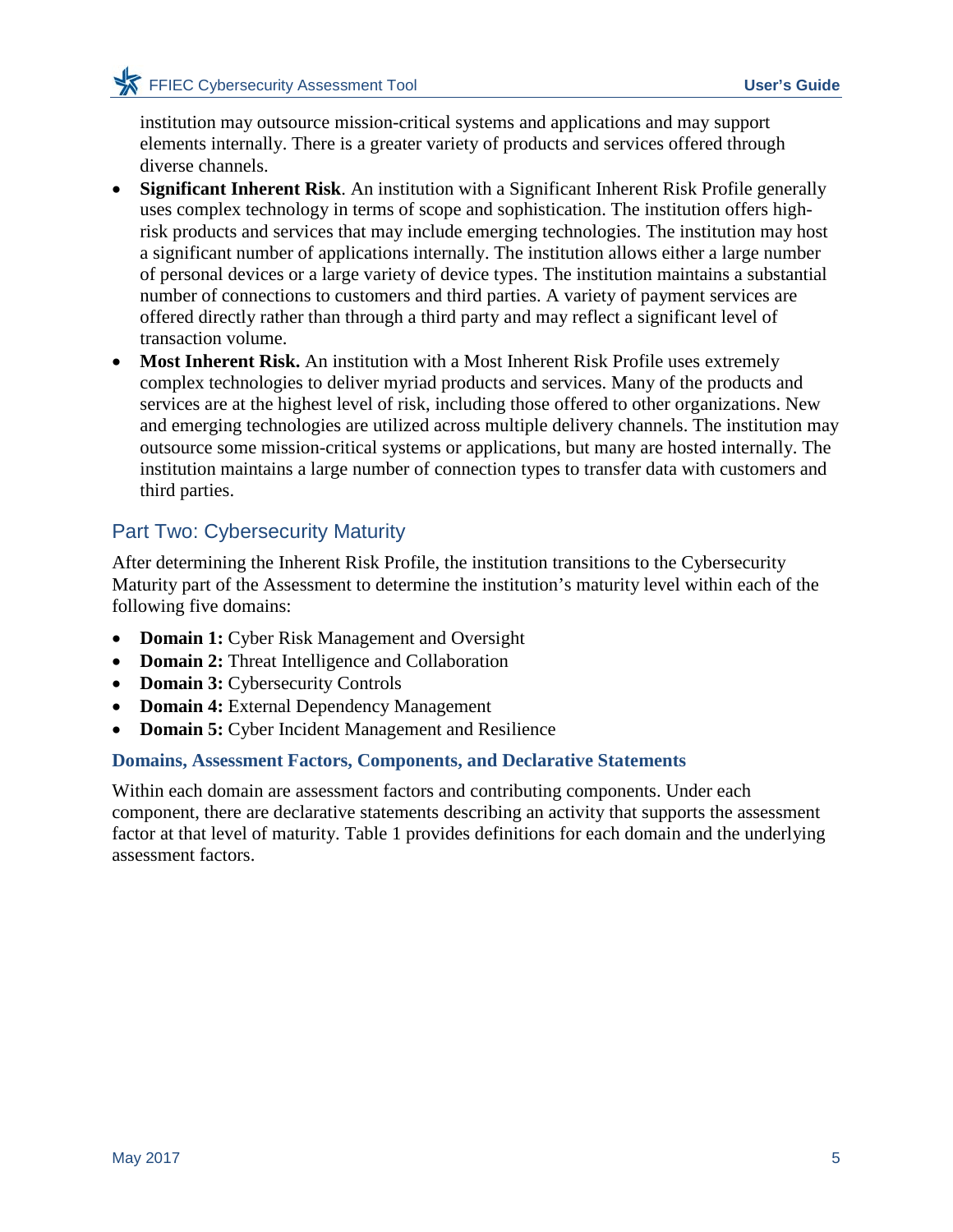institution may outsource mission-critical systems and applications and may support elements internally. There is a greater variety of products and services offered through diverse channels.

- **Significant Inherent Risk**. An institution with a Significant Inherent Risk Profile generally uses complex technology in terms of scope and sophistication. The institution offers high-risk products and services that may include emerging technologies. The institution may host a significant number of applications internally. The institution allows either a large number of personal devices or a large variety of device types. The institution maintains a substantial number of connections to customers and third parties. A variety of payment services are offered directly rather than through a third party and may reflect a significant level of transaction volume.
- **Most Inherent Risk.** An institution with a Most Inherent Risk Profile uses extremely complex technologies to deliver myriad products and services. Many of the products and services are at the highest level of risk, including those offered to other organizations. New and emerging technologies are utilized across multiple delivery channels. The institution may outsource some mission-critical systems or applications, but many are hosted internally. The institution maintains a large number of connection types to transfer data with customers and third parties.

## Part Two: Cybersecurity Maturity

After determining the Inherent Risk Profile, the institution transitions to the Cybersecurity Maturity part of the Assessment to determine the institution's maturity level within each of the following five domains:

- **Domain 1:** Cyber Risk Management and Oversight
- **Domain 2:** Threat Intelligence and Collaboration
- **Domain 3:** Cybersecurity Controls
- **Domain 4:** External Dependency Management
- **Domain 5:** Cyber Incident Management and Resilience

### Domains, Assessment Factors, Components, and Declarative Statements

Within each domain are assessment factors and contributing components. Under each component, there are declarative statements describing an activity that supports the assessment factor at that level of maturity. Table 1 provides definitions for each domain and the underlying assessment factors.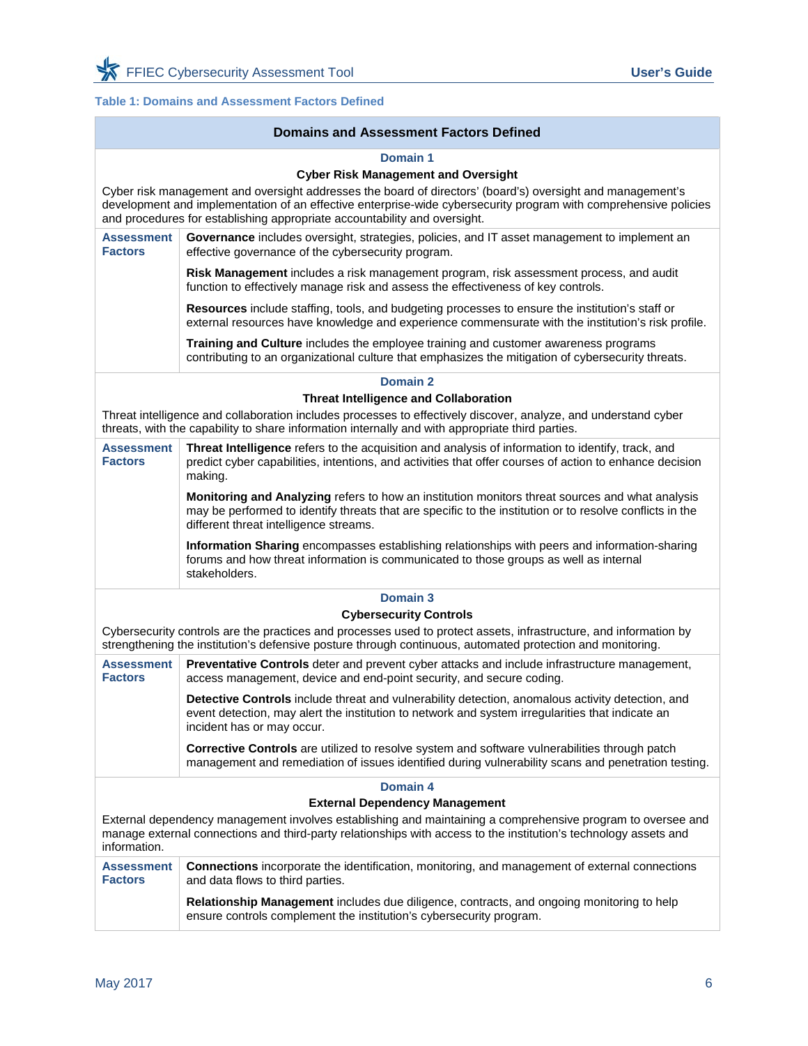**Table 1: Domains and Assessment Factors Defined**

| Domains and Assessment Factors Defined | |
|---|---|
| **Domain 1**<br>**Cyber Risk Management and Oversight**<br>Cyber risk management and oversight addresses the board of directors' (board's) oversight and management's development and implementation of an effective enterprise-wide cybersecurity program with comprehensive policies and procedures for establishing appropriate accountability and oversight. | |
| **Assessment Factors** | **Governance** includes oversight, strategies, policies, and IT asset management to implement an effective governance of the cybersecurity program.<br><br>**Risk Management** includes a risk management program, risk assessment process, and audit function to effectively manage risk and assess the effectiveness of key controls.<br><br>**Resources** include staffing, tools, and budgeting processes to ensure the institution's staff or external resources have knowledge and experience commensurate with the institution's risk profile.<br><br>**Training and Culture** includes the employee training and customer awareness programs contributing to an organizational culture that emphasizes the mitigation of cybersecurity threats. |
| **Domain 2**<br>**Threat Intelligence and Collaboration**<br>Threat intelligence and collaboration includes processes to effectively discover, analyze, and understand cyber threats, with the capability to share information internally and with appropriate third parties. | |
| **Assessment Factors** | **Threat Intelligence** refers to the acquisition and analysis of information to identify, track, and predict cyber capabilities, intentions, and activities that offer courses of action to enhance decision making.<br><br>**Monitoring and Analyzing** refers to how an institution monitors threat sources and what analysis may be performed to identify threats that are specific to the institution or to resolve conflicts in the different threat intelligence streams.<br><br>**Information Sharing** encompasses establishing relationships with peers and information-sharing forums and how threat information is communicated to those groups as well as internal stakeholders. |
| **Domain 3**<br>**Cybersecurity Controls**<br>Cybersecurity controls are the practices and processes used to protect assets, infrastructure, and information by strengthening the institution's defensive posture through continuous, automated protection and monitoring. | |
| **Assessment Factors** | **Preventative Controls** deter and prevent cyber attacks and include infrastructure management, access management, device and end-point security, and secure coding.<br><br>**Detective Controls** include threat and vulnerability detection, anomalous activity detection, and event detection, may alert the institution to network and system irregularities that indicate an incident has or may occur.<br><br>**Corrective Controls** are utilized to resolve system and software vulnerabilities through patch management and remediation of issues identified during vulnerability scans and penetration testing. |
| **Domain 4**<br>**External Dependency Management**<br>External dependency management involves establishing and maintaining a comprehensive program to oversee and manage external connections and third-party relationships with access to the institution's technology assets and information. | |
| **Assessment Factors** | **Connections** incorporate the identification, monitoring, and management of external connections and data flows to third parties.<br><br>**Relationship Management** includes due diligence, contracts, and ongoing monitoring to help ensure controls complement the institution's cybersecurity program. |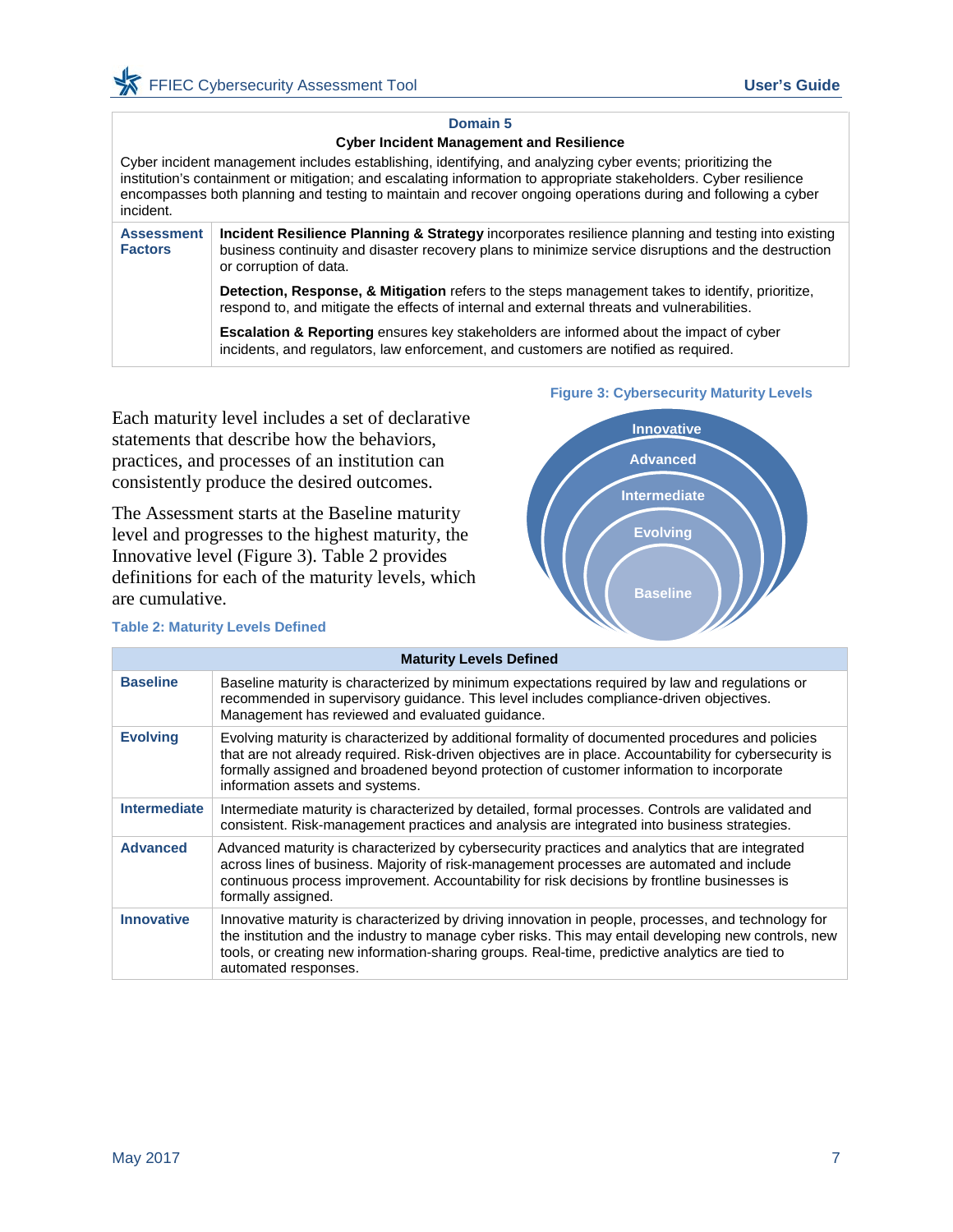| Domain 5 | |
|---|---|
| **Cyber Incident Management and Resilience** | |
| Cyber incident management includes establishing, identifying, and analyzing cyber events; prioritizing the institution's containment or mitigation; and escalating information to appropriate stakeholders. Cyber resilience encompasses both planning and testing to maintain and recover ongoing operations during and following a cyber incident. | |
| **Assessment Factors** | **Incident Resilience Planning & Strategy** incorporates resilience planning and testing into existing business continuity and disaster recovery plans to minimize service disruptions and the destruction or corruption of data. |
| | **Detection, Response, & Mitigation** refers to the steps management takes to identify, prioritize, respond to, and mitigate the effects of internal and external threats and vulnerabilities. |
| | **Escalation & Reporting** ensures key stakeholders are informed about the impact of cyber incidents, and regulators, law enforcement, and customers are notified as required. |

Each maturity level includes a set of declarative statements that describe how the behaviors, practices, and processes of an institution can consistently produce the desired outcomes.

The Assessment starts at the Baseline maturity level and progresses to the highest maturity, the Innovative level (Figure 3). Table 2 provides definitions for each of the maturity levels, which are cumulative.

**Figure 3: Cybersecurity Maturity Levels**

Innovative, Advanced, Intermediate, Evolving, Baseline

**Table 2: Maturity Levels Defined**

| Maturity Levels Defined | |
|---|---|
| **Baseline** | Baseline maturity is characterized by minimum expectations required by law and regulations or recommended in supervisory guidance. This level includes compliance-driven objectives. Management has reviewed and evaluated guidance. |
| **Evolving** | Evolving maturity is characterized by additional formality of documented procedures and policies that are not already required. Risk-driven objectives are in place. Accountability for cybersecurity is formally assigned and broadened beyond protection of customer information to incorporate information assets and systems. |
| **Intermediate** | Intermediate maturity is characterized by detailed, formal processes. Controls are validated and consistent. Risk-management practices and analysis are integrated into business strategies. |
| **Advanced** | Advanced maturity is characterized by cybersecurity practices and analytics that are integrated across lines of business. Majority of risk-management processes are automated and include continuous process improvement. Accountability for risk decisions by frontline businesses is formally assigned. |
| **Innovative** | Innovative maturity is characterized by driving innovation in people, processes, and technology for the institution and the industry to manage cyber risks. This may entail developing new controls, new tools, or creating new information-sharing groups. Real-time, predictive analytics are tied to automated responses. |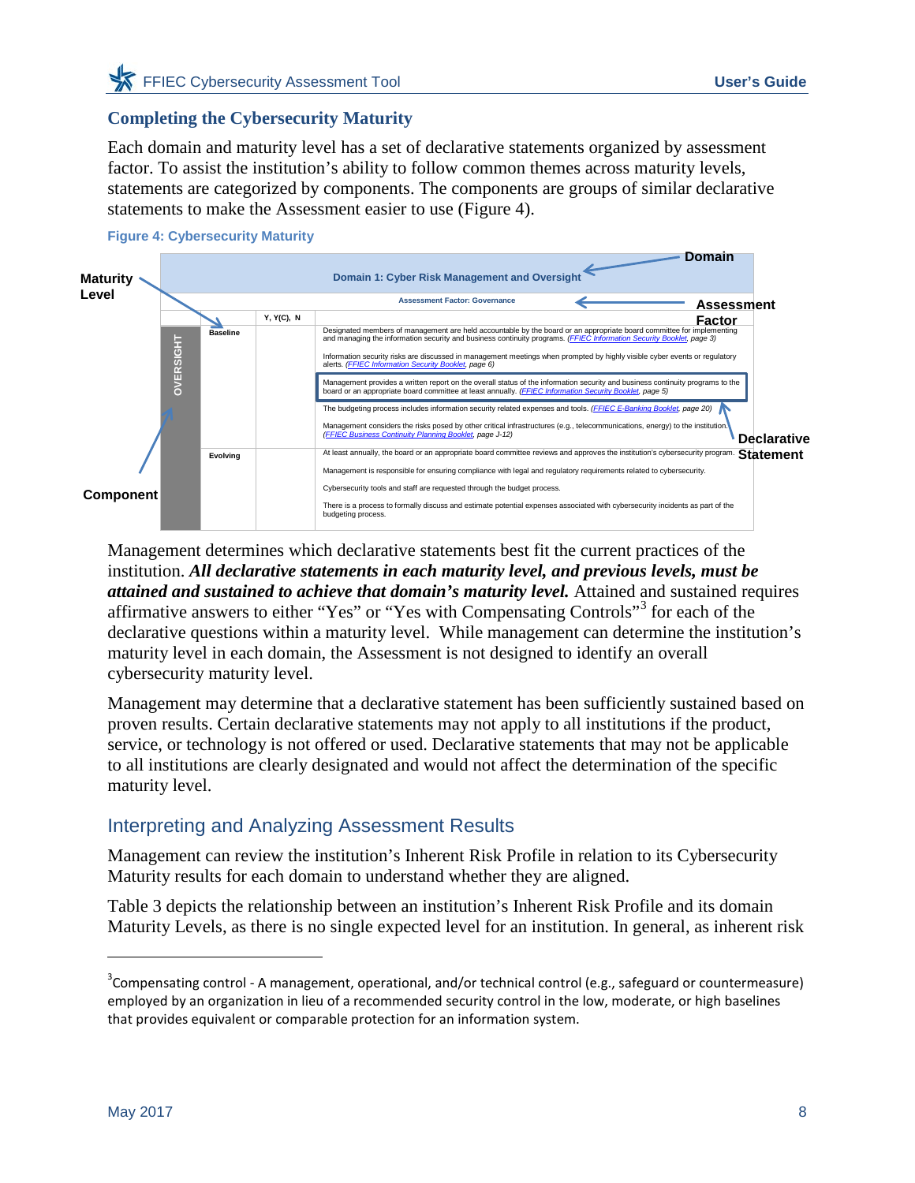## Completing the Cybersecurity Maturity

Each domain and maturity level has a set of declarative statements organized by assessment factor. To assist the institution's ability to follow common themes across maturity levels, statements are categorized by components. The components are groups of similar declarative statements to make the Assessment easier to use (Figure 4).

**Figure 4: Cybersecurity Maturity**

| Component | Maturity Level | Y, Y(C), N | Domain 1: Cyber Risk Management and Oversight — Assessment Factor: Governance |
|---|---|---|---|
| OVERSIGHT | Baseline | | Designated members of management are held accountable by the board or an appropriate board committee for implementing and managing the information security and business continuity programs. (*FFIEC Information Security Booklet*, page 3) |
| | | | Information security risks are discussed in management meetings when prompted by highly visible cyber events or regulatory alerts. (*FFIEC Information Security Booklet*, page 6) |
| | | | Management provides a written report on the overall status of the information security and business continuity programs to the board or an appropriate board committee at least annually. (*FFIEC Information Security Booklet*, page 5) |
| | | | The budgeting process includes information security related expenses and tools. (*FFIEC E-Banking Booklet*, page 20) |
| | | | Management considers the risks posed by other critical infrastructures (e.g., telecommunications, energy) to the institution. (*FFIEC Business Continuity Planning Booklet*, page J-12) |
| | Evolving | | At least annually, the board or an appropriate board committee reviews and approves the institution's cybersecurity program. |
| | | | Management is responsible for ensuring compliance with legal and regulatory requirements related to cybersecurity. |
| | | | Cybersecurity tools and staff are requested through the budget process. |
| | | | There is a process to formally discuss and estimate potential expenses associated with cybersecurity incidents as part of the budgeting process. |

Labels: Domain; Assessment Factor; Maturity Level; Component; Declarative Statement

Management determines which declarative statements best fit the current practices of the institution. ***All declarative statements in each maturity level, and previous levels, must be attained and sustained to achieve that domain's maturity level.*** Attained and sustained requires affirmative answers to either "Yes" or "Yes with Compensating Controls"[3] for each of the declarative questions within a maturity level. While management can determine the institution's maturity level in each domain, the Assessment is not designed to identify an overall cybersecurity maturity level.

Management may determine that a declarative statement has been sufficiently sustained based on proven results. Certain declarative statements may not apply to all institutions if the product, service, or technology is not offered or used. Declarative statements that may not be applicable to all institutions are clearly designated and would not affect the determination of the specific maturity level.

## Interpreting and Analyzing Assessment Results

Management can review the institution's Inherent Risk Profile in relation to its Cybersecurity Maturity results for each domain to understand whether they are aligned.

Table 3 depicts the relationship between an institution's Inherent Risk Profile and its domain Maturity Levels, as there is no single expected level for an institution. In general, as inherent risk

[3] Compensating control - A management, operational, and/or technical control (e.g., safeguard or countermeasure) employed by an organization in lieu of a recommended security control in the low, moderate, or high baselines that provides equivalent or comparable protection for an information system.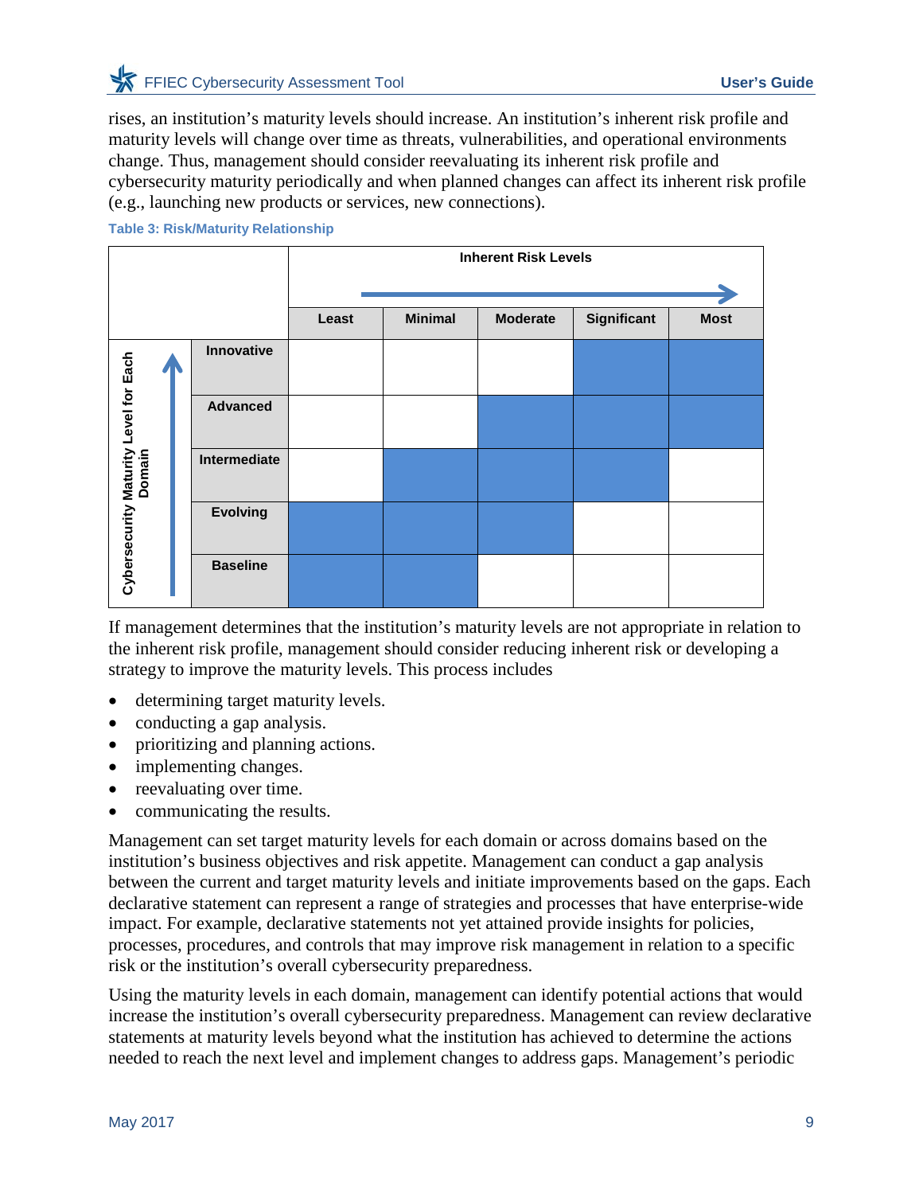rises, an institution's maturity levels should increase. An institution's inherent risk profile and maturity levels will change over time as threats, vulnerabilities, and operational environments change. Thus, management should consider reevaluating its inherent risk profile and cybersecurity maturity periodically and when planned changes can affect its inherent risk profile (e.g., launching new products or services, new connections).

**Table 3: Risk/Maturity Relationship**

| Cybersecurity Maturity Level for Each Domain | Inherent Risk Levels | | | | |
|---|---|---|---|---|---|
| | **Least** | **Minimal** | **Moderate** | **Significant** | **Most** |
| **Innovative** | | | | ■ | ■ |
| **Advanced** | | | ■ | ■ | ■ |
| **Intermediate** | | ■ | ■ | ■ | |
| **Evolving** | ■ | ■ | ■ | | |
| **Baseline** | ■ | ■ | | | |

If management determines that the institution's maturity levels are not appropriate in relation to the inherent risk profile, management should consider reducing inherent risk or developing a strategy to improve the maturity levels. This process includes

- determining target maturity levels.
- conducting a gap analysis.
- prioritizing and planning actions.
- implementing changes.
- reevaluating over time.
- communicating the results.

Management can set target maturity levels for each domain or across domains based on the institution's business objectives and risk appetite. Management can conduct a gap analysis between the current and target maturity levels and initiate improvements based on the gaps. Each declarative statement can represent a range of strategies and processes that have enterprise-wide impact. For example, declarative statements not yet attained provide insights for policies, processes, procedures, and controls that may improve risk management in relation to a specific risk or the institution's overall cybersecurity preparedness.

Using the maturity levels in each domain, management can identify potential actions that would increase the institution's overall cybersecurity preparedness. Management can review declarative statements at maturity levels beyond what the institution has achieved to determine the actions needed to reach the next level and implement changes to address gaps. Management's periodic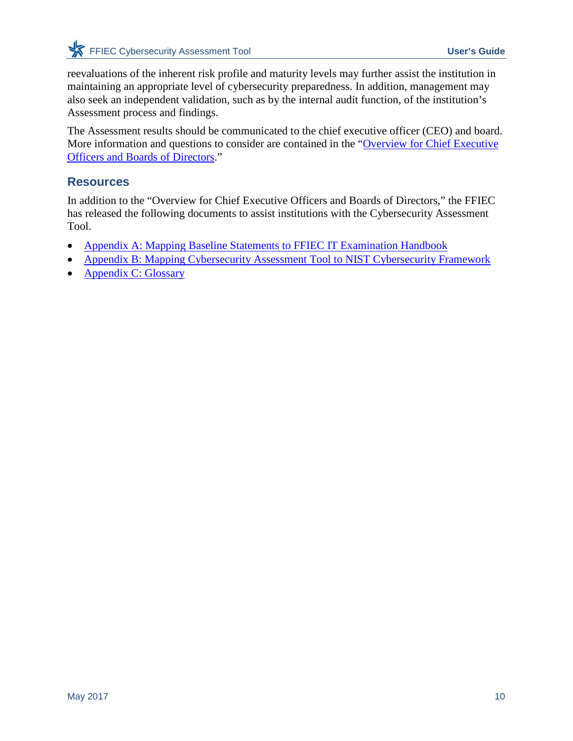reevaluations of the inherent risk profile and maturity levels may further assist the institution in maintaining an appropriate level of cybersecurity preparedness. In addition, management may also seek an independent validation, such as by the internal audit function, of the institution's Assessment process and findings.

The Assessment results should be communicated to the chief executive officer (CEO) and board. More information and questions to consider are contained in the "Overview for Chief Executive Officers and Boards of Directors."

## Resources

In addition to the "Overview for Chief Executive Officers and Boards of Directors," the FFIEC has released the following documents to assist institutions with the Cybersecurity Assessment Tool.

- Appendix A: Mapping Baseline Statements to FFIEC IT Examination Handbook
- Appendix B: Mapping Cybersecurity Assessment Tool to NIST Cybersecurity Framework
- Appendix C: Glossary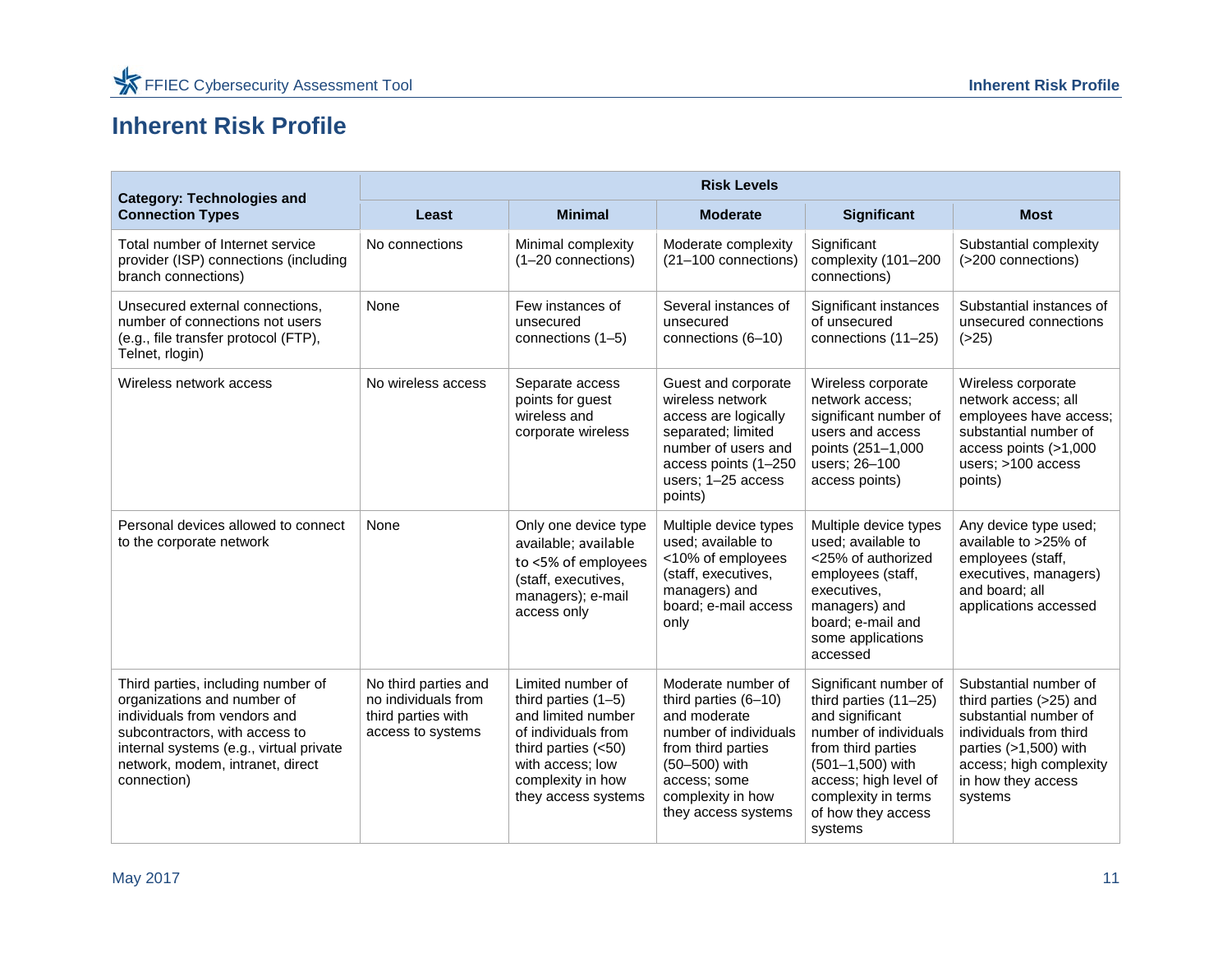# Inherent Risk Profile

| Category: Technologies and Connection Types | Risk Levels | | | | |
|---|---|---|---|---|---|
| | Least | Minimal | Moderate | Significant | Most |
| Total number of Internet service provider (ISP) connections (including branch connections) | No connections | Minimal complexity (1–20 connections) | Moderate complexity (21–100 connections) | Significant complexity (101–200 connections) | Substantial complexity (>200 connections) |
| Unsecured external connections, number of connections not users (e.g., file transfer protocol (FTP), Telnet, rlogin) | None | Few instances of unsecured connections (1–5) | Several instances of unsecured connections (6–10) | Significant instances of unsecured connections (11–25) | Substantial instances of unsecured connections (>25) |
| Wireless network access | No wireless access | Separate access points for guest wireless and corporate wireless | Guest and corporate wireless network access are logically separated; limited number of users and access points (1–250 users; 1–25 access points) | Wireless corporate network access; significant number of users and access points (251–1,000 users; 26–100 access points) | Wireless corporate network access; all employees have access; substantial number of access points (>1,000 users; >100 access points) |
| Personal devices allowed to connect to the corporate network | None | Only one device type available; available to <5% of employees (staff, executives, managers); e-mail access only | Multiple device types used; available to <10% of employees (staff, executives, managers) and board; e-mail access only | Multiple device types used; available to <25% of authorized employees (staff, executives, managers) and board; e-mail and some applications accessed | Any device type used; available to >25% of employees (staff, executives, managers) and board; all applications accessed |
| Third parties, including number of organizations and number of individuals from vendors and subcontractors, with access to internal systems (e.g., virtual private network, modem, intranet, direct connection) | No third parties and no individuals from third parties with access to systems | Limited number of third parties (1–5) and limited number of individuals from third parties (<50) with access; low complexity in how they access systems | Moderate number of third parties (6–10) and moderate number of individuals from third parties (50–500) with access; some complexity in how they access systems | Significant number of third parties (11–25) and significant number of individuals from third parties (501–1,500) with access; high level of complexity in terms of how they access systems | Substantial number of third parties (>25) and substantial number of individuals from third parties (>1,500) with access; high complexity in how they access systems |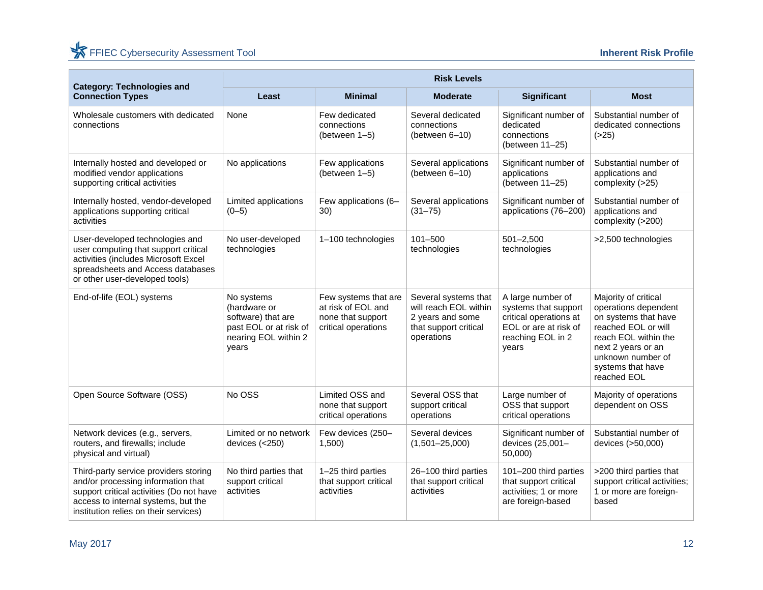| Category: Technologies and Connection Types | Risk Levels | | | | |
|---|---|---|---|---|---|
| | Least | Minimal | Moderate | Significant | Most |
| Wholesale customers with dedicated connections | None | Few dedicated connections (between 1–5) | Several dedicated connections (between 6–10) | Significant number of dedicated connections (between 11–25) | Substantial number of dedicated connections (>25) |
| Internally hosted and developed or modified vendor applications supporting critical activities | No applications | Few applications (between 1–5) | Several applications (between 6–10) | Significant number of applications (between 11–25) | Substantial number of applications and complexity (>25) |
| Internally hosted, vendor-developed applications supporting critical activities | Limited applications (0–5) | Few applications (6–30) | Several applications (31–75) | Significant number of applications (76–200) | Substantial number of applications and complexity (>200) |
| User-developed technologies and user computing that support critical activities (includes Microsoft Excel spreadsheets and Access databases or other user-developed tools) | No user-developed technologies | 1–100 technologies | 101–500 technologies | 501–2,500 technologies | >2,500 technologies |
| End-of-life (EOL) systems | No systems (hardware or software) that are past EOL or at risk of nearing EOL within 2 years | Few systems that are at risk of EOL and none that support critical operations | Several systems that will reach EOL within 2 years and some that support critical operations | A large number of systems that support critical operations at EOL or are at risk of reaching EOL in 2 years | Majority of critical operations dependent on systems that have reached EOL or will reach EOL within the next 2 years or an unknown number of systems that have reached EOL |
| Open Source Software (OSS) | No OSS | Limited OSS and none that support critical operations | Several OSS that support critical operations | Large number of OSS that support critical operations | Majority of operations dependent on OSS |
| Network devices (e.g., servers, routers, and firewalls; include physical and virtual) | Limited or no network devices (<250) | Few devices (250–1,500) | Several devices (1,501–25,000) | Significant number of devices (25,001–50,000) | Substantial number of devices (>50,000) |
| Third-party service providers storing and/or processing information that support critical activities (Do not have access to internal systems, but the institution relies on their services) | No third parties that support critical activities | 1–25 third parties that support critical activities | 26–100 third parties that support critical activities | 101–200 third parties that support critical activities; 1 or more are foreign-based | >200 third parties that support critical activities; 1 or more are foreign-based |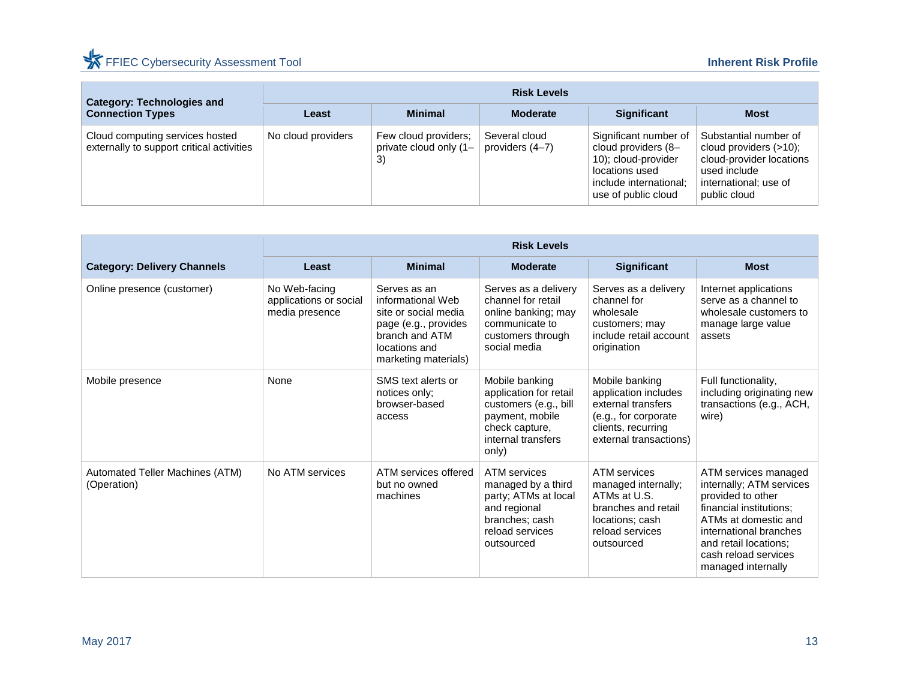| Category: Technologies and Connection Types | Risk Levels | | | | |
|---|---|---|---|---|---|
| | Least | Minimal | Moderate | Significant | Most |
| Cloud computing services hosted externally to support critical activities | No cloud providers | Few cloud providers; private cloud only (1–3) | Several cloud providers (4–7) | Significant number of cloud providers (8–10); cloud-provider locations used include international; use of public cloud | Substantial number of cloud providers (>10); cloud-provider locations used include international; use of public cloud |

| Category: Delivery Channels | Risk Levels | | | | |
|---|---|---|---|---|---|
| | Least | Minimal | Moderate | Significant | Most |
| Online presence (customer) | No Web-facing applications or social media presence | Serves as an informational Web site or social media page (e.g., provides branch and ATM locations and marketing materials) | Serves as a delivery channel for retail online banking; may communicate to customers through social media | Serves as a delivery channel for wholesale customers; may include retail account origination | Internet applications serve as a channel to wholesale customers to manage large value assets |
| Mobile presence | None | SMS text alerts or notices only; browser-based access | Mobile banking application for retail customers (e.g., bill payment, mobile check capture, internal transfers only) | Mobile banking application includes external transfers (e.g., for corporate clients, recurring external transactions) | Full functionality, including originating new transactions (e.g., ACH, wire) |
| Automated Teller Machines (ATM) (Operation) | No ATM services | ATM services offered but no owned machines | ATM services managed by a third party; ATMs at local and regional branches; cash reload services outsourced | ATM services managed internally; ATMs at U.S. branches and retail locations; cash reload services outsourced | ATM services managed internally; ATM services provided to other financial institutions; ATMs at domestic and international branches and retail locations; cash reload services managed internally |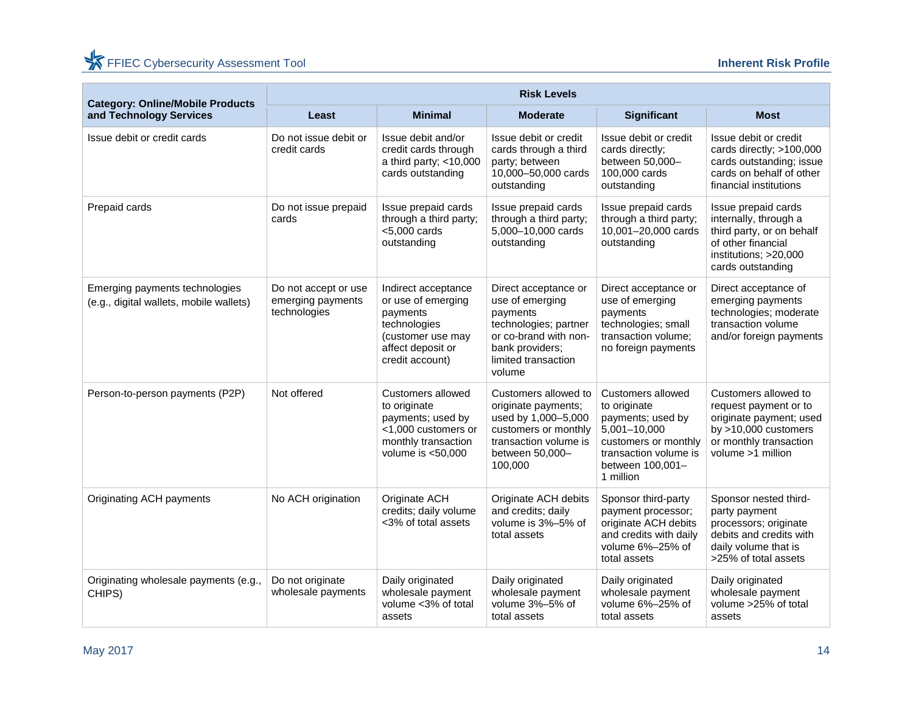| Category: Online/Mobile Products and Technology Services | Risk Levels | | | | |
|---|---|---|---|---|---|
| | **Least** | **Minimal** | **Moderate** | **Significant** | **Most** |
| Issue debit or credit cards | Do not issue debit or credit cards | Issue debit and/or credit cards through a third party; <10,000 cards outstanding | Issue debit or credit cards through a third party; between 10,000–50,000 cards outstanding | Issue debit or credit cards directly; between 50,000–100,000 cards outstanding | Issue debit or credit cards directly; >100,000 cards outstanding; issue cards on behalf of other financial institutions |
| Prepaid cards | Do not issue prepaid cards | Issue prepaid cards through a third party; <5,000 cards outstanding | Issue prepaid cards through a third party; 5,000–10,000 cards outstanding | Issue prepaid cards through a third party; 10,001–20,000 cards outstanding | Issue prepaid cards internally, through a third party, or on behalf of other financial institutions; >20,000 cards outstanding |
| Emerging payments technologies (e.g., digital wallets, mobile wallets) | Do not accept or use emerging payments technologies | Indirect acceptance or use of emerging payments technologies (customer use may affect deposit or credit account) | Direct acceptance or use of emerging payments technologies; partner or co-brand with non-bank providers; limited transaction volume | Direct acceptance or use of emerging payments technologies; small transaction volume; no foreign payments | Direct acceptance of emerging payments technologies; moderate transaction volume and/or foreign payments |
| Person-to-person payments (P2P) | Not offered | Customers allowed to originate payments; used by <1,000 customers or monthly transaction volume is <50,000 | Customers allowed to originate payments; used by 1,000–5,000 customers or monthly transaction volume is between 50,000–100,000 | Customers allowed to originate payments; used by 5,001–10,000 customers or monthly transaction volume is between 100,001–1 million | Customers allowed to request payment or to originate payment; used by >10,000 customers or monthly transaction volume >1 million |
| Originating ACH payments | No ACH origination | Originate ACH credits; daily volume <3% of total assets | Originate ACH debits and credits; daily volume is 3%–5% of total assets | Sponsor third-party payment processor; originate ACH debits and credits with daily volume 6%–25% of total assets | Sponsor nested third-party payment processors; originate debits and credits with daily volume that is >25% of total assets |
| Originating wholesale payments (e.g., CHIPS) | Do not originate wholesale payments | Daily originated wholesale payment volume <3% of total assets | Daily originated wholesale payment volume 3%–5% of total assets | Daily originated wholesale payment volume 6%–25% of total assets | Daily originated wholesale payment volume >25% of total assets |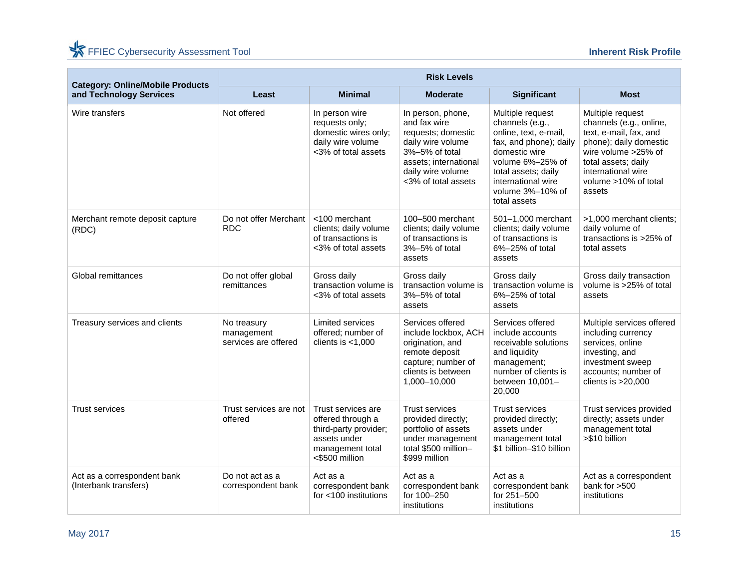| Category: Online/Mobile Products and Technology Services | Risk Levels | | | | |
|---|---|---|---|---|---|
| | Least | Minimal | Moderate | Significant | Most |
| Wire transfers | Not offered | In person wire requests only; domestic wires only; daily wire volume <3% of total assets | In person, phone, and fax wire requests; domestic daily wire volume 3%–5% of total assets; international daily wire volume <3% of total assets | Multiple request channels (e.g., online, text, e-mail, fax, and phone); daily domestic wire volume 6%–25% of total assets; daily international wire volume 3%–10% of total assets | Multiple request channels (e.g., online, text, e-mail, fax, and phone); daily domestic wire volume >25% of total assets; daily international wire volume >10% of total assets |
| Merchant remote deposit capture (RDC) | Do not offer Merchant RDC | <100 merchant clients; daily volume of transactions is <3% of total assets | 100–500 merchant clients; daily volume of transactions is 3%–5% of total assets | 501–1,000 merchant clients; daily volume of transactions is 6%–25% of total assets | >1,000 merchant clients; daily volume of transactions is >25% of total assets |
| Global remittances | Do not offer global remittances | Gross daily transaction volume is <3% of total assets | Gross daily transaction volume is 3%–5% of total assets | Gross daily transaction volume is 6%–25% of total assets | Gross daily transaction volume is >25% of total assets |
| Treasury services and clients | No treasury management services are offered | Limited services offered; number of clients is <1,000 | Services offered include lockbox, ACH origination, and remote deposit capture; number of clients is between 1,000–10,000 | Services offered include accounts receivable solutions and liquidity management; number of clients is between 10,001–20,000 | Multiple services offered including currency services, online investing, and investment sweep accounts; number of clients is >20,000 |
| Trust services | Trust services are not offered | Trust services are offered through a third-party provider; assets under management total <$500 million | Trust services provided directly; portfolio of assets under management total $500 million–$999 million | Trust services provided directly; assets under management total $1 billion–$10 billion | Trust services provided directly; assets under management total >$10 billion |
| Act as a correspondent bank (Interbank transfers) | Do not act as a correspondent bank | Act as a correspondent bank for <100 institutions | Act as a correspondent bank for 100–250 institutions | Act as a correspondent bank for 251–500 institutions | Act as a correspondent bank for >500 institutions |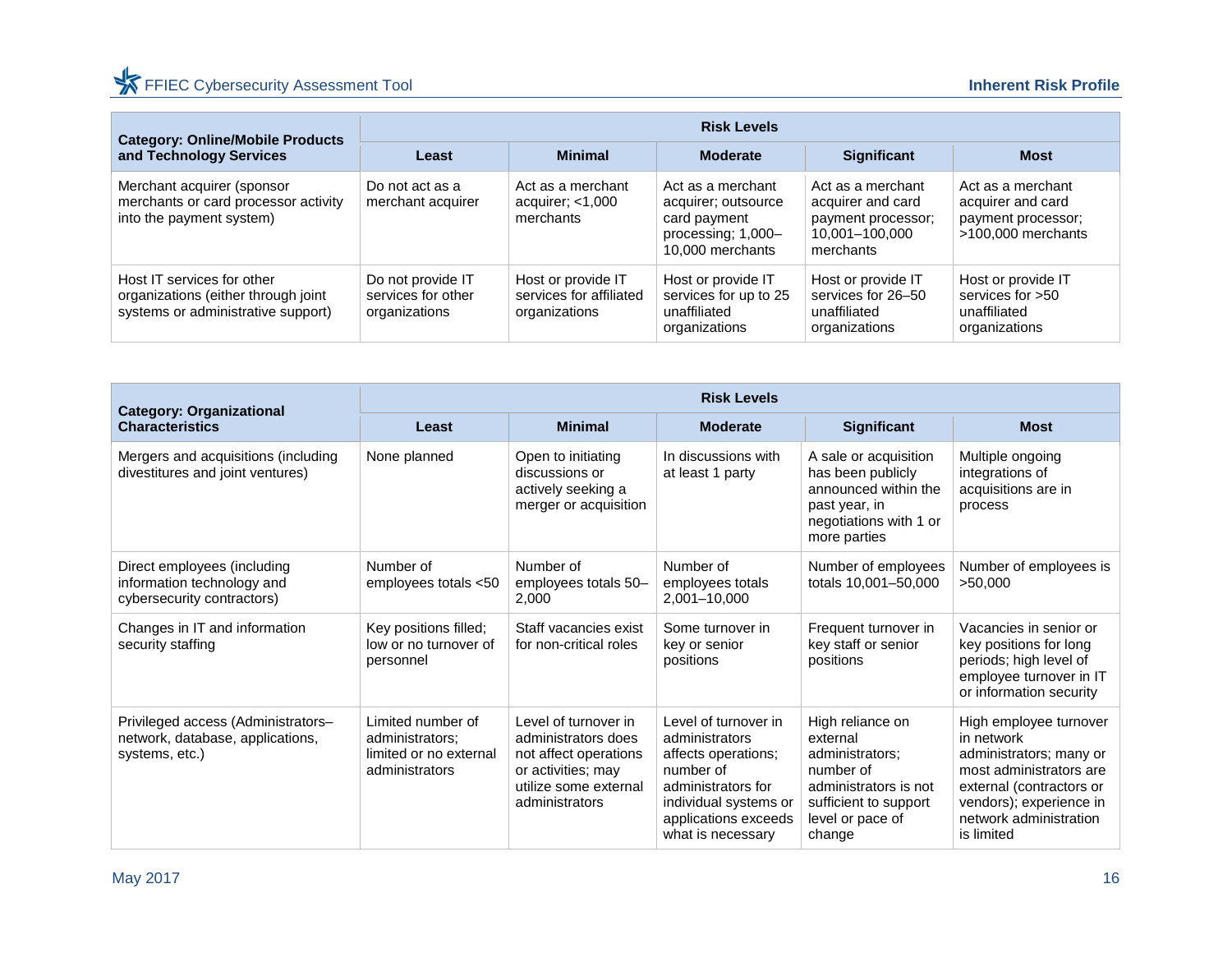| Category: Online/Mobile Products and Technology Services | Risk Levels | | | | |
|---|---|---|---|---|---|
| | **Least** | **Minimal** | **Moderate** | **Significant** | **Most** |
| Merchant acquirer (sponsor merchants or card processor activity into the payment system) | Do not act as a merchant acquirer | Act as a merchant acquirer; <1,000 merchants | Act as a merchant acquirer; outsource card payment processing; 1,000–10,000 merchants | Act as a merchant acquirer and card payment processor; 10,001–100,000 merchants | Act as a merchant acquirer and card payment processor; >100,000 merchants |
| Host IT services for other organizations (either through joint systems or administrative support) | Do not provide IT services for other organizations | Host or provide IT services for affiliated organizations | Host or provide IT services for up to 25 unaffiliated organizations | Host or provide IT services for 26–50 unaffiliated organizations | Host or provide IT services for >50 unaffiliated organizations |

| Category: Organizational Characteristics | Risk Levels | | | | |
|---|---|---|---|---|---|
| | **Least** | **Minimal** | **Moderate** | **Significant** | **Most** |
| Mergers and acquisitions (including divestitures and joint ventures) | None planned | Open to initiating discussions or actively seeking a merger or acquisition | In discussions with at least 1 party | A sale or acquisition has been publicly announced within the past year, in negotiations with 1 or more parties | Multiple ongoing integrations of acquisitions are in process |
| Direct employees (including information technology and cybersecurity contractors) | Number of employees totals <50 | Number of employees totals 50–2,000 | Number of employees totals 2,001–10,000 | Number of employees totals 10,001–50,000 | Number of employees is >50,000 |
| Changes in IT and information security staffing | Key positions filled; low or no turnover of personnel | Staff vacancies exist for non-critical roles | Some turnover in key or senior positions | Frequent turnover in key staff or senior positions | Vacancies in senior or key positions for long periods; high level of employee turnover in IT or information security |
| Privileged access (Administrators–network, database, applications, systems, etc.) | Limited number of administrators; limited or no external administrators | Level of turnover in administrators does not affect operations or activities; may utilize some external administrators | Level of turnover in administrators affects operations; number of administrators for individual systems or applications exceeds what is necessary | High reliance on external administrators; number of administrators is not sufficient to support level or pace of change | High employee turnover in network administrators; many or most administrators are external (contractors or vendors); experience in network administration is limited |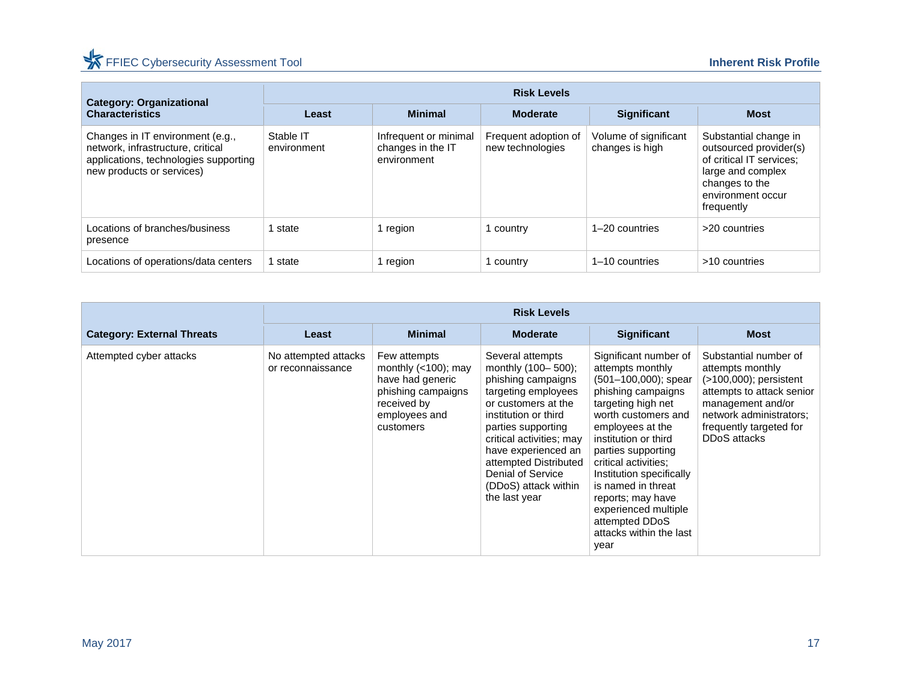| Category: Organizational Characteristics | Risk Levels | | | | |
|---|---|---|---|---|---|
| | **Least** | **Minimal** | **Moderate** | **Significant** | **Most** |
| Changes in IT environment (e.g., network, infrastructure, critical applications, technologies supporting new products or services) | Stable IT environment | Infrequent or minimal changes in the IT environment | Frequent adoption of new technologies | Volume of significant changes is high | Substantial change in outsourced provider(s) of critical IT services; large and complex changes to the environment occur frequently |
| Locations of branches/business presence | 1 state | 1 region | 1 country | 1–20 countries | >20 countries |
| Locations of operations/data centers | 1 state | 1 region | 1 country | 1–10 countries | >10 countries |

| Category: External Threats | Risk Levels | | | | |
|---|---|---|---|---|---|
| | **Least** | **Minimal** | **Moderate** | **Significant** | **Most** |
| Attempted cyber attacks | No attempted attacks or reconnaissance | Few attempts monthly (<100); may have had generic phishing campaigns received by employees and customers | Several attempts monthly (100– 500); phishing campaigns targeting employees or customers at the institution or third parties supporting critical activities; may have experienced an attempted Distributed Denial of Service (DDoS) attack within the last year | Significant number of attempts monthly (501–100,000); spear phishing campaigns targeting high net worth customers and employees at the institution or third parties supporting critical activities; Institution specifically is named in threat reports; may have experienced multiple attempted DDoS attacks within the last year | Substantial number of attempts monthly (>100,000); persistent attempts to attack senior management and/or network administrators; frequently targeted for DDoS attacks |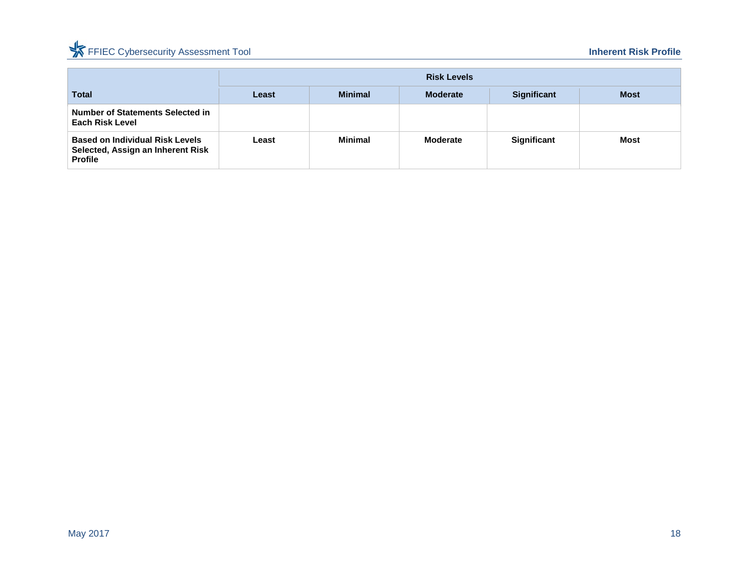| | Risk Levels | | | | |
|---|---|---|---|---|---|
| **Total** | **Least** | **Minimal** | **Moderate** | **Significant** | **Most** |
| **Number of Statements Selected in Each Risk Level** | | | | | |
| **Based on Individual Risk Levels Selected, Assign an Inherent Risk Profile** | **Least** | **Minimal** | **Moderate** | **Significant** | **Most** |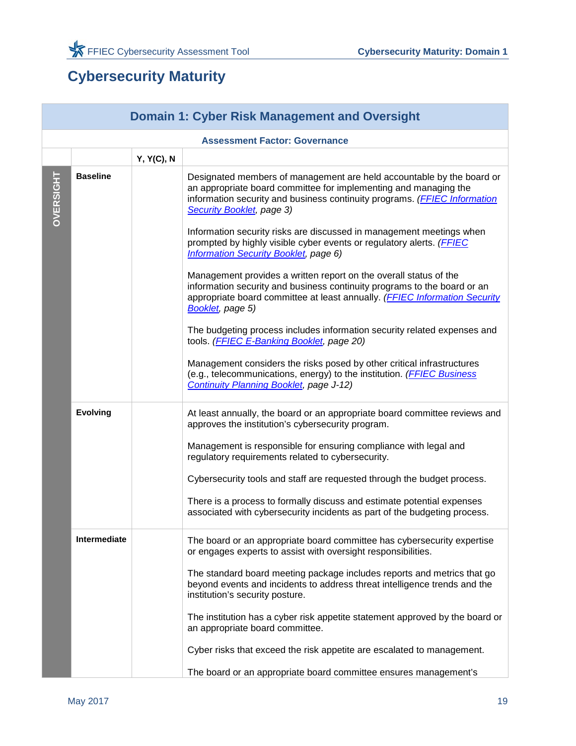# Cybersecurity Maturity

| Domain 1: Cyber Risk Management and Oversight | | | |
|---|---|---|---|
| **Assessment Factor: Governance** | | | |
| | | **Y, Y(C), N** | |
| **OVERSIGHT** | **Baseline** | | Designated members of management are held accountable by the board or an appropriate board committee for implementing and managing the information security and business continuity programs. *(FFIEC Information Security Booklet, page 3)*<br><br>Information security risks are discussed in management meetings when prompted by highly visible cyber events or regulatory alerts. *(FFIEC Information Security Booklet, page 6)*<br><br>Management provides a written report on the overall status of the information security and business continuity programs to the board or an appropriate board committee at least annually. *(FFIEC Information Security Booklet, page 5)*<br><br>The budgeting process includes information security related expenses and tools. *(FFIEC E-Banking Booklet, page 20)*<br><br>Management considers the risks posed by other critical infrastructures (e.g., telecommunications, energy) to the institution. *(FFIEC Business Continuity Planning Booklet, page J-12)* |
| | **Evolving** | | At least annually, the board or an appropriate board committee reviews and approves the institution's cybersecurity program.<br><br>Management is responsible for ensuring compliance with legal and regulatory requirements related to cybersecurity.<br><br>Cybersecurity tools and staff are requested through the budget process.<br><br>There is a process to formally discuss and estimate potential expenses associated with cybersecurity incidents as part of the budgeting process. |
| | **Intermediate** | | The board or an appropriate board committee has cybersecurity expertise or engages experts to assist with oversight responsibilities.<br><br>The standard board meeting package includes reports and metrics that go beyond events and incidents to address threat intelligence trends and the institution's security posture.<br><br>The institution has a cyber risk appetite statement approved by the board or an appropriate board committee.<br><br>Cyber risks that exceed the risk appetite are escalated to management.<br><br>The board or an appropriate board committee ensures management's |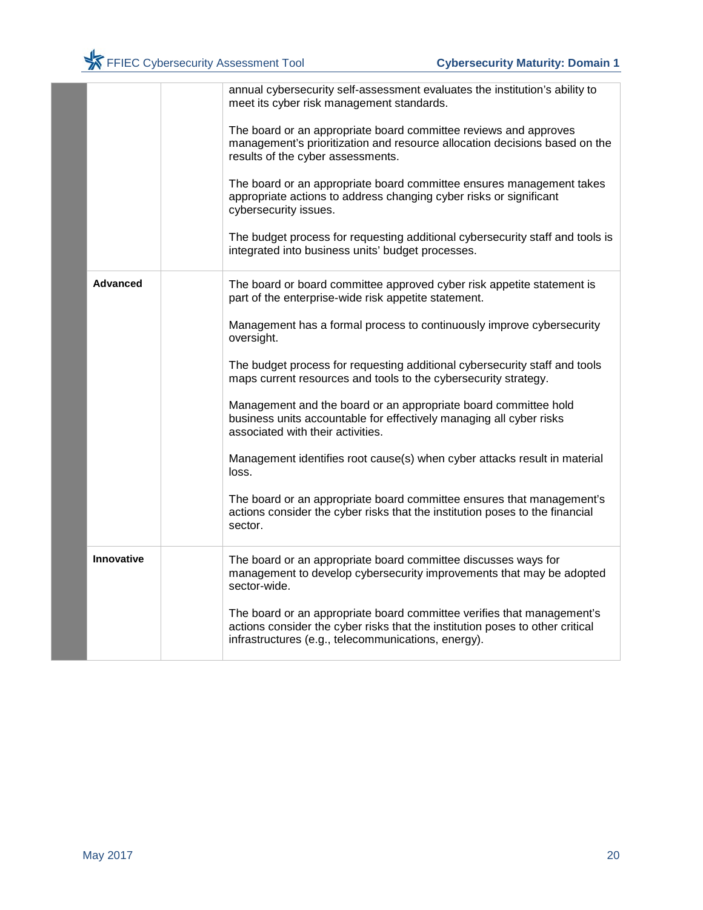| | | | |
|---|---|---|---|
| | | | annual cybersecurity self-assessment evaluates the institution's ability to meet its cyber risk management standards.<br><br>The board or an appropriate board committee reviews and approves management's prioritization and resource allocation decisions based on the results of the cyber assessments.<br><br>The board or an appropriate board committee ensures management takes appropriate actions to address changing cyber risks or significant cybersecurity issues.<br><br>The budget process for requesting additional cybersecurity staff and tools is integrated into business units' budget processes. |
| | **Advanced** | | The board or board committee approved cyber risk appetite statement is part of the enterprise-wide risk appetite statement.<br><br>Management has a formal process to continuously improve cybersecurity oversight.<br><br>The budget process for requesting additional cybersecurity staff and tools maps current resources and tools to the cybersecurity strategy.<br><br>Management and the board or an appropriate board committee hold business units accountable for effectively managing all cyber risks associated with their activities.<br><br>Management identifies root cause(s) when cyber attacks result in material loss.<br><br>The board or an appropriate board committee ensures that management's actions consider the cyber risks that the institution poses to the financial sector. |
| | **Innovative** | | The board or an appropriate board committee discusses ways for management to develop cybersecurity improvements that may be adopted sector-wide.<br><br>The board or an appropriate board committee verifies that management's actions consider the cyber risks that the institution poses to other critical infrastructures (e.g., telecommunications, energy). |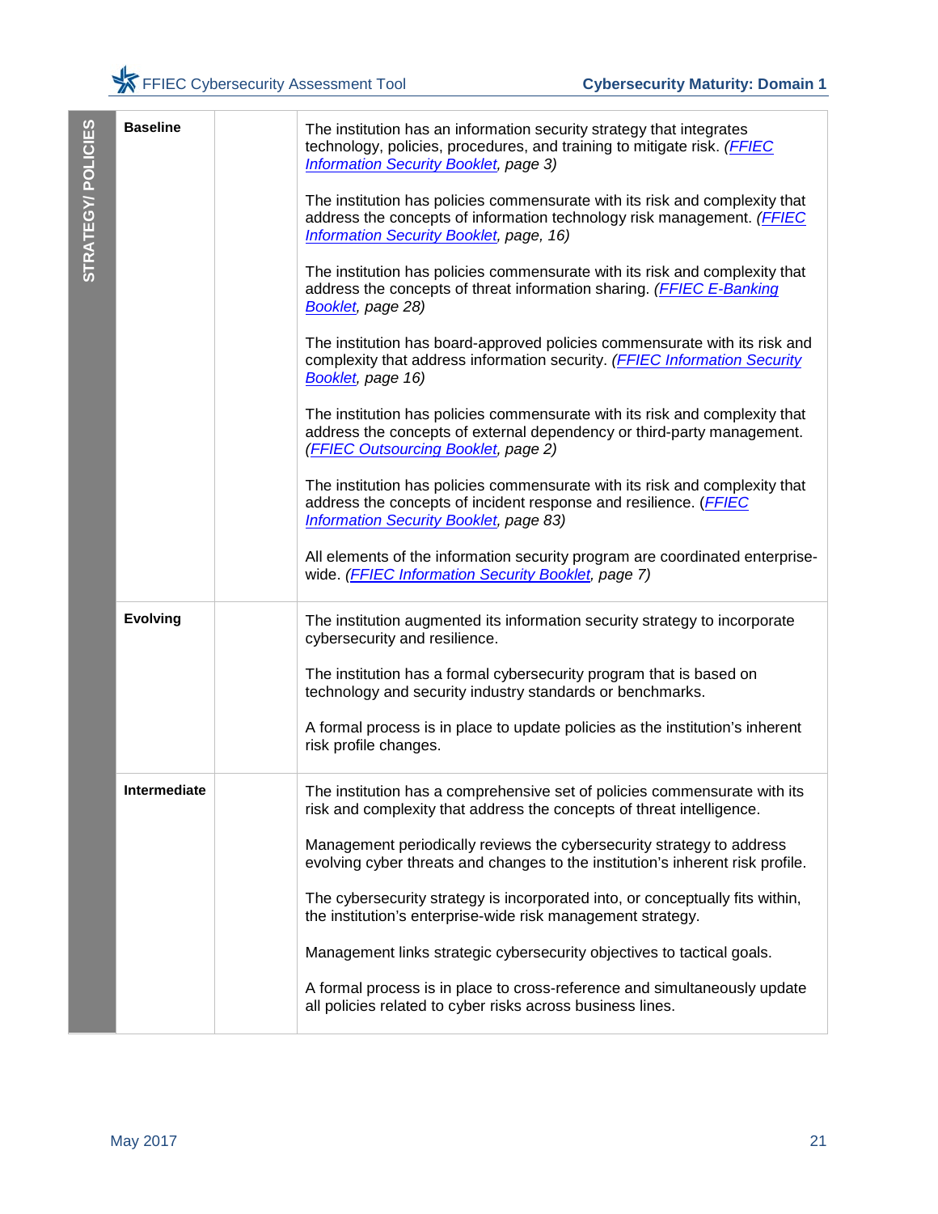| STRATEGY/ POLICIES | | | |
|---|---|---|---|
| | **Baseline** | | The institution has an information security strategy that integrates technology, policies, procedures, and training to mitigate risk. *(FFIEC Information Security Booklet, page 3)* |
| | | | The institution has policies commensurate with its risk and complexity that address the concepts of information technology risk management. *(FFIEC Information Security Booklet, page, 16)* |
| | | | The institution has policies commensurate with its risk and complexity that address the concepts of threat information sharing. *(FFIEC E-Banking Booklet, page 28)* |
| | | | The institution has board-approved policies commensurate with its risk and complexity that address information security. *(FFIEC Information Security Booklet, page 16)* |
| | | | The institution has policies commensurate with its risk and complexity that address the concepts of external dependency or third-party management. *(FFIEC Outsourcing Booklet, page 2)* |
| | | | The institution has policies commensurate with its risk and complexity that address the concepts of incident response and resilience. *(FFIEC Information Security Booklet, page 83)* |
| | | | All elements of the information security program are coordinated enterprise-wide. *(FFIEC Information Security Booklet, page 7)* |
| | **Evolving** | | The institution augmented its information security strategy to incorporate cybersecurity and resilience. |
| | | | The institution has a formal cybersecurity program that is based on technology and security industry standards or benchmarks. |
| | | | A formal process is in place to update policies as the institution's inherent risk profile changes. |
| | **Intermediate** | | The institution has a comprehensive set of policies commensurate with its risk and complexity that address the concepts of threat intelligence. |
| | | | Management periodically reviews the cybersecurity strategy to address evolving cyber threats and changes to the institution's inherent risk profile. |
| | | | The cybersecurity strategy is incorporated into, or conceptually fits within, the institution's enterprise-wide risk management strategy. |
| | | | Management links strategic cybersecurity objectives to tactical goals. |
| | | | A formal process is in place to cross-reference and simultaneously update all policies related to cyber risks across business lines. |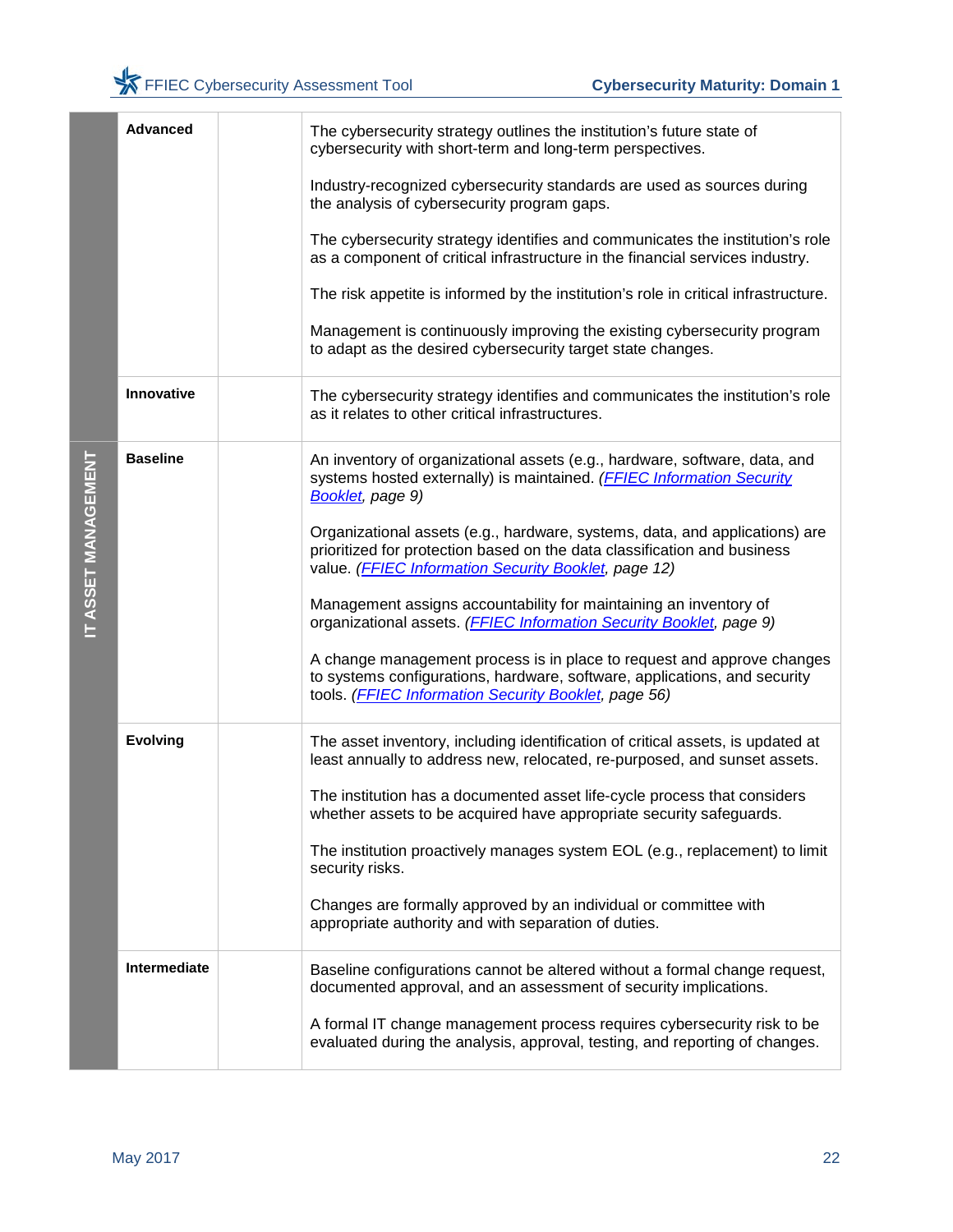| | | | |
|---|---|---|---|
| | **Advanced** | | The cybersecurity strategy outlines the institution's future state of cybersecurity with short-term and long-term perspectives.<br><br>Industry-recognized cybersecurity standards are used as sources during the analysis of cybersecurity program gaps.<br><br>The cybersecurity strategy identifies and communicates the institution's role as a component of critical infrastructure in the financial services industry.<br><br>The risk appetite is informed by the institution's role in critical infrastructure.<br><br>Management is continuously improving the existing cybersecurity program to adapt as the desired cybersecurity target state changes. |
| | **Innovative** | | The cybersecurity strategy identifies and communicates the institution's role as it relates to other critical infrastructures. |
| **IT ASSET MANAGEMENT** | **Baseline** | | An inventory of organizational assets (e.g., hardware, software, data, and systems hosted externally) is maintained. *(FFIEC Information Security Booklet, page 9)*<br><br>Organizational assets (e.g., hardware, systems, data, and applications) are prioritized for protection based on the data classification and business value. *(FFIEC Information Security Booklet, page 12)*<br><br>Management assigns accountability for maintaining an inventory of organizational assets. *(FFIEC Information Security Booklet, page 9)*<br><br>A change management process is in place to request and approve changes to systems configurations, hardware, software, applications, and security tools. *(FFIEC Information Security Booklet, page 56)* |
| | **Evolving** | | The asset inventory, including identification of critical assets, is updated at least annually to address new, relocated, re-purposed, and sunset assets.<br><br>The institution has a documented asset life-cycle process that considers whether assets to be acquired have appropriate security safeguards.<br><br>The institution proactively manages system EOL (e.g., replacement) to limit security risks.<br><br>Changes are formally approved by an individual or committee with appropriate authority and with separation of duties. |
| | **Intermediate** | | Baseline configurations cannot be altered without a formal change request, documented approval, and an assessment of security implications.<br><br>A formal IT change management process requires cybersecurity risk to be evaluated during the analysis, approval, testing, and reporting of changes. |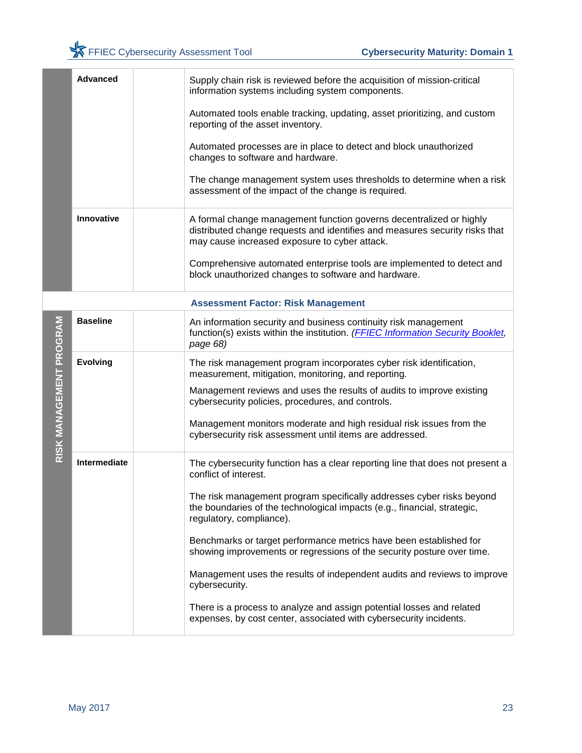| | | | |
|---|---|---|---|
| | **Advanced** | | Supply chain risk is reviewed before the acquisition of mission-critical information systems including system components.<br><br>Automated tools enable tracking, updating, asset prioritizing, and custom reporting of the asset inventory.<br><br>Automated processes are in place to detect and block unauthorized changes to software and hardware.<br><br>The change management system uses thresholds to determine when a risk assessment of the impact of the change is required. |
| | **Innovative** | | A formal change management function governs decentralized or highly distributed change requests and identifies and measures security risks that may cause increased exposure to cyber attack.<br><br>Comprehensive automated enterprise tools are implemented to detect and block unauthorized changes to software and hardware. |
| | | | **Assessment Factor: Risk Management** |
| **RISK MANAGEMENT PROGRAM** | **Baseline** | | An information security and business continuity risk management function(s) exists within the institution. *(FFIEC Information Security Booklet, page 68)* |
| | **Evolving** | | The risk management program incorporates cyber risk identification, measurement, mitigation, monitoring, and reporting.<br><br>Management reviews and uses the results of audits to improve existing cybersecurity policies, procedures, and controls.<br><br>Management monitors moderate and high residual risk issues from the cybersecurity risk assessment until items are addressed. |
| | **Intermediate** | | The cybersecurity function has a clear reporting line that does not present a conflict of interest.<br><br>The risk management program specifically addresses cyber risks beyond the boundaries of the technological impacts (e.g., financial, strategic, regulatory, compliance).<br><br>Benchmarks or target performance metrics have been established for showing improvements or regressions of the security posture over time.<br><br>Management uses the results of independent audits and reviews to improve cybersecurity.<br><br>There is a process to analyze and assign potential losses and related expenses, by cost center, associated with cybersecurity incidents. |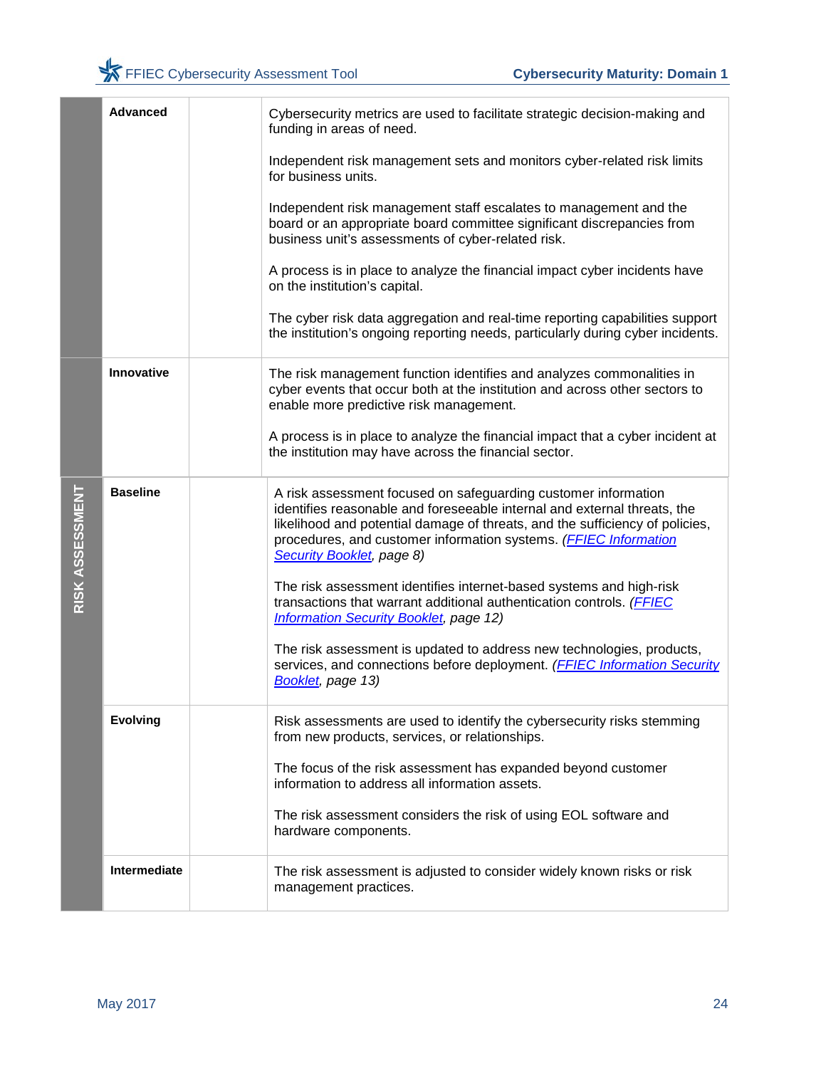| | | | |
|---|---|---|---|
| | **Advanced** | | Cybersecurity metrics are used to facilitate strategic decision-making and funding in areas of need.<br><br>Independent risk management sets and monitors cyber-related risk limits for business units.<br><br>Independent risk management staff escalates to management and the board or an appropriate board committee significant discrepancies from business unit's assessments of cyber-related risk.<br><br>A process is in place to analyze the financial impact cyber incidents have on the institution's capital.<br><br>The cyber risk data aggregation and real-time reporting capabilities support the institution's ongoing reporting needs, particularly during cyber incidents. |
| | **Innovative** | | The risk management function identifies and analyzes commonalities in cyber events that occur both at the institution and across other sectors to enable more predictive risk management.<br><br>A process is in place to analyze the financial impact that a cyber incident at the institution may have across the financial sector. |
| **RISK ASSESSMENT** | **Baseline** | | A risk assessment focused on safeguarding customer information identifies reasonable and foreseeable internal and external threats, the likelihood and potential damage of threats, and the sufficiency of policies, procedures, and customer information systems. *(FFIEC Information Security Booklet, page 8)*<br><br>The risk assessment identifies internet-based systems and high-risk transactions that warrant additional authentication controls. *(FFIEC Information Security Booklet, page 12)*<br><br>The risk assessment is updated to address new technologies, products, services, and connections before deployment. *(FFIEC Information Security Booklet, page 13)* |
| | **Evolving** | | Risk assessments are used to identify the cybersecurity risks stemming from new products, services, or relationships.<br><br>The focus of the risk assessment has expanded beyond customer information to address all information assets.<br><br>The risk assessment considers the risk of using EOL software and hardware components. |
| | **Intermediate** | | The risk assessment is adjusted to consider widely known risks or risk management practices. |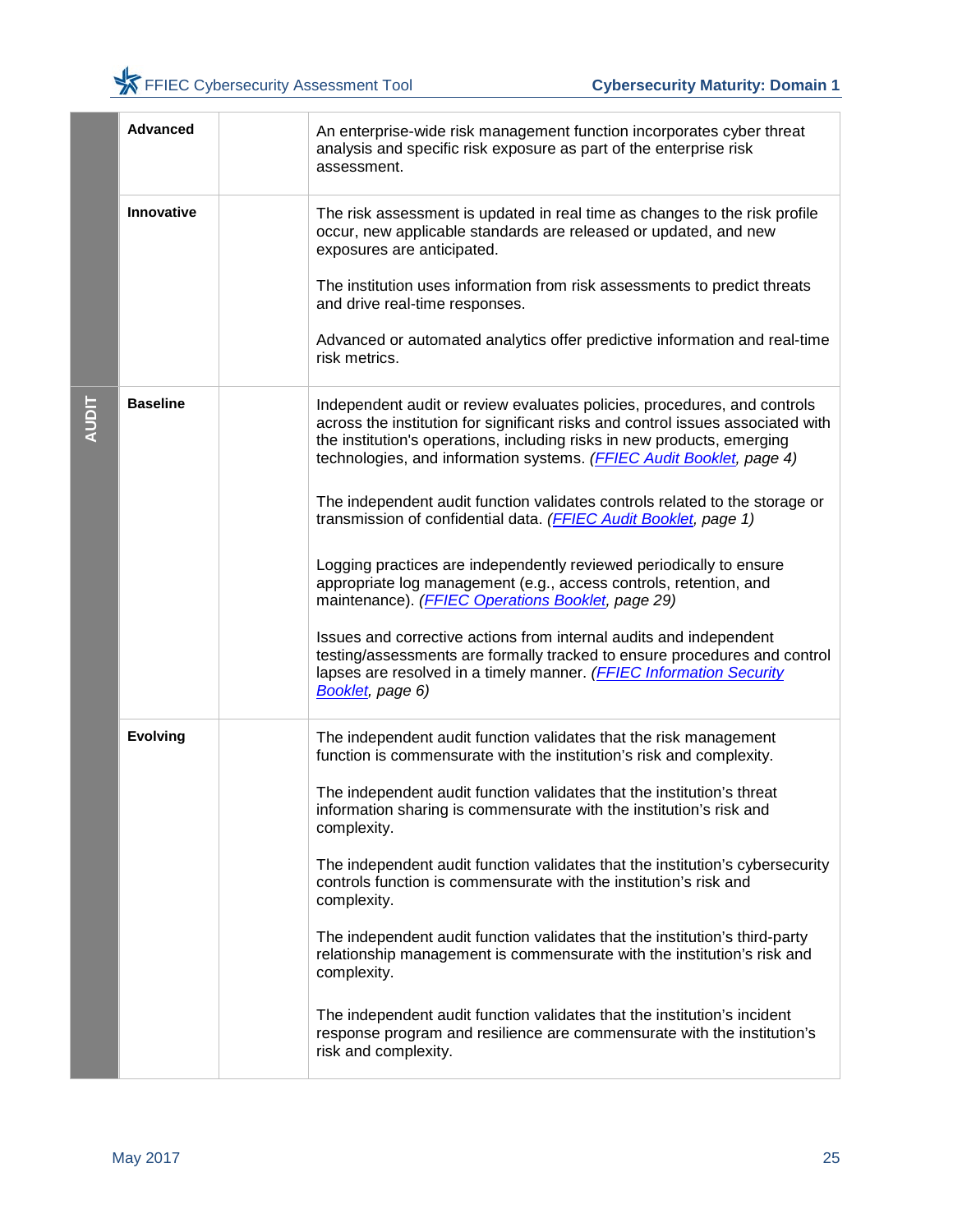| | | | |
|---|---|---|---|
| | **Advanced** | | An enterprise-wide risk management function incorporates cyber threat analysis and specific risk exposure as part of the enterprise risk assessment. |
| | **Innovative** | | The risk assessment is updated in real time as changes to the risk profile occur, new applicable standards are released or updated, and new exposures are anticipated.<br><br>The institution uses information from risk assessments to predict threats and drive real-time responses.<br><br>Advanced or automated analytics offer predictive information and real-time risk metrics. |
| **AUDIT** | **Baseline** | | Independent audit or review evaluates policies, procedures, and controls across the institution for significant risks and control issues associated with the institution's operations, including risks in new products, emerging technologies, and information systems. *(FFIEC Audit Booklet, page 4)*<br><br>The independent audit function validates controls related to the storage or transmission of confidential data. *(FFIEC Audit Booklet, page 1)*<br><br>Logging practices are independently reviewed periodically to ensure appropriate log management (e.g., access controls, retention, and maintenance). *(FFIEC Operations Booklet, page 29)*<br><br>Issues and corrective actions from internal audits and independent testing/assessments are formally tracked to ensure procedures and control lapses are resolved in a timely manner. *(FFIEC Information Security Booklet, page 6)* |
| | **Evolving** | | The independent audit function validates that the risk management function is commensurate with the institution's risk and complexity.<br><br>The independent audit function validates that the institution's threat information sharing is commensurate with the institution's risk and complexity.<br><br>The independent audit function validates that the institution's cybersecurity controls function is commensurate with the institution's risk and complexity.<br><br>The independent audit function validates that the institution's third-party relationship management is commensurate with the institution's risk and complexity.<br><br>The independent audit function validates that the institution's incident response program and resilience are commensurate with the institution's risk and complexity. |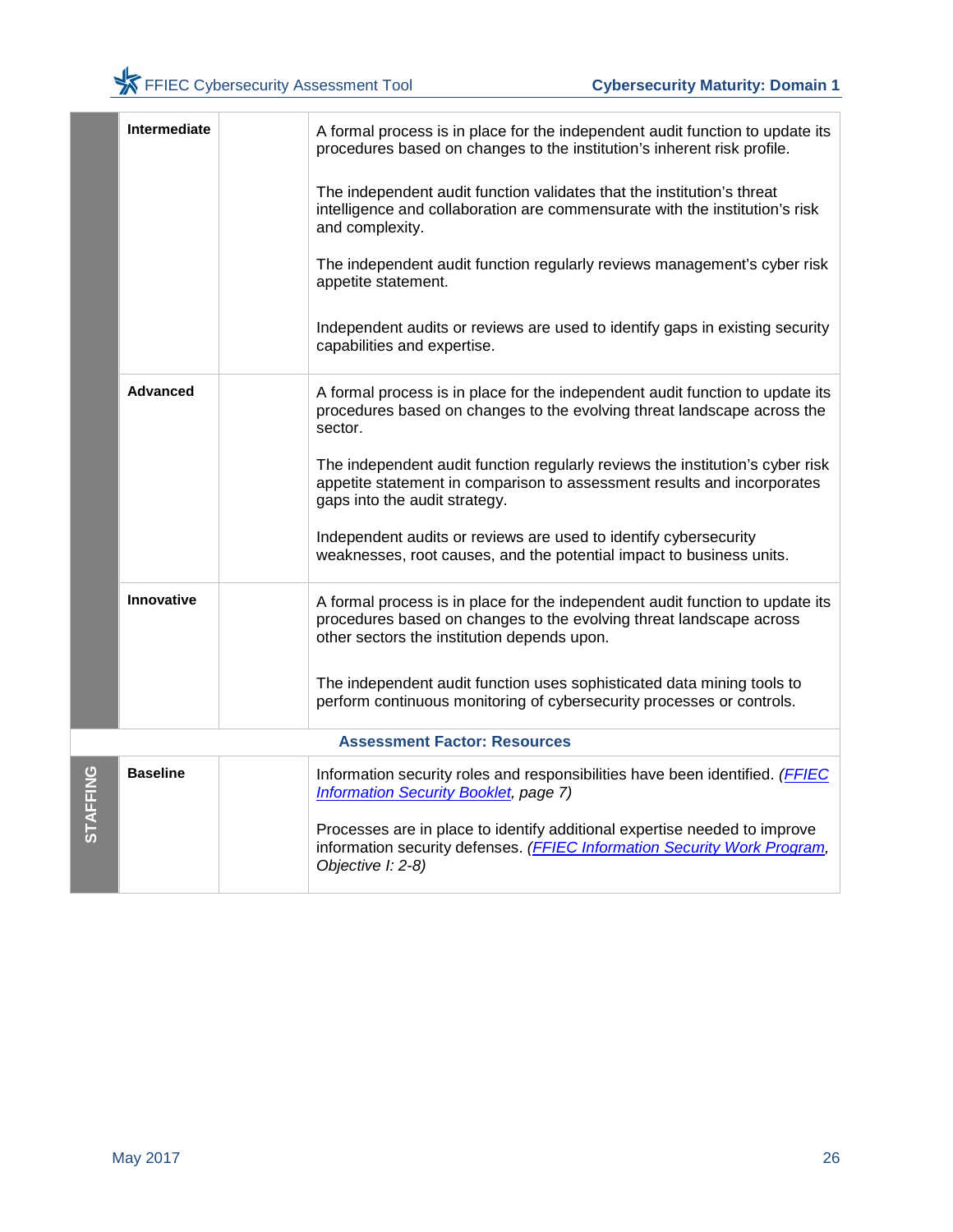| | | | |
|---|---|---|---|
| | **Intermediate** | | A formal process is in place for the independent audit function to update its procedures based on changes to the institution's inherent risk profile.<br><br>The independent audit function validates that the institution's threat intelligence and collaboration are commensurate with the institution's risk and complexity.<br><br>The independent audit function regularly reviews management's cyber risk appetite statement.<br><br>Independent audits or reviews are used to identify gaps in existing security capabilities and expertise. |
| | **Advanced** | | A formal process is in place for the independent audit function to update its procedures based on changes to the evolving threat landscape across the sector.<br><br>The independent audit function regularly reviews the institution's cyber risk appetite statement in comparison to assessment results and incorporates gaps into the audit strategy.<br><br>Independent audits or reviews are used to identify cybersecurity weaknesses, root causes, and the potential impact to business units. |
| | **Innovative** | | A formal process is in place for the independent audit function to update its procedures based on changes to the evolving threat landscape across other sectors the institution depends upon.<br><br>The independent audit function uses sophisticated data mining tools to perform continuous monitoring of cybersecurity processes or controls. |
| **Assessment Factor: Resources** | | | |
| **STAFFING** | **Baseline** | | Information security roles and responsibilities have been identified. *(FFIEC Information Security Booklet, page 7)*<br><br>Processes are in place to identify additional expertise needed to improve information security defenses. *(FFIEC Information Security Work Program, Objective I: 2-8)* |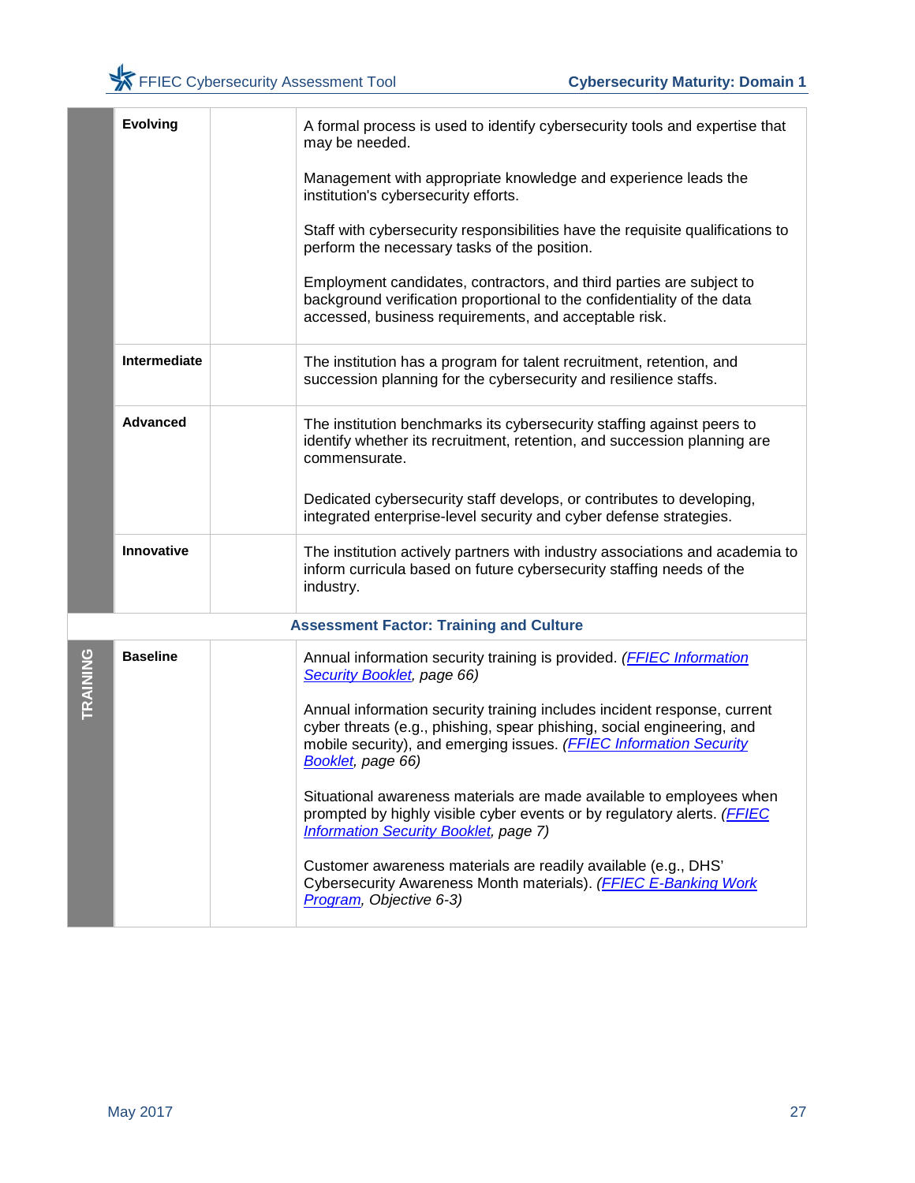| | | | |
|---|---|---|---|
| | **Evolving** | | A formal process is used to identify cybersecurity tools and expertise that may be needed.<br><br>Management with appropriate knowledge and experience leads the institution's cybersecurity efforts.<br><br>Staff with cybersecurity responsibilities have the requisite qualifications to perform the necessary tasks of the position.<br><br>Employment candidates, contractors, and third parties are subject to background verification proportional to the confidentiality of the data accessed, business requirements, and acceptable risk. |
| | **Intermediate** | | The institution has a program for talent recruitment, retention, and succession planning for the cybersecurity and resilience staffs. |
| | **Advanced** | | The institution benchmarks its cybersecurity staffing against peers to identify whether its recruitment, retention, and succession planning are commensurate.<br><br>Dedicated cybersecurity staff develops, or contributes to developing, integrated enterprise-level security and cyber defense strategies. |
| | **Innovative** | | The institution actively partners with industry associations and academia to inform curricula based on future cybersecurity staffing needs of the industry. |
| | | | **Assessment Factor: Training and Culture** |
| TRAINING | **Baseline** | | Annual information security training is provided. *(FFIEC Information Security Booklet, page 66)*<br><br>Annual information security training includes incident response, current cyber threats (e.g., phishing, spear phishing, social engineering, and mobile security), and emerging issues. *(FFIEC Information Security Booklet, page 66)*<br><br>Situational awareness materials are made available to employees when prompted by highly visible cyber events or by regulatory alerts. *(FFIEC Information Security Booklet, page 7)*<br><br>Customer awareness materials are readily available (e.g., DHS' Cybersecurity Awareness Month materials). *(FFIEC E-Banking Work Program, Objective 6-3)* |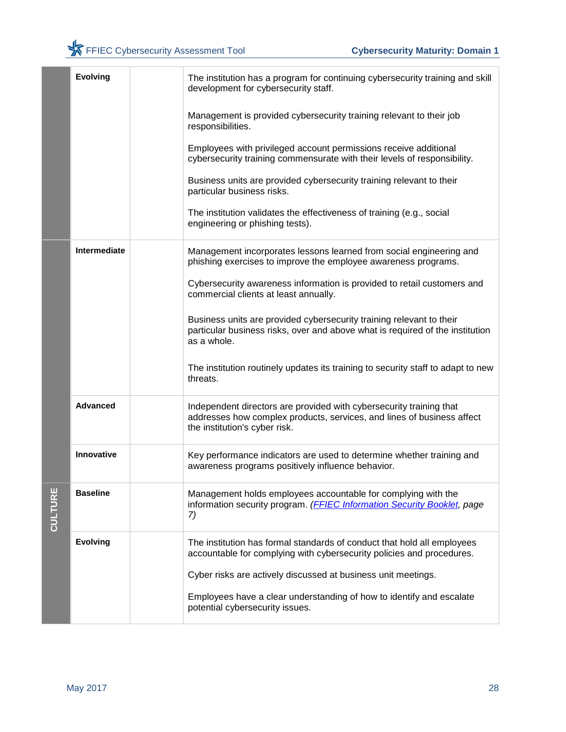| | | | |
|---|---|---|---|
| | **Evolving** | | The institution has a program for continuing cybersecurity training and skill development for cybersecurity staff.<br><br>Management is provided cybersecurity training relevant to their job responsibilities.<br><br>Employees with privileged account permissions receive additional cybersecurity training commensurate with their levels of responsibility.<br><br>Business units are provided cybersecurity training relevant to their particular business risks.<br><br>The institution validates the effectiveness of training (e.g., social engineering or phishing tests). |
| | **Intermediate** | | Management incorporates lessons learned from social engineering and phishing exercises to improve the employee awareness programs.<br><br>Cybersecurity awareness information is provided to retail customers and commercial clients at least annually.<br><br>Business units are provided cybersecurity training relevant to their particular business risks, over and above what is required of the institution as a whole.<br><br>The institution routinely updates its training to security staff to adapt to new threats. |
| | **Advanced** | | Independent directors are provided with cybersecurity training that addresses how complex products, services, and lines of business affect the institution's cyber risk. |
| | **Innovative** | | Key performance indicators are used to determine whether training and awareness programs positively influence behavior. |
| **CULTURE** | **Baseline** | | Management holds employees accountable for complying with the information security program. *(FFIEC Information Security Booklet, page 7)* |
| | **Evolving** | | The institution has formal standards of conduct that hold all employees accountable for complying with cybersecurity policies and procedures.<br><br>Cyber risks are actively discussed at business unit meetings.<br><br>Employees have a clear understanding of how to identify and escalate potential cybersecurity issues. |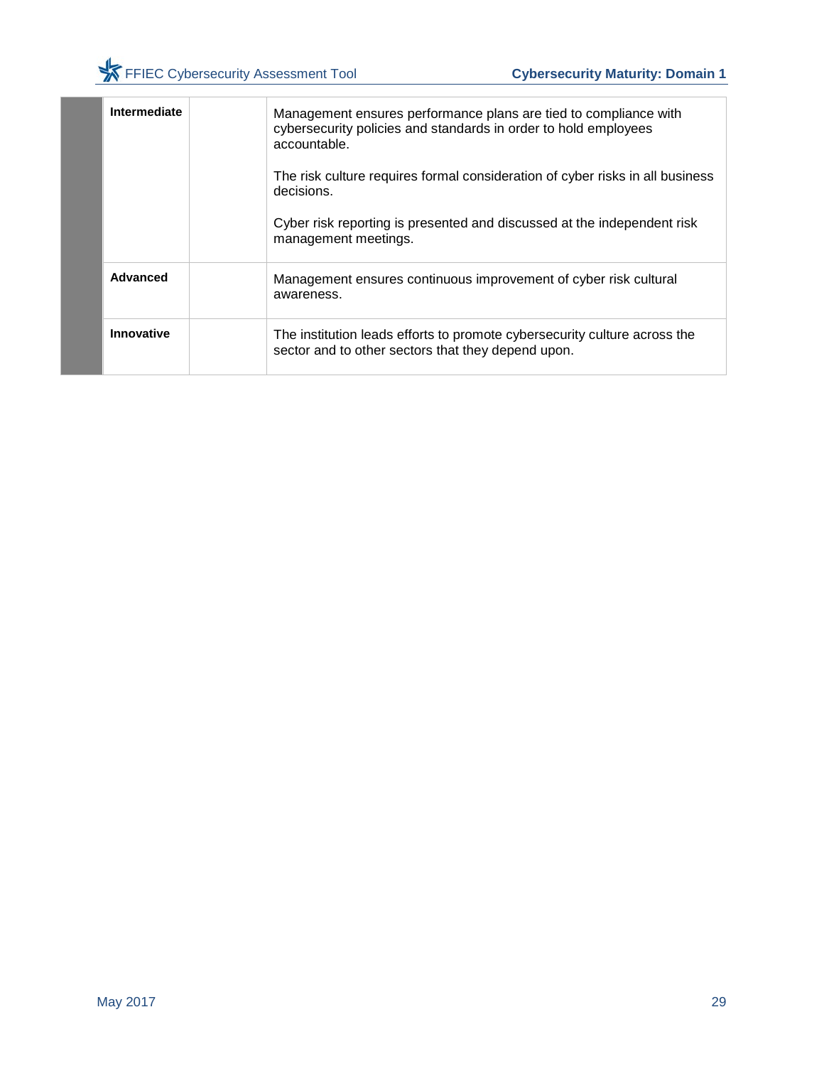| | | | |
|---|---|---|---|
| | **Intermediate** | | Management ensures performance plans are tied to compliance with cybersecurity policies and standards in order to hold employees accountable.<br><br>The risk culture requires formal consideration of cyber risks in all business decisions.<br><br>Cyber risk reporting is presented and discussed at the independent risk management meetings. |
| | **Advanced** | | Management ensures continuous improvement of cyber risk cultural awareness. |
| | **Innovative** | | The institution leads efforts to promote cybersecurity culture across the sector and to other sectors that they depend upon. |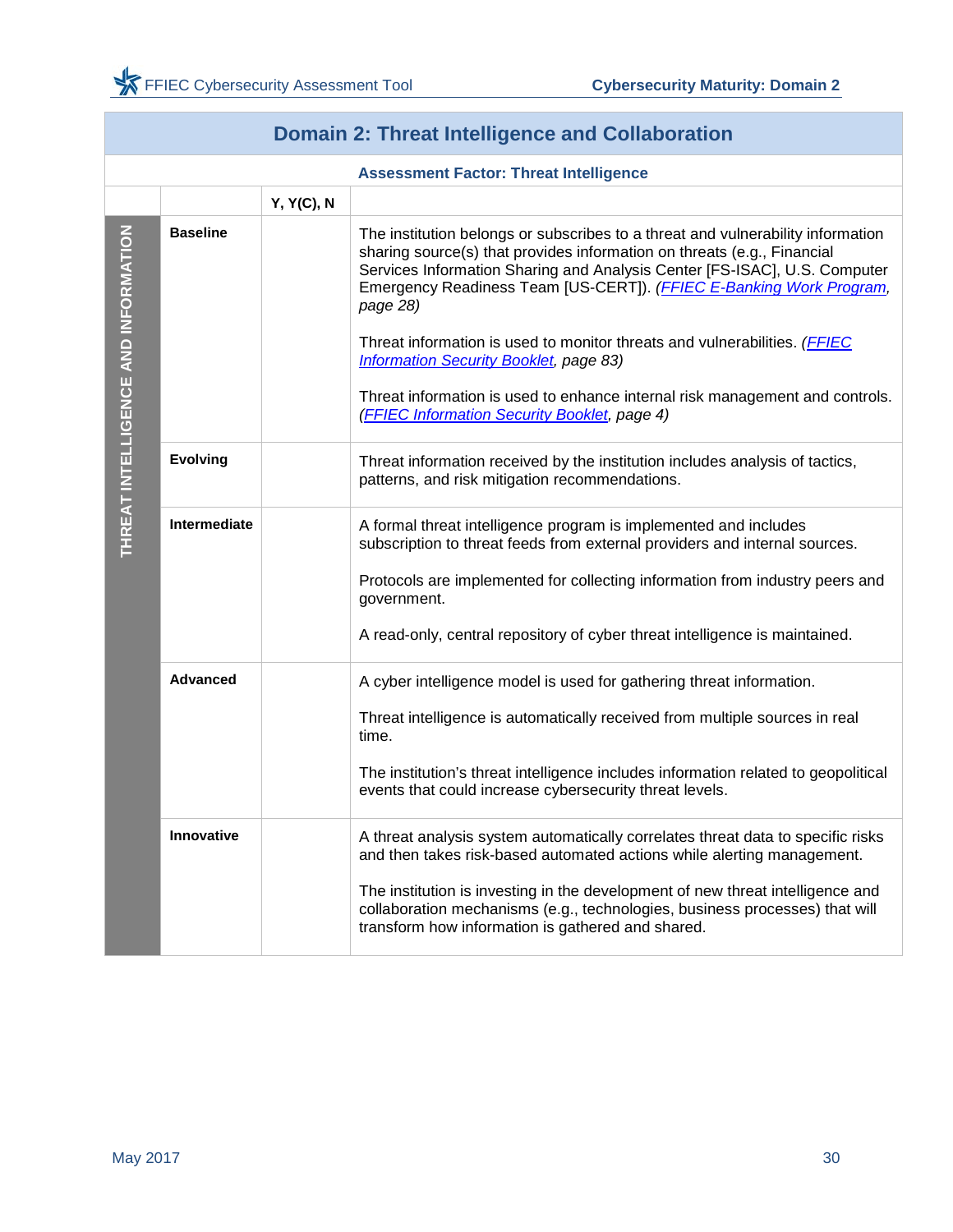## Domain 2: Threat Intelligence and Collaboration

### Assessment Factor: Threat Intelligence

| | | Y, Y(C), N | |
|---|---|---|---|
| THREAT INTELLIGENCE AND INFORMATION | **Baseline** | | The institution belongs or subscribes to a threat and vulnerability information sharing source(s) that provides information on threats (e.g., Financial Services Information Sharing and Analysis Center [FS-ISAC], U.S. Computer Emergency Readiness Team [US-CERT]). *(FFIEC E-Banking Work Program, page 28)*<br><br>Threat information is used to monitor threats and vulnerabilities. *(FFIEC Information Security Booklet, page 83)*<br><br>Threat information is used to enhance internal risk management and controls. *(FFIEC Information Security Booklet, page 4)* |
| | **Evolving** | | Threat information received by the institution includes analysis of tactics, patterns, and risk mitigation recommendations. |
| | **Intermediate** | | A formal threat intelligence program is implemented and includes subscription to threat feeds from external providers and internal sources.<br><br>Protocols are implemented for collecting information from industry peers and government.<br><br>A read-only, central repository of cyber threat intelligence is maintained. |
| | **Advanced** | | A cyber intelligence model is used for gathering threat information.<br><br>Threat intelligence is automatically received from multiple sources in real time.<br><br>The institution's threat intelligence includes information related to geopolitical events that could increase cybersecurity threat levels. |
| | **Innovative** | | A threat analysis system automatically correlates threat data to specific risks and then takes risk-based automated actions while alerting management.<br><br>The institution is investing in the development of new threat intelligence and collaboration mechanisms (e.g., technologies, business processes) that will transform how information is gathered and shared. |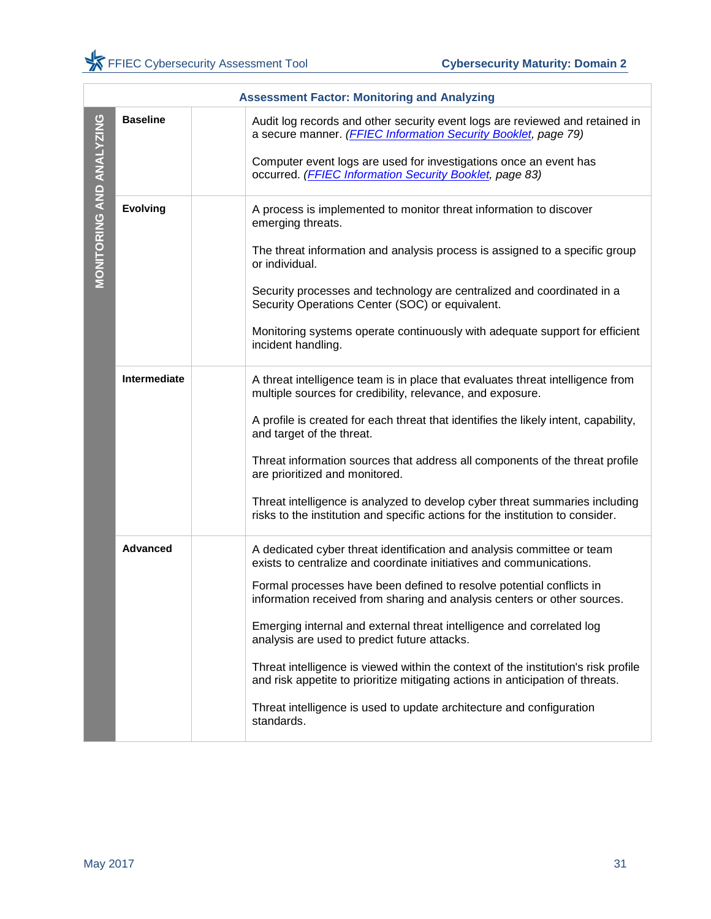| Assessment Factor: Monitoring and Analyzing | | | |
|---|---|---|---|
| MONITORING AND ANALYZING | **Baseline** | | Audit log records and other security event logs are reviewed and retained in a secure manner. *(FFIEC Information Security Booklet, page 79)*<br><br>Computer event logs are used for investigations once an event has occurred. *(FFIEC Information Security Booklet, page 83)* |
| | **Evolving** | | A process is implemented to monitor threat information to discover emerging threats.<br><br>The threat information and analysis process is assigned to a specific group or individual.<br><br>Security processes and technology are centralized and coordinated in a Security Operations Center (SOC) or equivalent.<br><br>Monitoring systems operate continuously with adequate support for efficient incident handling. |
| | **Intermediate** | | A threat intelligence team is in place that evaluates threat intelligence from multiple sources for credibility, relevance, and exposure.<br><br>A profile is created for each threat that identifies the likely intent, capability, and target of the threat.<br><br>Threat information sources that address all components of the threat profile are prioritized and monitored.<br><br>Threat intelligence is analyzed to develop cyber threat summaries including risks to the institution and specific actions for the institution to consider. |
| | **Advanced** | | A dedicated cyber threat identification and analysis committee or team exists to centralize and coordinate initiatives and communications.<br><br>Formal processes have been defined to resolve potential conflicts in information received from sharing and analysis centers or other sources.<br><br>Emerging internal and external threat intelligence and correlated log analysis are used to predict future attacks.<br><br>Threat intelligence is viewed within the context of the institution's risk profile and risk appetite to prioritize mitigating actions in anticipation of threats.<br><br>Threat intelligence is used to update architecture and configuration standards. |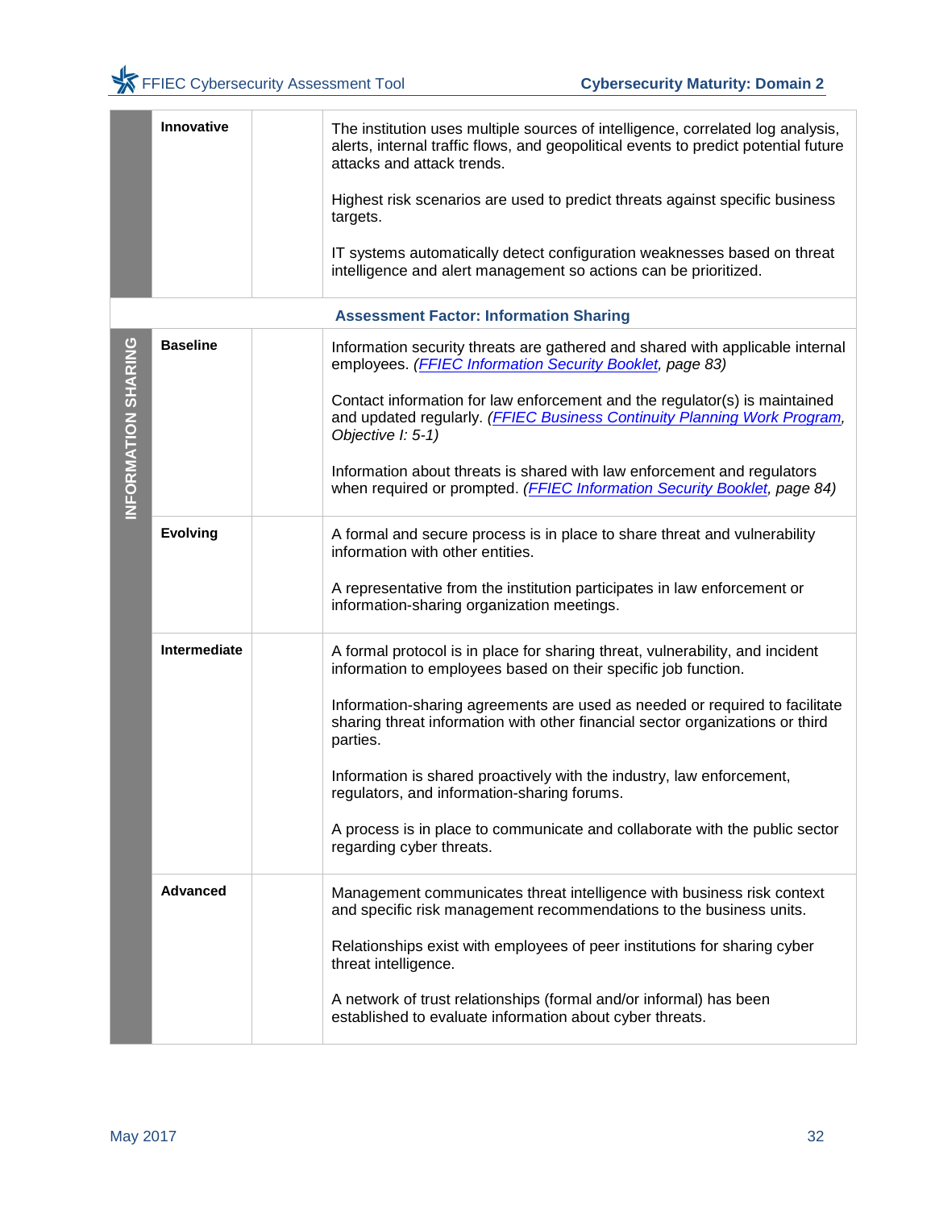| | | | |
|---|---|---|---|
| | **Innovative** | | The institution uses multiple sources of intelligence, correlated log analysis, alerts, internal traffic flows, and geopolitical events to predict potential future attacks and attack trends.<br><br>Highest risk scenarios are used to predict threats against specific business targets.<br><br>IT systems automatically detect configuration weaknesses based on threat intelligence and alert management so actions can be prioritized. |
| | | | **Assessment Factor: Information Sharing** |
| **INFORMATION SHARING** | **Baseline** | | Information security threats are gathered and shared with applicable internal employees. *(FFIEC Information Security Booklet, page 83)*<br><br>Contact information for law enforcement and the regulator(s) is maintained and updated regularly. *(FFIEC Business Continuity Planning Work Program, Objective I: 5-1)*<br><br>Information about threats is shared with law enforcement and regulators when required or prompted. *(FFIEC Information Security Booklet, page 84)* |
| | **Evolving** | | A formal and secure process is in place to share threat and vulnerability information with other entities.<br><br>A representative from the institution participates in law enforcement or information-sharing organization meetings. |
| | **Intermediate** | | A formal protocol is in place for sharing threat, vulnerability, and incident information to employees based on their specific job function.<br><br>Information-sharing agreements are used as needed or required to facilitate sharing threat information with other financial sector organizations or third parties.<br><br>Information is shared proactively with the industry, law enforcement, regulators, and information-sharing forums.<br><br>A process is in place to communicate and collaborate with the public sector regarding cyber threats. |
| | **Advanced** | | Management communicates threat intelligence with business risk context and specific risk management recommendations to the business units.<br><br>Relationships exist with employees of peer institutions for sharing cyber threat intelligence.<br><br>A network of trust relationships (formal and/or informal) has been established to evaluate information about cyber threats. |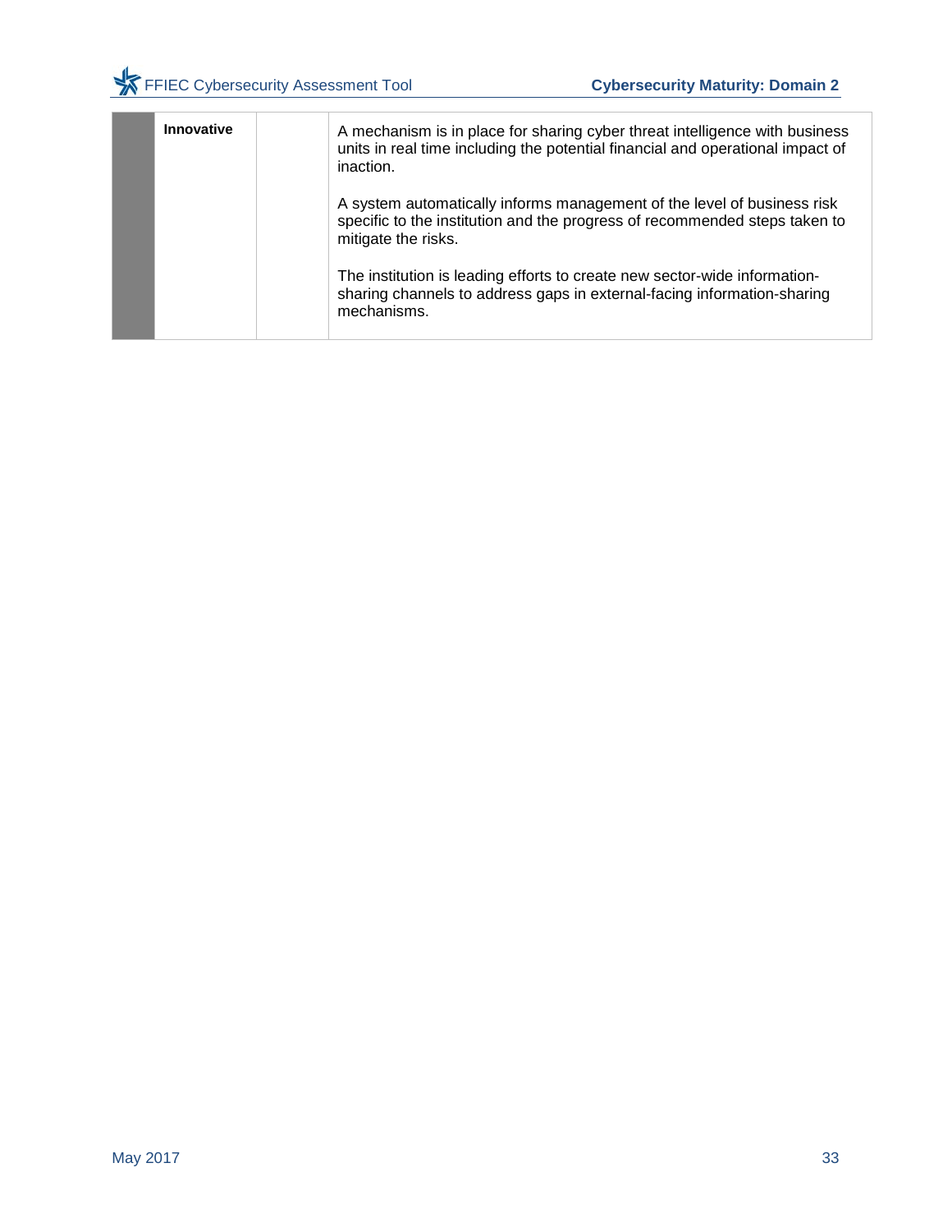|  | Innovative |  | A mechanism is in place for sharing cyber threat intelligence with business units in real time including the potential financial and operational impact of inaction.<br><br>A system automatically informs management of the level of business risk specific to the institution and the progress of recommended steps taken to mitigate the risks.<br><br>The institution is leading efforts to create new sector-wide information-sharing channels to address gaps in external-facing information-sharing mechanisms. |
|---|---|---|---|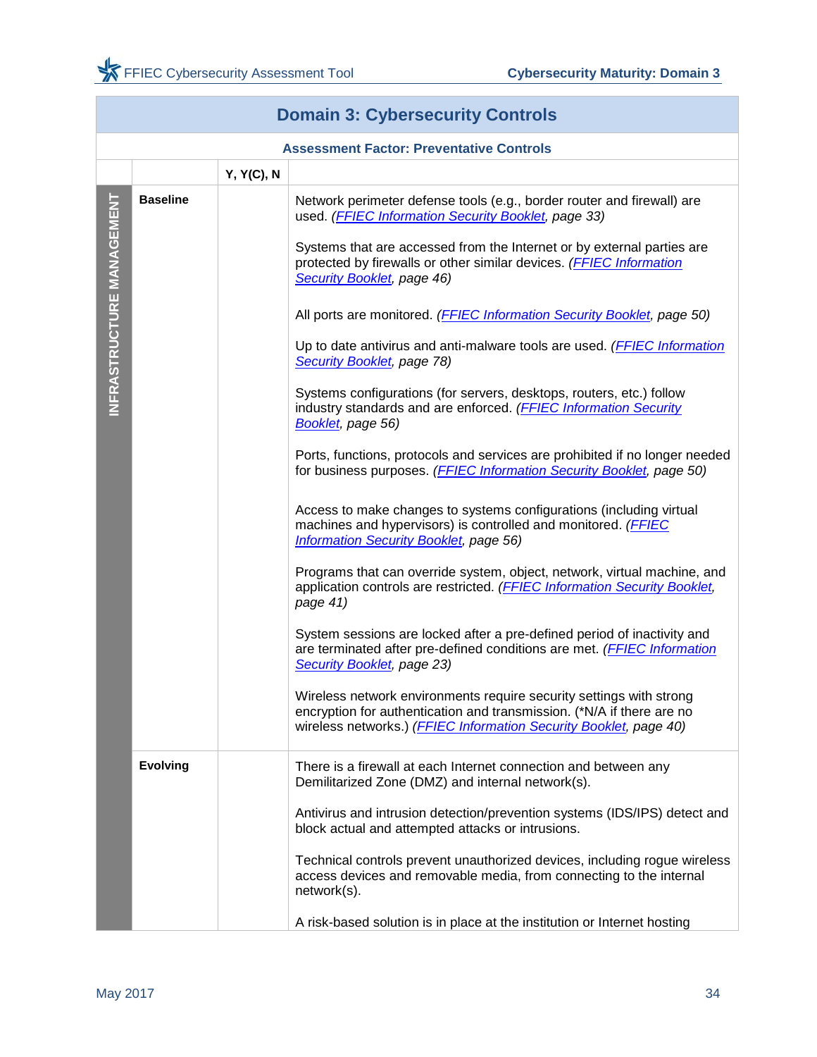| Domain 3: Cybersecurity Controls | | | |
|---|---|---|---|
| **Assessment Factor: Preventative Controls** | | | |
| | | **Y, Y(C), N** | |
| **INFRASTRUCTURE MANAGEMENT** | **Baseline** | | Network perimeter defense tools (e.g., border router and firewall) are used. *(FFIEC Information Security Booklet, page 33)* |
| | | | Systems that are accessed from the Internet or by external parties are protected by firewalls or other similar devices. *(FFIEC Information Security Booklet, page 46)* |
| | | | All ports are monitored. *(FFIEC Information Security Booklet, page 50)* |
| | | | Up to date antivirus and anti-malware tools are used. *(FFIEC Information Security Booklet, page 78)* |
| | | | Systems configurations (for servers, desktops, routers, etc.) follow industry standards and are enforced. *(FFIEC Information Security Booklet, page 56)* |
| | | | Ports, functions, protocols and services are prohibited if no longer needed for business purposes. *(FFIEC Information Security Booklet, page 50)* |
| | | | Access to make changes to systems configurations (including virtual machines and hypervisors) is controlled and monitored. *(FFIEC Information Security Booklet, page 56)* |
| | | | Programs that can override system, object, network, virtual machine, and application controls are restricted. *(FFIEC Information Security Booklet, page 41)* |
| | | | System sessions are locked after a pre-defined period of inactivity and are terminated after pre-defined conditions are met. *(FFIEC Information Security Booklet, page 23)* |
| | | | Wireless network environments require security settings with strong encryption for authentication and transmission. (*N/A if there are no wireless networks.) *(FFIEC Information Security Booklet, page 40)* |
| | **Evolving** | | There is a firewall at each Internet connection and between any Demilitarized Zone (DMZ) and internal network(s). |
| | | | Antivirus and intrusion detection/prevention systems (IDS/IPS) detect and block actual and attempted attacks or intrusions. |
| | | | Technical controls prevent unauthorized devices, including rogue wireless access devices and removable media, from connecting to the internal network(s). |
| | | | A risk-based solution is in place at the institution or Internet hosting |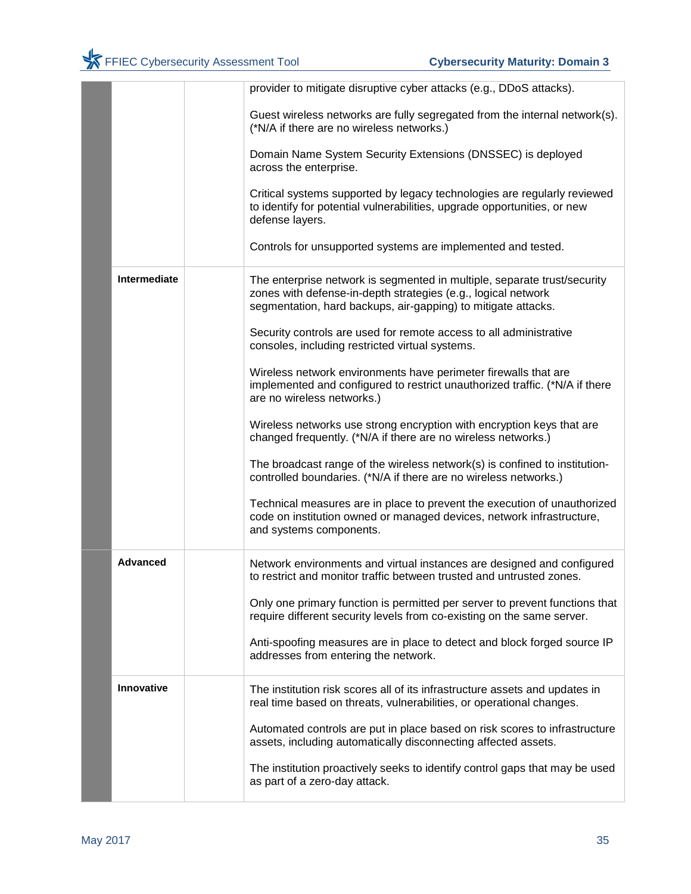| | | | |
|---|---|---|---|
| | | | provider to mitigate disruptive cyber attacks (e.g., DDoS attacks).<br><br>Guest wireless networks are fully segregated from the internal network(s). (*N/A if there are no wireless networks.)<br><br>Domain Name System Security Extensions (DNSSEC) is deployed across the enterprise.<br><br>Critical systems supported by legacy technologies are regularly reviewed to identify for potential vulnerabilities, upgrade opportunities, or new defense layers.<br><br>Controls for unsupported systems are implemented and tested. |
| | **Intermediate** | | The enterprise network is segmented in multiple, separate trust/security zones with defense-in-depth strategies (e.g., logical network segmentation, hard backups, air-gapping) to mitigate attacks.<br><br>Security controls are used for remote access to all administrative consoles, including restricted virtual systems.<br><br>Wireless network environments have perimeter firewalls that are implemented and configured to restrict unauthorized traffic. (*N/A if there are no wireless networks.)<br><br>Wireless networks use strong encryption with encryption keys that are changed frequently. (*N/A if there are no wireless networks.)<br><br>The broadcast range of the wireless network(s) is confined to institution-controlled boundaries. (*N/A if there are no wireless networks.)<br><br>Technical measures are in place to prevent the execution of unauthorized code on institution owned or managed devices, network infrastructure, and systems components. |
| | **Advanced** | | Network environments and virtual instances are designed and configured to restrict and monitor traffic between trusted and untrusted zones.<br><br>Only one primary function is permitted per server to prevent functions that require different security levels from co-existing on the same server.<br><br>Anti-spoofing measures are in place to detect and block forged source IP addresses from entering the network. |
| | **Innovative** | | The institution risk scores all of its infrastructure assets and updates in real time based on threats, vulnerabilities, or operational changes.<br><br>Automated controls are put in place based on risk scores to infrastructure assets, including automatically disconnecting affected assets.<br><br>The institution proactively seeks to identify control gaps that may be used as part of a zero-day attack. |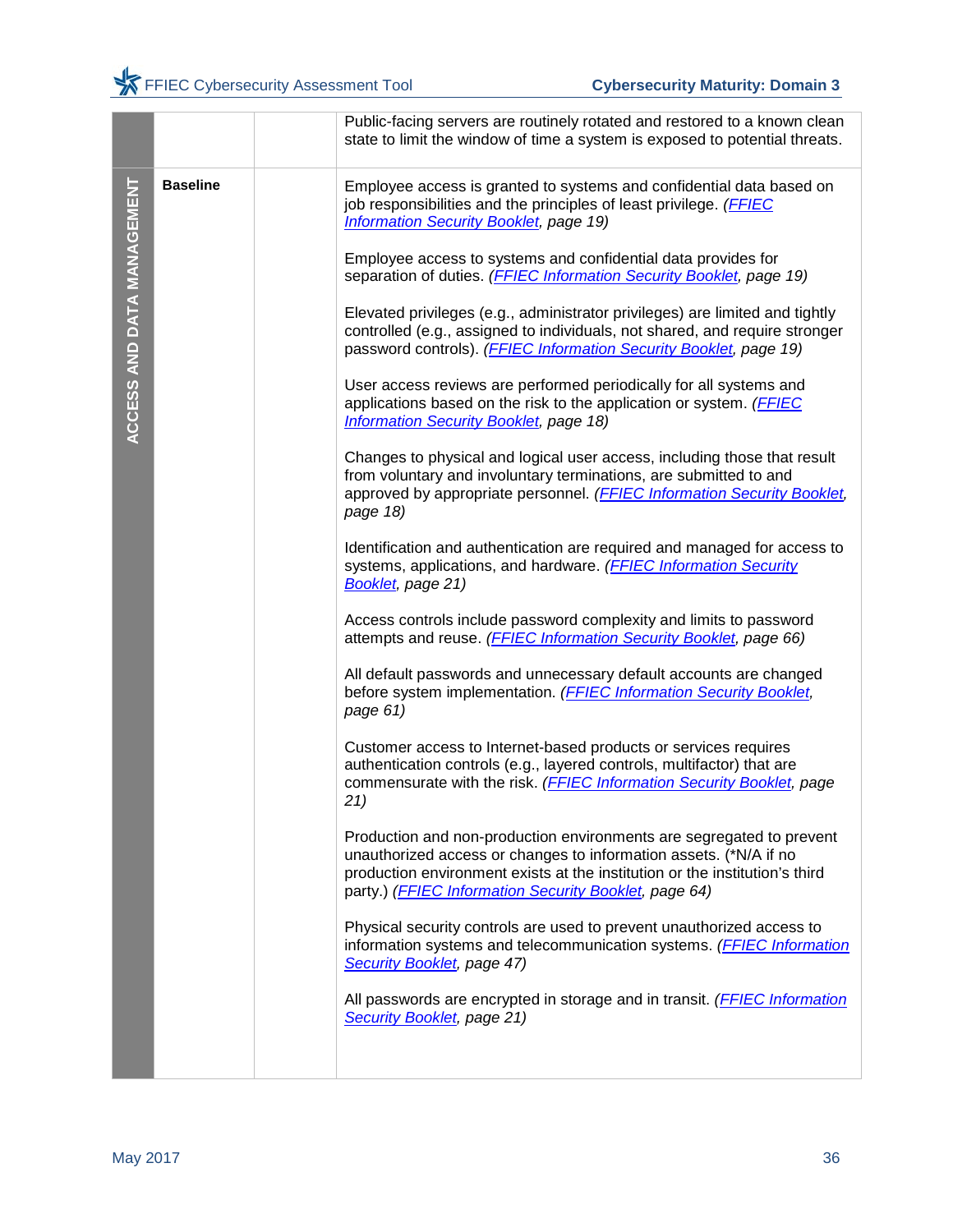| ACCESS AND DATA MANAGEMENT | | | |
|---|---|---|---|
| | | | Public-facing servers are routinely rotated and restored to a known clean state to limit the window of time a system is exposed to potential threats. |
| | **Baseline** | | Employee access is granted to systems and confidential data based on job responsibilities and the principles of least privilege. *(FFIEC Information Security Booklet, page 19)*<br><br>Employee access to systems and confidential data provides for separation of duties. *(FFIEC Information Security Booklet, page 19)*<br><br>Elevated privileges (e.g., administrator privileges) are limited and tightly controlled (e.g., assigned to individuals, not shared, and require stronger password controls). *(FFIEC Information Security Booklet, page 19)*<br><br>User access reviews are performed periodically for all systems and applications based on the risk to the application or system. *(FFIEC Information Security Booklet, page 18)*<br><br>Changes to physical and logical user access, including those that result from voluntary and involuntary terminations, are submitted to and approved by appropriate personnel. *(FFIEC Information Security Booklet, page 18)*<br><br>Identification and authentication are required and managed for access to systems, applications, and hardware. *(FFIEC Information Security Booklet, page 21)*<br><br>Access controls include password complexity and limits to password attempts and reuse. *(FFIEC Information Security Booklet, page 66)*<br><br>All default passwords and unnecessary default accounts are changed before system implementation. *(FFIEC Information Security Booklet, page 61)*<br><br>Customer access to Internet-based products or services requires authentication controls (e.g., layered controls, multifactor) that are commensurate with the risk. *(FFIEC Information Security Booklet, page 21)*<br><br>Production and non-production environments are segregated to prevent unauthorized access or changes to information assets. (*N/A if no production environment exists at the institution or the institution's third party.) *(FFIEC Information Security Booklet, page 64)*<br><br>Physical security controls are used to prevent unauthorized access to information systems and telecommunication systems. *(FFIEC Information Security Booklet, page 47)*<br><br>All passwords are encrypted in storage and in transit. *(FFIEC Information Security Booklet, page 21)* |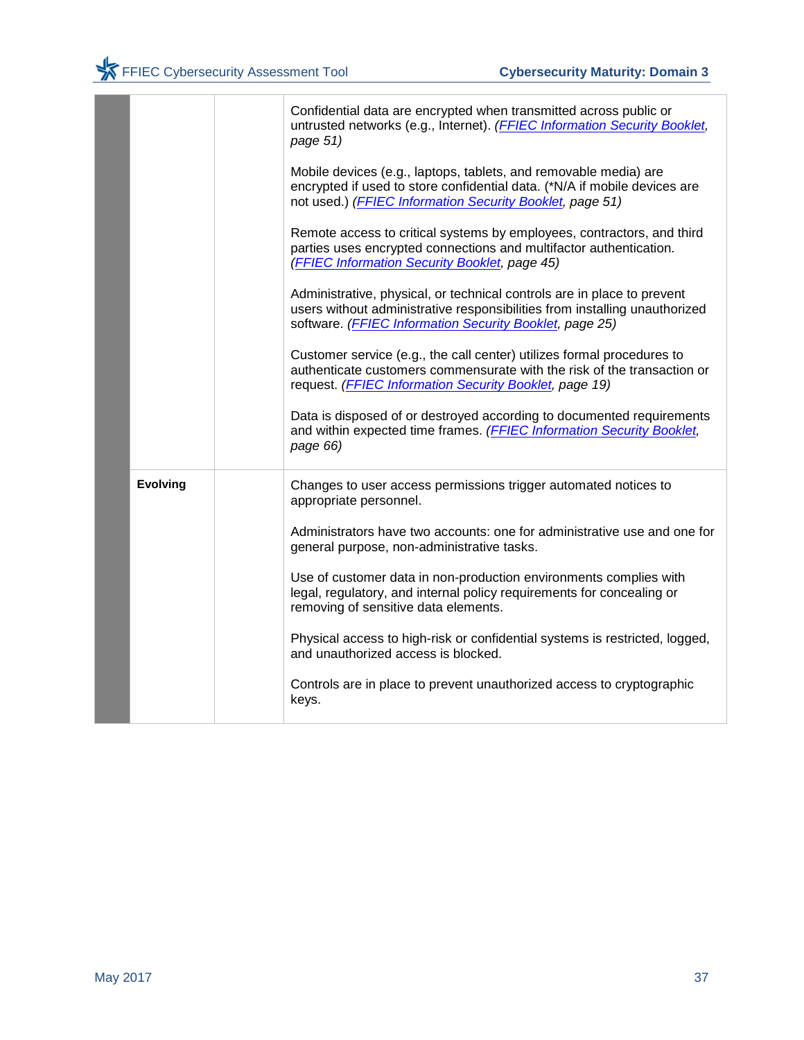| | | | |
|---|---|---|---|
| | | | Confidential data are encrypted when transmitted across public or untrusted networks (e.g., Internet). *(FFIEC Information Security Booklet, page 51)*<br><br>Mobile devices (e.g., laptops, tablets, and removable media) are encrypted if used to store confidential data. (*N/A if mobile devices are not used.) *(FFIEC Information Security Booklet, page 51)*<br><br>Remote access to critical systems by employees, contractors, and third parties uses encrypted connections and multifactor authentication. *(FFIEC Information Security Booklet, page 45)*<br><br>Administrative, physical, or technical controls are in place to prevent users without administrative responsibilities from installing unauthorized software. *(FFIEC Information Security Booklet, page 25)*<br><br>Customer service (e.g., the call center) utilizes formal procedures to authenticate customers commensurate with the risk of the transaction or request. *(FFIEC Information Security Booklet, page 19)*<br><br>Data is disposed of or destroyed according to documented requirements and within expected time frames. *(FFIEC Information Security Booklet, page 66)* |
| | **Evolving** | | Changes to user access permissions trigger automated notices to appropriate personnel.<br><br>Administrators have two accounts: one for administrative use and one for general purpose, non-administrative tasks.<br><br>Use of customer data in non-production environments complies with legal, regulatory, and internal policy requirements for concealing or removing of sensitive data elements.<br><br>Physical access to high-risk or confidential systems is restricted, logged, and unauthorized access is blocked.<br><br>Controls are in place to prevent unauthorized access to cryptographic keys. |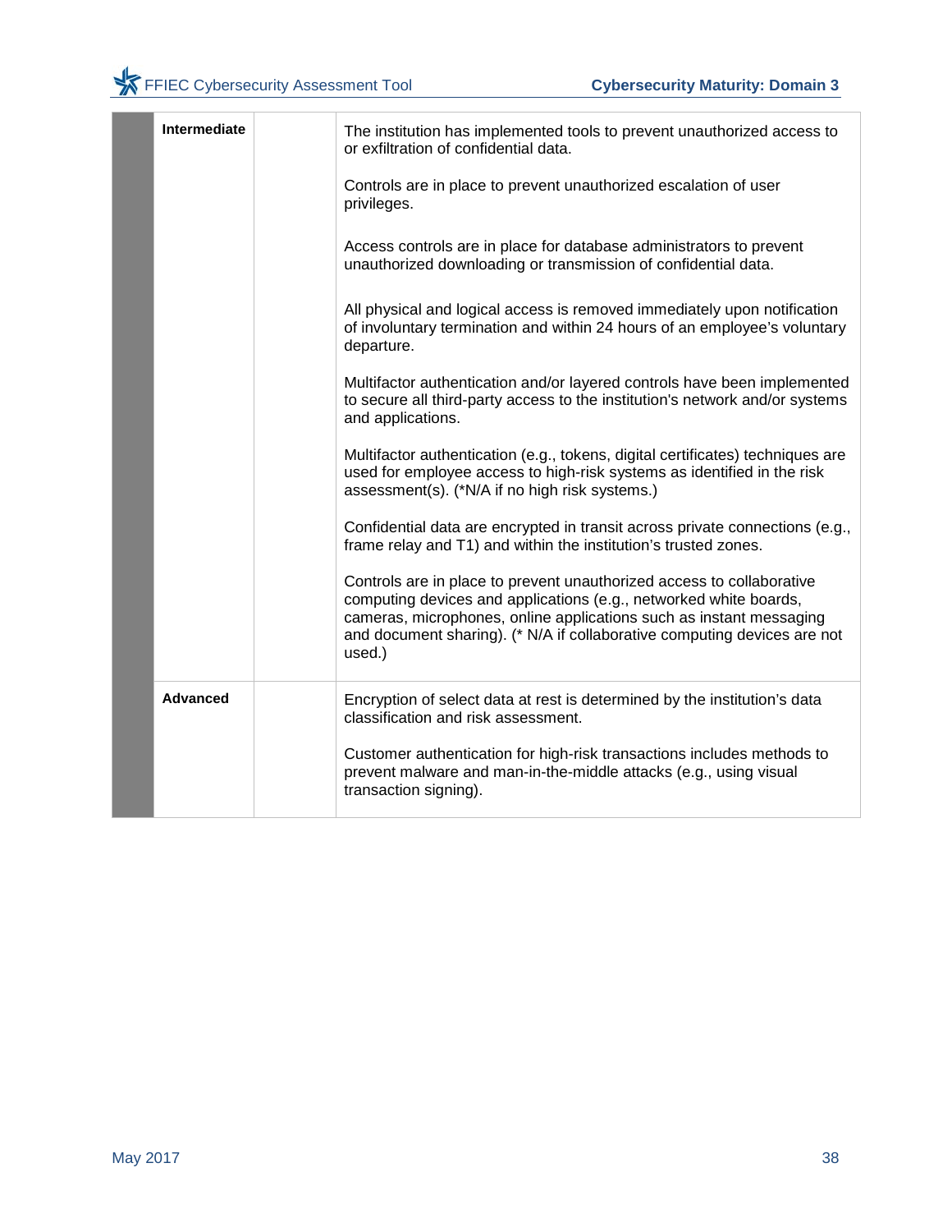| | | | |
|---|---|---|---|
| | **Intermediate** | | The institution has implemented tools to prevent unauthorized access to or exfiltration of confidential data.<br><br>Controls are in place to prevent unauthorized escalation of user privileges.<br><br>Access controls are in place for database administrators to prevent unauthorized downloading or transmission of confidential data.<br><br>All physical and logical access is removed immediately upon notification of involuntary termination and within 24 hours of an employee's voluntary departure.<br><br>Multifactor authentication and/or layered controls have been implemented to secure all third-party access to the institution's network and/or systems and applications.<br><br>Multifactor authentication (e.g., tokens, digital certificates) techniques are used for employee access to high-risk systems as identified in the risk assessment(s). (*N/A if no high risk systems.)<br><br>Confidential data are encrypted in transit across private connections (e.g., frame relay and T1) and within the institution's trusted zones.<br><br>Controls are in place to prevent unauthorized access to collaborative computing devices and applications (e.g., networked white boards, cameras, microphones, online applications such as instant messaging and document sharing). (* N/A if collaborative computing devices are not used.) |
| | **Advanced** | | Encryption of select data at rest is determined by the institution's data classification and risk assessment.<br><br>Customer authentication for high-risk transactions includes methods to prevent malware and man-in-the-middle attacks (e.g., using visual transaction signing). |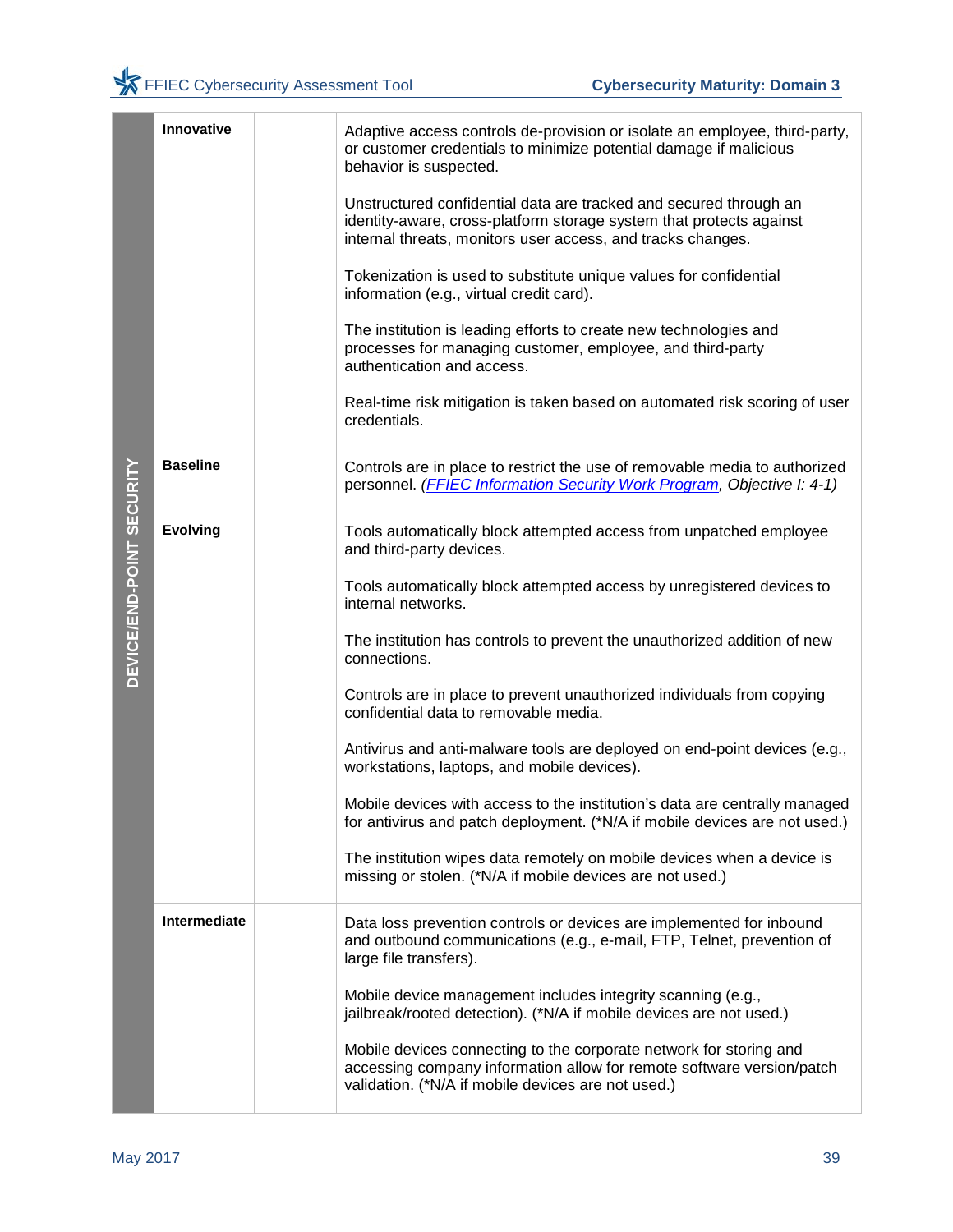| | | | |
|---|---|---|---|
| | **Innovative** | | Adaptive access controls de-provision or isolate an employee, third-party, or customer credentials to minimize potential damage if malicious behavior is suspected.<br><br>Unstructured confidential data are tracked and secured through an identity-aware, cross-platform storage system that protects against internal threats, monitors user access, and tracks changes.<br><br>Tokenization is used to substitute unique values for confidential information (e.g., virtual credit card).<br><br>The institution is leading efforts to create new technologies and processes for managing customer, employee, and third-party authentication and access.<br><br>Real-time risk mitigation is taken based on automated risk scoring of user credentials. |
| **DEVICE/END-POINT SECURITY** | **Baseline** | | Controls are in place to restrict the use of removable media to authorized personnel. *(FFIEC Information Security Work Program, Objective I: 4-1)* |
| | **Evolving** | | Tools automatically block attempted access from unpatched employee and third-party devices.<br><br>Tools automatically block attempted access by unregistered devices to internal networks.<br><br>The institution has controls to prevent the unauthorized addition of new connections.<br><br>Controls are in place to prevent unauthorized individuals from copying confidential data to removable media.<br><br>Antivirus and anti-malware tools are deployed on end-point devices (e.g., workstations, laptops, and mobile devices).<br><br>Mobile devices with access to the institution's data are centrally managed for antivirus and patch deployment. (*N/A if mobile devices are not used.)<br><br>The institution wipes data remotely on mobile devices when a device is missing or stolen. (*N/A if mobile devices are not used.) |
| | **Intermediate** | | Data loss prevention controls or devices are implemented for inbound and outbound communications (e.g., e-mail, FTP, Telnet, prevention of large file transfers).<br><br>Mobile device management includes integrity scanning (e.g., jailbreak/rooted detection). (*N/A if mobile devices are not used.)<br><br>Mobile devices connecting to the corporate network for storing and accessing company information allow for remote software version/patch validation. (*N/A if mobile devices are not used.) |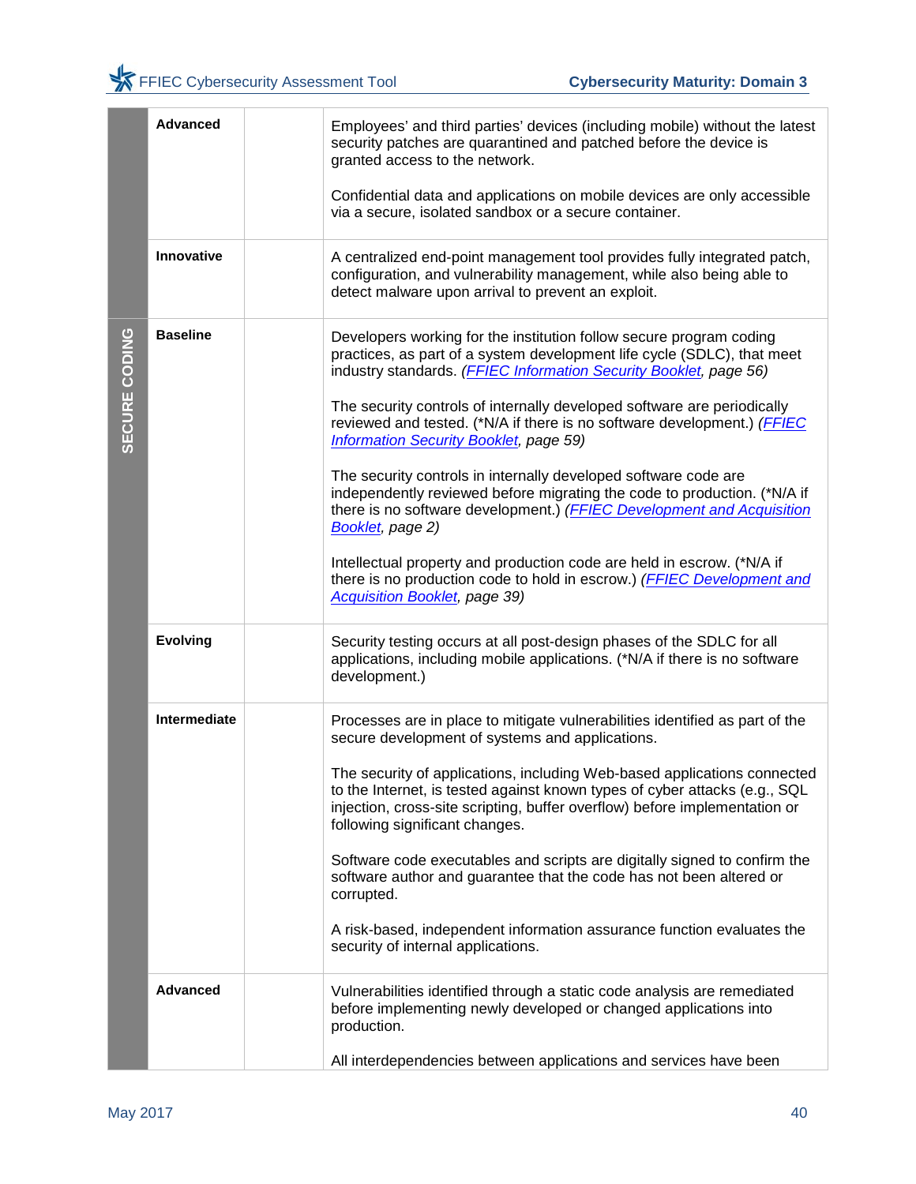| | | | |
|---|---|---|---|
| | **Advanced** | | Employees' and third parties' devices (including mobile) without the latest security patches are quarantined and patched before the device is granted access to the network.<br><br>Confidential data and applications on mobile devices are only accessible via a secure, isolated sandbox or a secure container. |
| | **Innovative** | | A centralized end-point management tool provides fully integrated patch, configuration, and vulnerability management, while also being able to detect malware upon arrival to prevent an exploit. |
| **SECURE CODING** | **Baseline** | | Developers working for the institution follow secure program coding practices, as part of a system development life cycle (SDLC), that meet industry standards. *(FFIEC Information Security Booklet, page 56)*<br><br>The security controls of internally developed software are periodically reviewed and tested. (*N/A if there is no software development.) *(FFIEC Information Security Booklet, page 59)*<br><br>The security controls in internally developed software code are independently reviewed before migrating the code to production. (*N/A if there is no software development.) *(FFIEC Development and Acquisition Booklet, page 2)*<br><br>Intellectual property and production code are held in escrow. (*N/A if there is no production code to hold in escrow.) *(FFIEC Development and Acquisition Booklet, page 39)* |
| | **Evolving** | | Security testing occurs at all post-design phases of the SDLC for all applications, including mobile applications. (*N/A if there is no software development.) |
| | **Intermediate** | | Processes are in place to mitigate vulnerabilities identified as part of the secure development of systems and applications.<br><br>The security of applications, including Web-based applications connected to the Internet, is tested against known types of cyber attacks (e.g., SQL injection, cross-site scripting, buffer overflow) before implementation or following significant changes.<br><br>Software code executables and scripts are digitally signed to confirm the software author and guarantee that the code has not been altered or corrupted.<br><br>A risk-based, independent information assurance function evaluates the security of internal applications. |
| | **Advanced** | | Vulnerabilities identified through a static code analysis are remediated before implementing newly developed or changed applications into production.<br><br>All interdependencies between applications and services have been |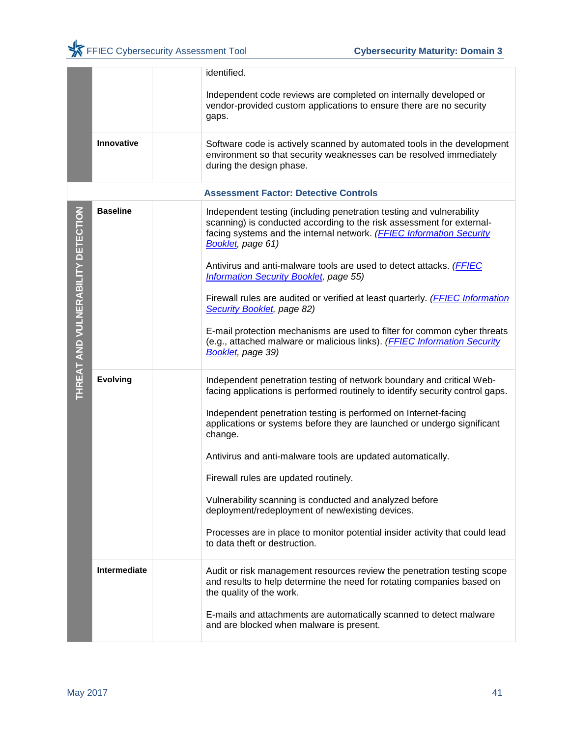| | | | |
|---|---|---|---|
| | | | identified.<br><br>Independent code reviews are completed on internally developed or vendor-provided custom applications to ensure there are no security gaps. |
| | **Innovative** | | Software code is actively scanned by automated tools in the development environment so that security weaknesses can be resolved immediately during the design phase. |
| | | | **Assessment Factor: Detective Controls** |
| **THREAT AND VULNERABILITY DETECTION** | **Baseline** | | Independent testing (including penetration testing and vulnerability scanning) is conducted according to the risk assessment for external-facing systems and the internal network. *(FFIEC Information Security Booklet, page 61)*<br><br>Antivirus and anti-malware tools are used to detect attacks. *(FFIEC Information Security Booklet, page 55)*<br><br>Firewall rules are audited or verified at least quarterly. *(FFIEC Information Security Booklet, page 82)*<br><br>E-mail protection mechanisms are used to filter for common cyber threats (e.g., attached malware or malicious links). *(FFIEC Information Security Booklet, page 39)* |
| | **Evolving** | | Independent penetration testing of network boundary and critical Web-facing applications is performed routinely to identify security control gaps.<br><br>Independent penetration testing is performed on Internet-facing applications or systems before they are launched or undergo significant change.<br><br>Antivirus and anti-malware tools are updated automatically.<br><br>Firewall rules are updated routinely.<br><br>Vulnerability scanning is conducted and analyzed before deployment/redeployment of new/existing devices.<br><br>Processes are in place to monitor potential insider activity that could lead to data theft or destruction. |
| | **Intermediate** | | Audit or risk management resources review the penetration testing scope and results to help determine the need for rotating companies based on the quality of the work.<br><br>E-mails and attachments are automatically scanned to detect malware and are blocked when malware is present. |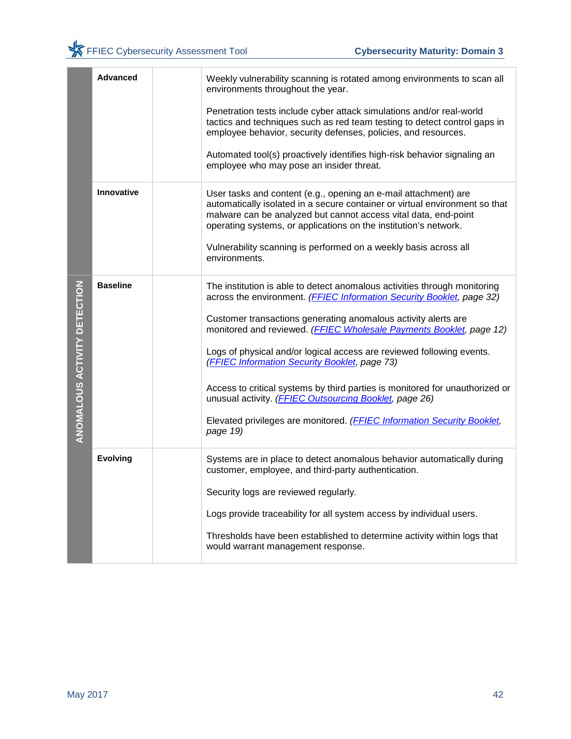| | | | |
|---|---|---|---|
| | **Advanced** | | Weekly vulnerability scanning is rotated among environments to scan all environments throughout the year.<br><br>Penetration tests include cyber attack simulations and/or real-world tactics and techniques such as red team testing to detect control gaps in employee behavior, security defenses, policies, and resources.<br><br>Automated tool(s) proactively identifies high-risk behavior signaling an employee who may pose an insider threat. |
| | **Innovative** | | User tasks and content (e.g., opening an e-mail attachment) are automatically isolated in a secure container or virtual environment so that malware can be analyzed but cannot access vital data, end-point operating systems, or applications on the institution's network.<br><br>Vulnerability scanning is performed on a weekly basis across all environments. |
| **ANOMALOUS ACTIVITY DETECTION** | **Baseline** | | The institution is able to detect anomalous activities through monitoring across the environment. *(FFIEC Information Security Booklet, page 32)*<br><br>Customer transactions generating anomalous activity alerts are monitored and reviewed. *(FFIEC Wholesale Payments Booklet, page 12)*<br><br>Logs of physical and/or logical access are reviewed following events. *(FFIEC Information Security Booklet, page 73)*<br><br>Access to critical systems by third parties is monitored for unauthorized or unusual activity. *(FFIEC Outsourcing Booklet, page 26)*<br><br>Elevated privileges are monitored. *(FFIEC Information Security Booklet, page 19)* |
| | **Evolving** | | Systems are in place to detect anomalous behavior automatically during customer, employee, and third-party authentication.<br><br>Security logs are reviewed regularly.<br><br>Logs provide traceability for all system access by individual users.<br><br>Thresholds have been established to determine activity within logs that would warrant management response. |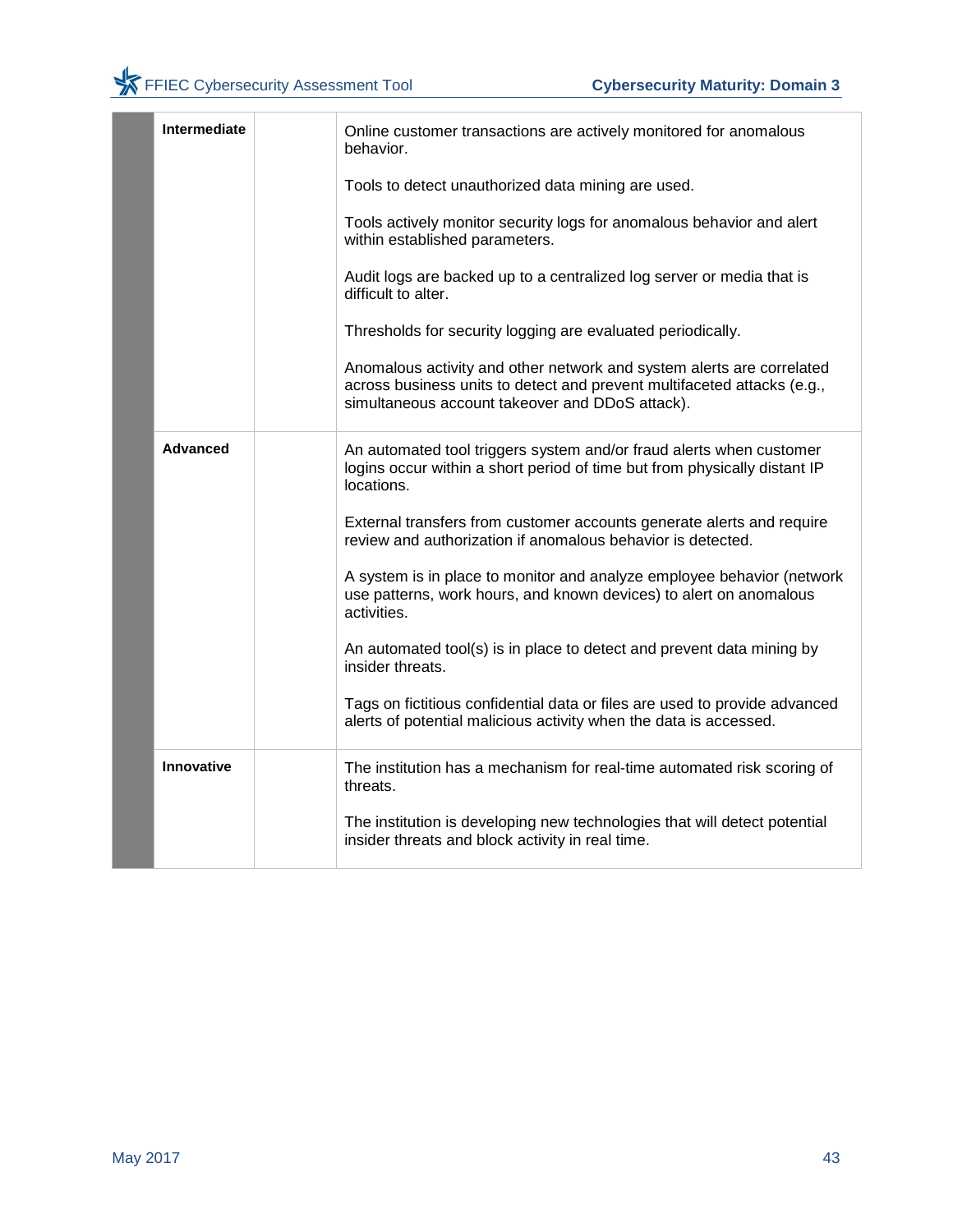| | | | |
|---|---|---|---|
| | **Intermediate** | | Online customer transactions are actively monitored for anomalous behavior.<br><br>Tools to detect unauthorized data mining are used.<br><br>Tools actively monitor security logs for anomalous behavior and alert within established parameters.<br><br>Audit logs are backed up to a centralized log server or media that is difficult to alter.<br><br>Thresholds for security logging are evaluated periodically.<br><br>Anomalous activity and other network and system alerts are correlated across business units to detect and prevent multifaceted attacks (e.g., simultaneous account takeover and DDoS attack). |
| | **Advanced** | | An automated tool triggers system and/or fraud alerts when customer logins occur within a short period of time but from physically distant IP locations.<br><br>External transfers from customer accounts generate alerts and require review and authorization if anomalous behavior is detected.<br><br>A system is in place to monitor and analyze employee behavior (network use patterns, work hours, and known devices) to alert on anomalous activities.<br><br>An automated tool(s) is in place to detect and prevent data mining by insider threats.<br><br>Tags on fictitious confidential data or files are used to provide advanced alerts of potential malicious activity when the data is accessed. |
| | **Innovative** | | The institution has a mechanism for real-time automated risk scoring of threats.<br><br>The institution is developing new technologies that will detect potential insider threats and block activity in real time. |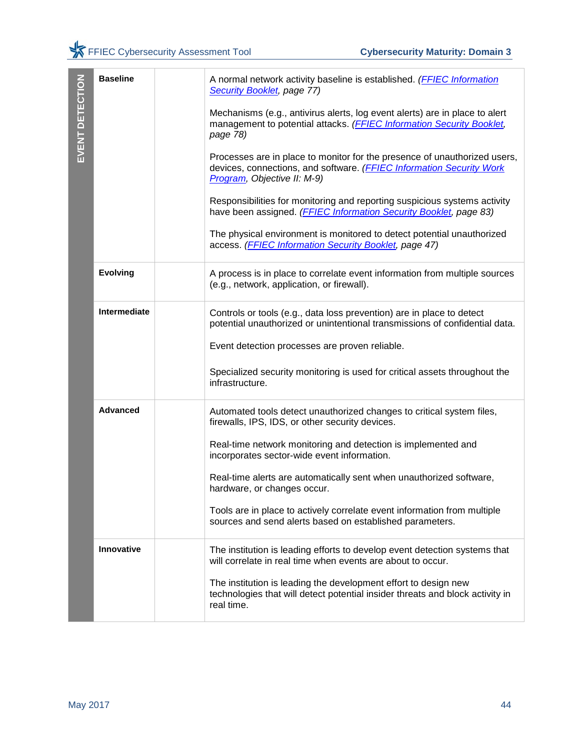| EVENT DETECTION | | | |
|---|---|---|---|
| | **Baseline** | | A normal network activity baseline is established. *(FFIEC Information Security Booklet, page 77)*<br><br>Mechanisms (e.g., antivirus alerts, log event alerts) are in place to alert management to potential attacks. *(FFIEC Information Security Booklet, page 78)*<br><br>Processes are in place to monitor for the presence of unauthorized users, devices, connections, and software. *(FFIEC Information Security Work Program, Objective II: M-9)*<br><br>Responsibilities for monitoring and reporting suspicious systems activity have been assigned. *(FFIEC Information Security Booklet, page 83)*<br><br>The physical environment is monitored to detect potential unauthorized access. *(FFIEC Information Security Booklet, page 47)* |
| | **Evolving** | | A process is in place to correlate event information from multiple sources (e.g., network, application, or firewall). |
| | **Intermediate** | | Controls or tools (e.g., data loss prevention) are in place to detect potential unauthorized or unintentional transmissions of confidential data.<br><br>Event detection processes are proven reliable.<br><br>Specialized security monitoring is used for critical assets throughout the infrastructure. |
| | **Advanced** | | Automated tools detect unauthorized changes to critical system files, firewalls, IPS, IDS, or other security devices.<br><br>Real-time network monitoring and detection is implemented and incorporates sector-wide event information.<br><br>Real-time alerts are automatically sent when unauthorized software, hardware, or changes occur.<br><br>Tools are in place to actively correlate event information from multiple sources and send alerts based on established parameters. |
| | **Innovative** | | The institution is leading efforts to develop event detection systems that will correlate in real time when events are about to occur.<br><br>The institution is leading the development effort to design new technologies that will detect potential insider threats and block activity in real time. |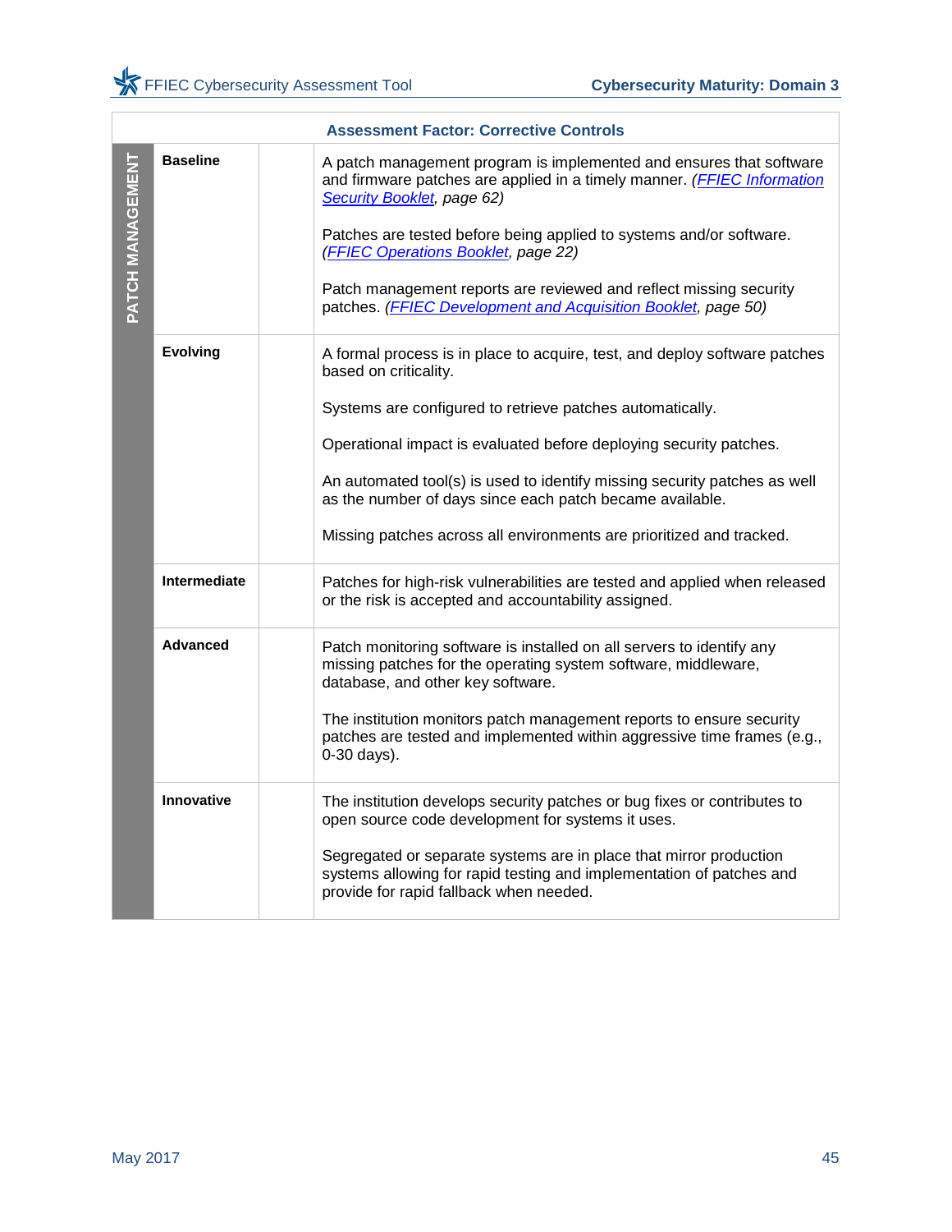| Assessment Factor: Corrective Controls | | | |
|---|---|---|---|
| **PATCH MANAGEMENT** | **Baseline** | | A patch management program is implemented and ensures that software and firmware patches are applied in a timely manner. *(FFIEC Information Security Booklet, page 62)*<br><br>Patches are tested before being applied to systems and/or software. *(FFIEC Operations Booklet, page 22)*<br><br>Patch management reports are reviewed and reflect missing security patches. *(FFIEC Development and Acquisition Booklet, page 50)* |
| | **Evolving** | | A formal process is in place to acquire, test, and deploy software patches based on criticality.<br><br>Systems are configured to retrieve patches automatically.<br><br>Operational impact is evaluated before deploying security patches.<br><br>An automated tool(s) is used to identify missing security patches as well as the number of days since each patch became available.<br><br>Missing patches across all environments are prioritized and tracked. |
| | **Intermediate** | | Patches for high-risk vulnerabilities are tested and applied when released or the risk is accepted and accountability assigned. |
| | **Advanced** | | Patch monitoring software is installed on all servers to identify any missing patches for the operating system software, middleware, database, and other key software.<br><br>The institution monitors patch management reports to ensure security patches are tested and implemented within aggressive time frames (e.g., 0-30 days). |
| | **Innovative** | | The institution develops security patches or bug fixes or contributes to open source code development for systems it uses.<br><br>Segregated or separate systems are in place that mirror production systems allowing for rapid testing and implementation of patches and provide for rapid fallback when needed. |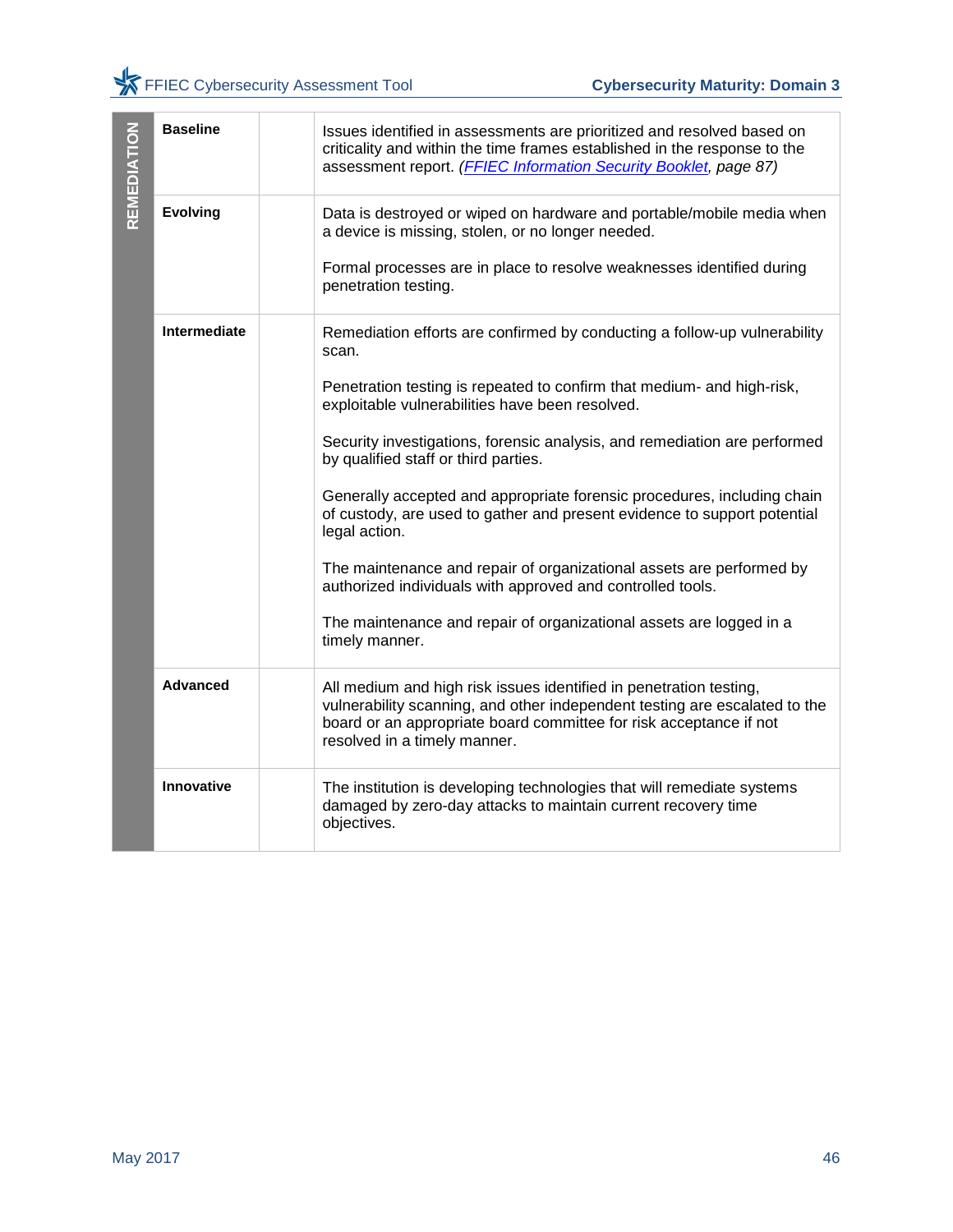| REMEDIATION | | | |
|---|---|---|---|
| | **Baseline** | | Issues identified in assessments are prioritized and resolved based on criticality and within the time frames established in the response to the assessment report. *(FFIEC Information Security Booklet, page 87)* |
| | **Evolving** | | Data is destroyed or wiped on hardware and portable/mobile media when a device is missing, stolen, or no longer needed.<br><br>Formal processes are in place to resolve weaknesses identified during penetration testing. |
| | **Intermediate** | | Remediation efforts are confirmed by conducting a follow-up vulnerability scan.<br><br>Penetration testing is repeated to confirm that medium- and high-risk, exploitable vulnerabilities have been resolved.<br><br>Security investigations, forensic analysis, and remediation are performed by qualified staff or third parties.<br><br>Generally accepted and appropriate forensic procedures, including chain of custody, are used to gather and present evidence to support potential legal action.<br><br>The maintenance and repair of organizational assets are performed by authorized individuals with approved and controlled tools.<br><br>The maintenance and repair of organizational assets are logged in a timely manner. |
| | **Advanced** | | All medium and high risk issues identified in penetration testing, vulnerability scanning, and other independent testing are escalated to the board or an appropriate board committee for risk acceptance if not resolved in a timely manner. |
| | **Innovative** | | The institution is developing technologies that will remediate systems damaged by zero-day attacks to maintain current recovery time objectives. |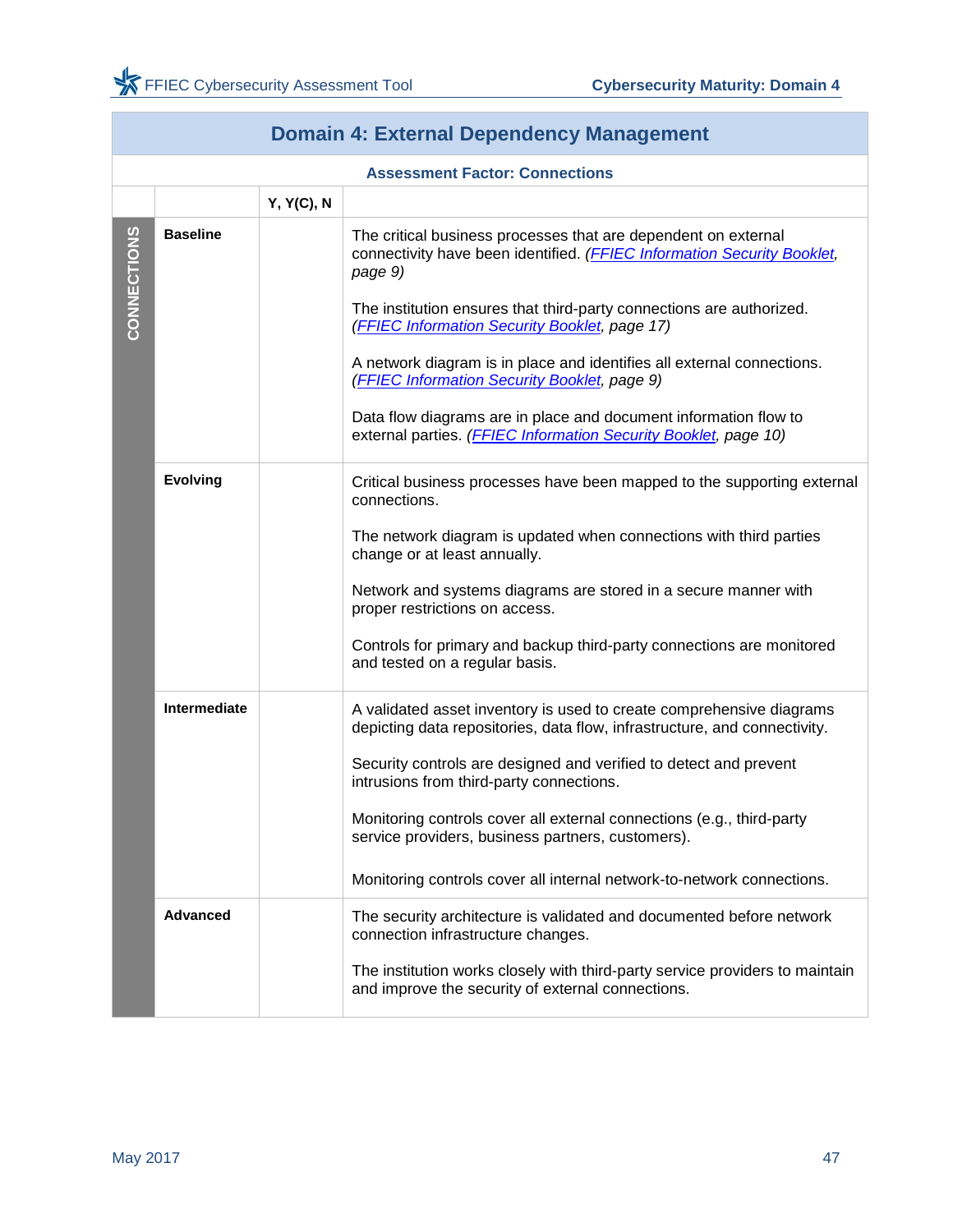## Domain 4: External Dependency Management

### Assessment Factor: Connections

| | | Y, Y(C), N | |
|---|---|---|---|
| CONNECTIONS | **Baseline** | | The critical business processes that are dependent on external connectivity have been identified. *(FFIEC Information Security Booklet, page 9)* |
| | | | The institution ensures that third-party connections are authorized. *(FFIEC Information Security Booklet, page 17)* |
| | | | A network diagram is in place and identifies all external connections. *(FFIEC Information Security Booklet, page 9)* |
| | | | Data flow diagrams are in place and document information flow to external parties. *(FFIEC Information Security Booklet, page 10)* |
| | **Evolving** | | Critical business processes have been mapped to the supporting external connections. |
| | | | The network diagram is updated when connections with third parties change or at least annually. |
| | | | Network and systems diagrams are stored in a secure manner with proper restrictions on access. |
| | | | Controls for primary and backup third-party connections are monitored and tested on a regular basis. |
| | **Intermediate** | | A validated asset inventory is used to create comprehensive diagrams depicting data repositories, data flow, infrastructure, and connectivity. |
| | | | Security controls are designed and verified to detect and prevent intrusions from third-party connections. |
| | | | Monitoring controls cover all external connections (e.g., third-party service providers, business partners, customers). |
| | | | Monitoring controls cover all internal network-to-network connections. |
| | **Advanced** | | The security architecture is validated and documented before network connection infrastructure changes. |
| | | | The institution works closely with third-party service providers to maintain and improve the security of external connections. |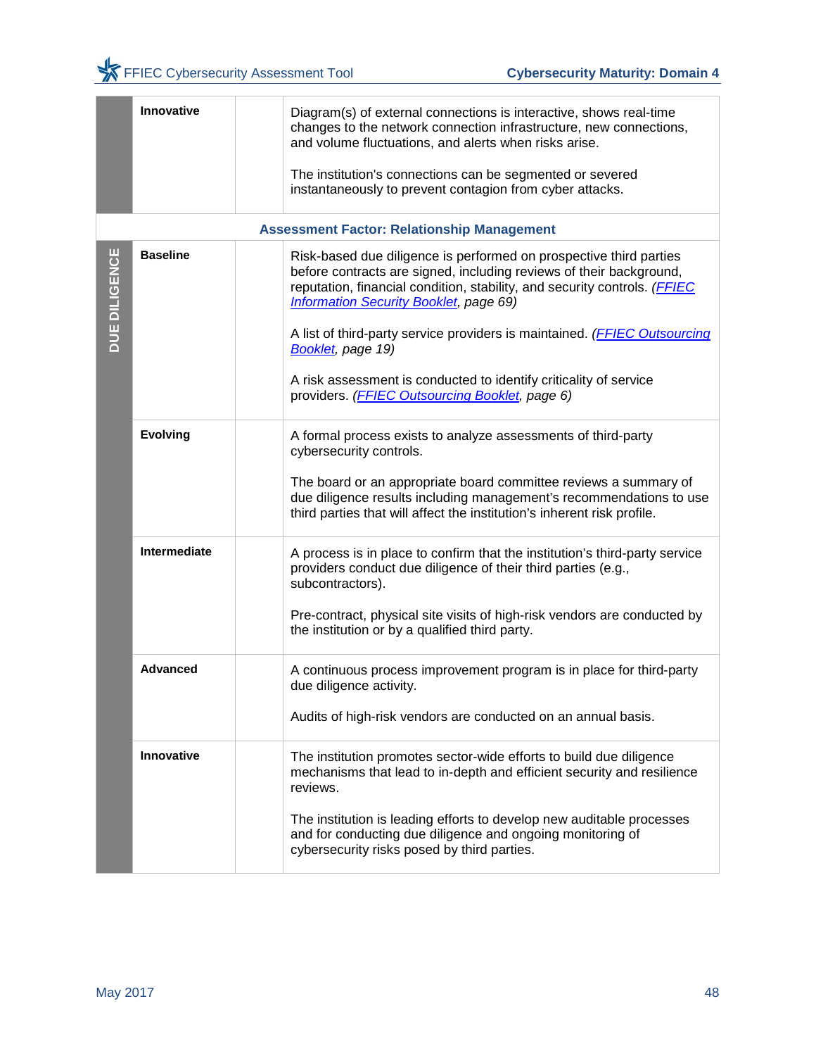| | | | |
|---|---|---|---|
| | **Innovative** | | Diagram(s) of external connections is interactive, shows real-time changes to the network connection infrastructure, new connections, and volume fluctuations, and alerts when risks arise.<br><br>The institution's connections can be segmented or severed instantaneously to prevent contagion from cyber attacks. |
| **Assessment Factor: Relationship Management** | | | |
| **DUE DILIGENCE** | **Baseline** | | Risk-based due diligence is performed on prospective third parties before contracts are signed, including reviews of their background, reputation, financial condition, stability, and security controls. *(FFIEC Information Security Booklet, page 69)*<br><br>A list of third-party service providers is maintained. *(FFIEC Outsourcing Booklet, page 19)*<br><br>A risk assessment is conducted to identify criticality of service providers. *(FFIEC Outsourcing Booklet, page 6)* |
| | **Evolving** | | A formal process exists to analyze assessments of third-party cybersecurity controls.<br><br>The board or an appropriate board committee reviews a summary of due diligence results including management's recommendations to use third parties that will affect the institution's inherent risk profile. |
| | **Intermediate** | | A process is in place to confirm that the institution's third-party service providers conduct due diligence of their third parties (e.g., subcontractors).<br><br>Pre-contract, physical site visits of high-risk vendors are conducted by the institution or by a qualified third party. |
| | **Advanced** | | A continuous process improvement program is in place for third-party due diligence activity.<br><br>Audits of high-risk vendors are conducted on an annual basis. |
| | **Innovative** | | The institution promotes sector-wide efforts to build due diligence mechanisms that lead to in-depth and efficient security and resilience reviews.<br><br>The institution is leading efforts to develop new auditable processes and for conducting due diligence and ongoing monitoring of cybersecurity risks posed by third parties. |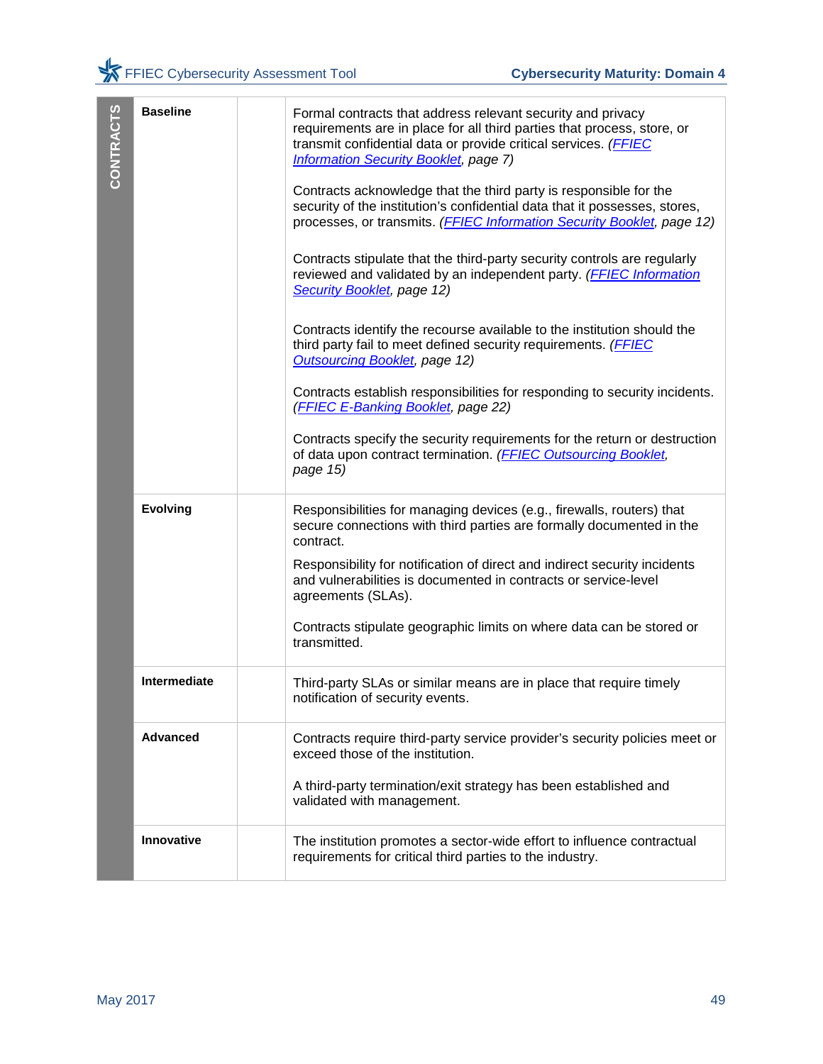| CONTRACTS | | | |
|---|---|---|---|
| | **Baseline** | | Formal contracts that address relevant security and privacy requirements are in place for all third parties that process, store, or transmit confidential data or provide critical services. *(FFIEC Information Security Booklet, page 7)*<br><br>Contracts acknowledge that the third party is responsible for the security of the institution's confidential data that it possesses, stores, processes, or transmits. *(FFIEC Information Security Booklet, page 12)*<br><br>Contracts stipulate that the third-party security controls are regularly reviewed and validated by an independent party. *(FFIEC Information Security Booklet, page 12)*<br><br>Contracts identify the recourse available to the institution should the third party fail to meet defined security requirements. *(FFIEC Outsourcing Booklet, page 12)*<br><br>Contracts establish responsibilities for responding to security incidents. *(FFIEC E-Banking Booklet, page 22)*<br><br>Contracts specify the security requirements for the return or destruction of data upon contract termination. *(FFIEC Outsourcing Booklet, page 15)* |
| | **Evolving** | | Responsibilities for managing devices (e.g., firewalls, routers) that secure connections with third parties are formally documented in the contract.<br><br>Responsibility for notification of direct and indirect security incidents and vulnerabilities is documented in contracts or service-level agreements (SLAs).<br><br>Contracts stipulate geographic limits on where data can be stored or transmitted. |
| | **Intermediate** | | Third-party SLAs or similar means are in place that require timely notification of security events. |
| | **Advanced** | | Contracts require third-party service provider's security policies meet or exceed those of the institution.<br><br>A third-party termination/exit strategy has been established and validated with management. |
| | **Innovative** | | The institution promotes a sector-wide effort to influence contractual requirements for critical third parties to the industry. |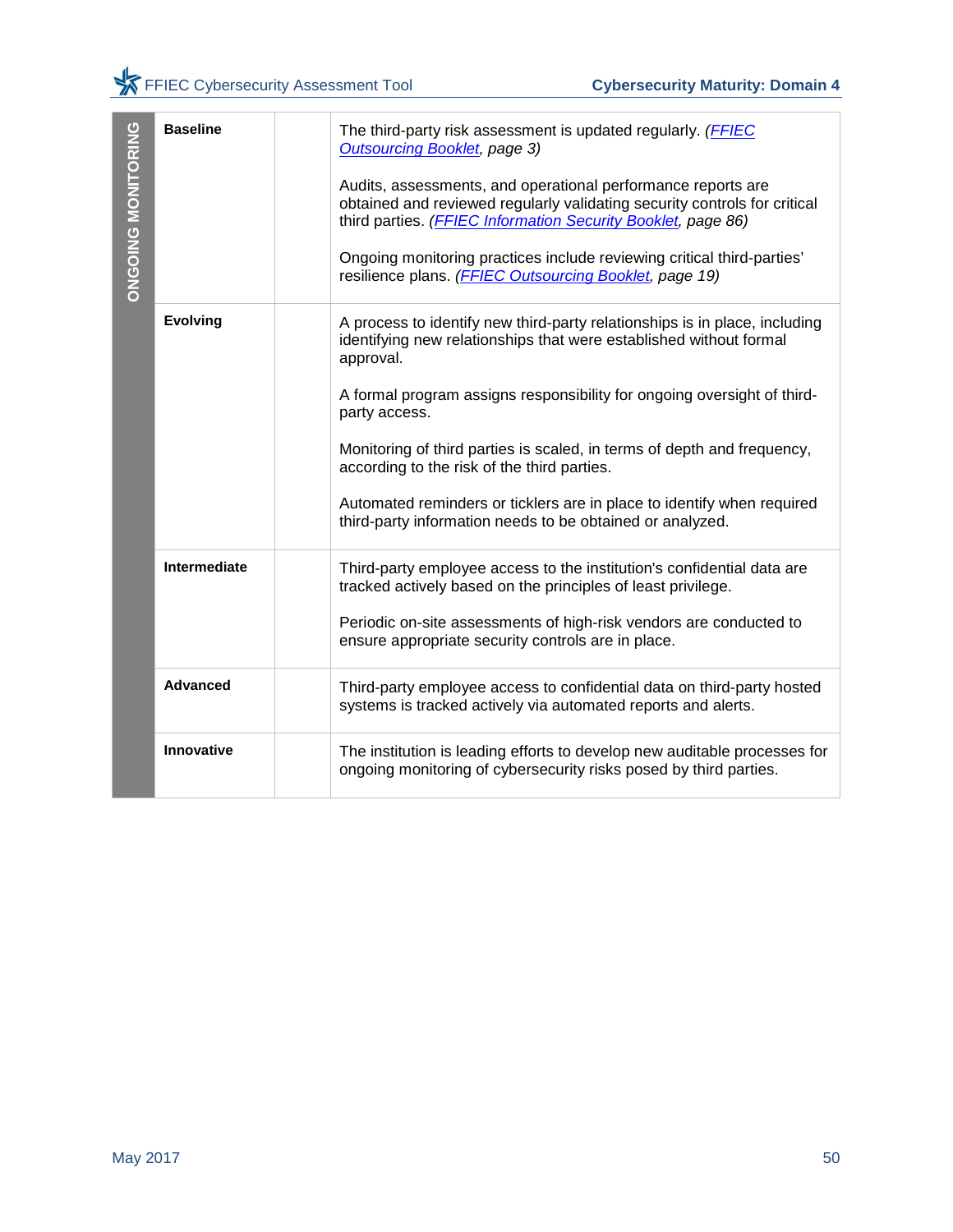| ONGOING MONITORING | | | |
|---|---|---|---|
| | **Baseline** | | The third-party risk assessment is updated regularly. *(FFIEC Outsourcing Booklet, page 3)*<br><br>Audits, assessments, and operational performance reports are obtained and reviewed regularly validating security controls for critical third parties. *(FFIEC Information Security Booklet, page 86)*<br><br>Ongoing monitoring practices include reviewing critical third-parties' resilience plans. *(FFIEC Outsourcing Booklet, page 19)* |
| | **Evolving** | | A process to identify new third-party relationships is in place, including identifying new relationships that were established without formal approval.<br><br>A formal program assigns responsibility for ongoing oversight of third-party access.<br><br>Monitoring of third parties is scaled, in terms of depth and frequency, according to the risk of the third parties.<br><br>Automated reminders or ticklers are in place to identify when required third-party information needs to be obtained or analyzed. |
| | **Intermediate** | | Third-party employee access to the institution's confidential data are tracked actively based on the principles of least privilege.<br><br>Periodic on-site assessments of high-risk vendors are conducted to ensure appropriate security controls are in place. |
| | **Advanced** | | Third-party employee access to confidential data on third-party hosted systems is tracked actively via automated reports and alerts. |
| | **Innovative** | | The institution is leading efforts to develop new auditable processes for ongoing monitoring of cybersecurity risks posed by third parties. |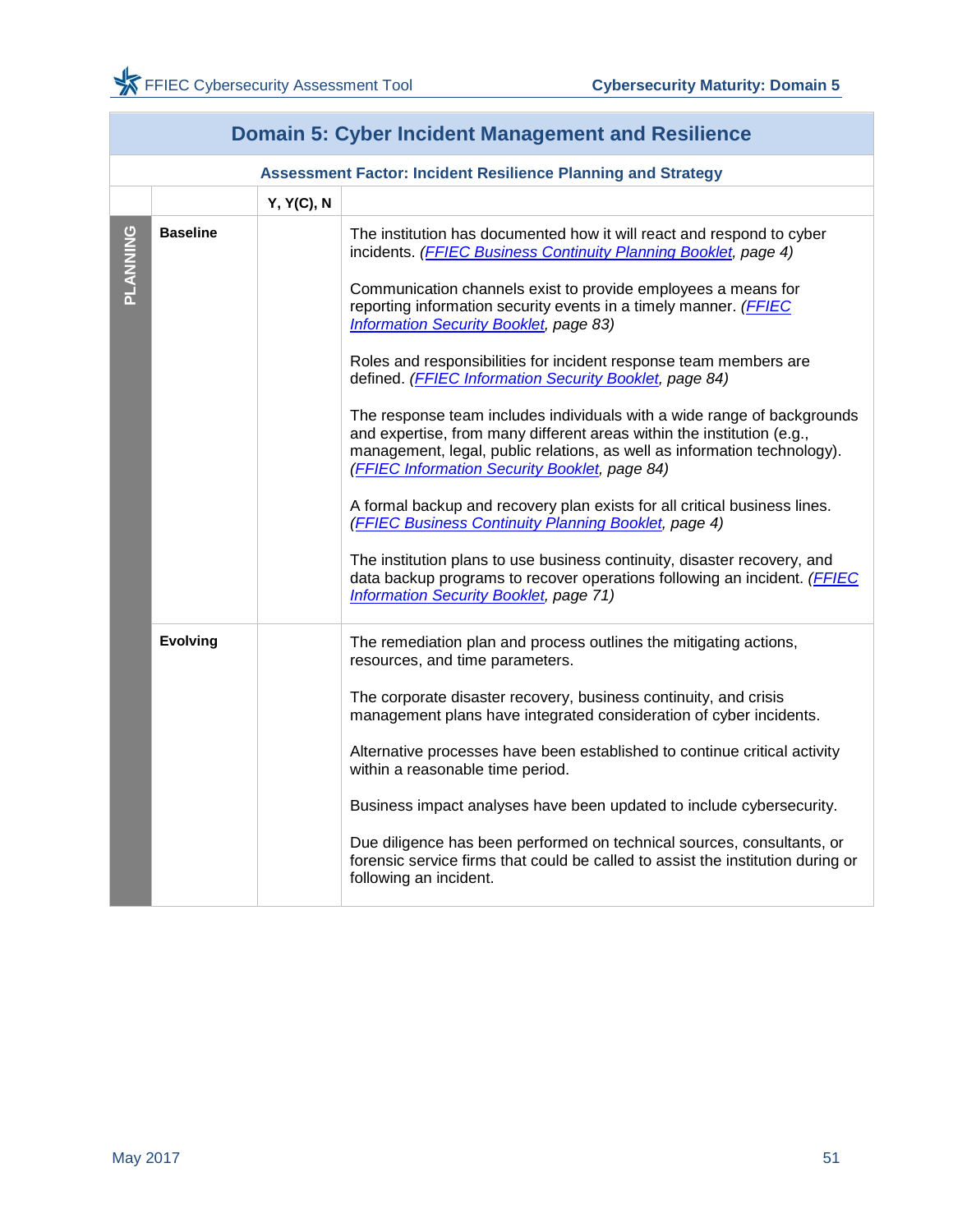## Domain 5: Cyber Incident Management and Resilience

### Assessment Factor: Incident Resilience Planning and Strategy

| | | Y, Y(C), N | |
|---|---|---|---|
| PLANNING | **Baseline** | | The institution has documented how it will react and respond to cyber incidents. *(FFIEC Business Continuity Planning Booklet, page 4)*<br><br>Communication channels exist to provide employees a means for reporting information security events in a timely manner. *(FFIEC Information Security Booklet, page 83)*<br><br>Roles and responsibilities for incident response team members are defined. *(FFIEC Information Security Booklet, page 84)*<br><br>The response team includes individuals with a wide range of backgrounds and expertise, from many different areas within the institution (e.g., management, legal, public relations, as well as information technology). *(FFIEC Information Security Booklet, page 84)*<br><br>A formal backup and recovery plan exists for all critical business lines. *(FFIEC Business Continuity Planning Booklet, page 4)*<br><br>The institution plans to use business continuity, disaster recovery, and data backup programs to recover operations following an incident. *(FFIEC Information Security Booklet, page 71)* |
| | **Evolving** | | The remediation plan and process outlines the mitigating actions, resources, and time parameters.<br><br>The corporate disaster recovery, business continuity, and crisis management plans have integrated consideration of cyber incidents.<br><br>Alternative processes have been established to continue critical activity within a reasonable time period.<br><br>Business impact analyses have been updated to include cybersecurity.<br><br>Due diligence has been performed on technical sources, consultants, or forensic service firms that could be called to assist the institution during or following an incident. |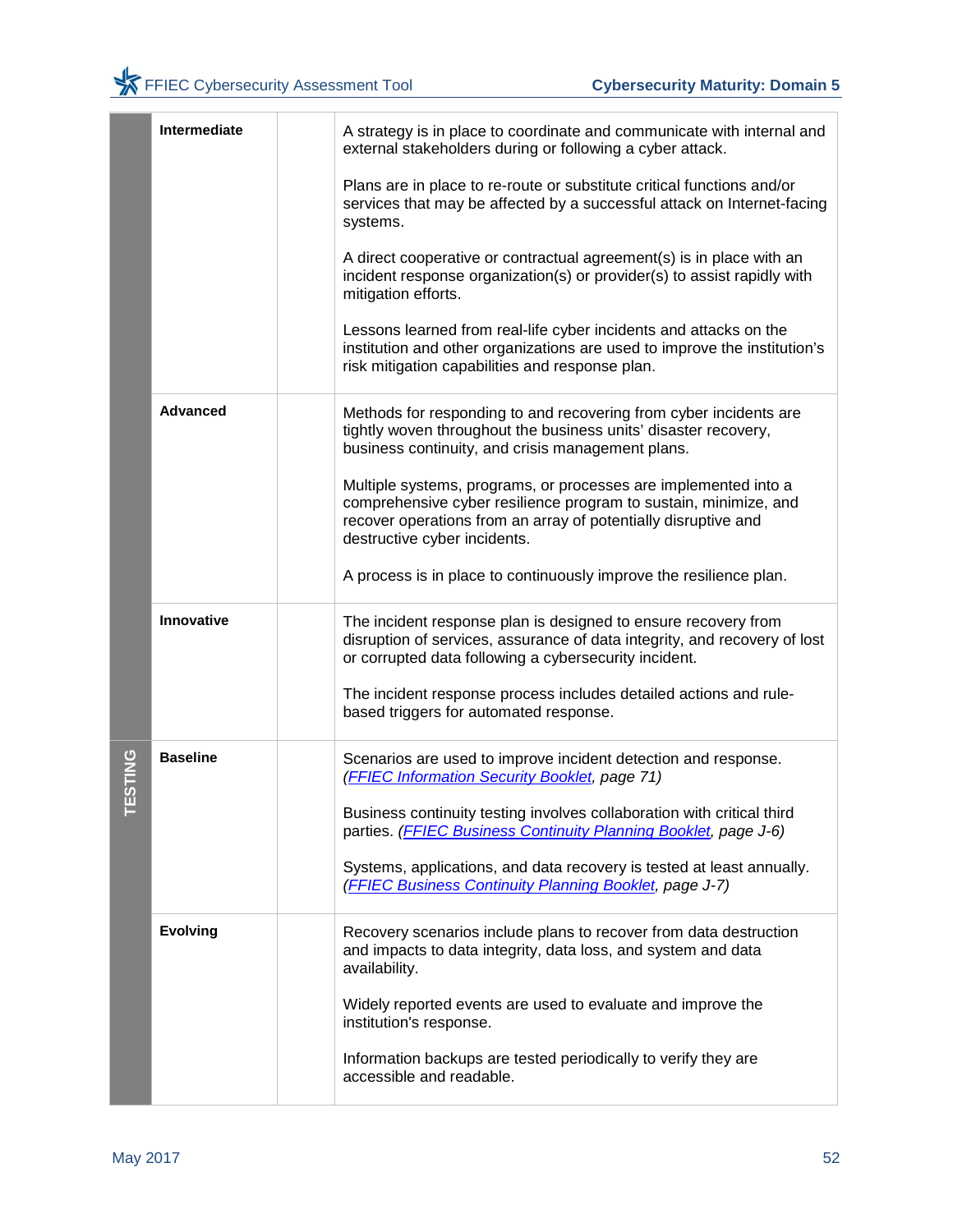|  | Maturity Level |  | Declarative Statement |
|---|---|---|---|
|  | **Intermediate** |  | A strategy is in place to coordinate and communicate with internal and external stakeholders during or following a cyber attack.<br><br>Plans are in place to re-route or substitute critical functions and/or services that may be affected by a successful attack on Internet-facing systems.<br><br>A direct cooperative or contractual agreement(s) is in place with an incident response organization(s) or provider(s) to assist rapidly with mitigation efforts.<br><br>Lessons learned from real-life cyber incidents and attacks on the institution and other organizations are used to improve the institution's risk mitigation capabilities and response plan. |
|  | **Advanced** |  | Methods for responding to and recovering from cyber incidents are tightly woven throughout the business units' disaster recovery, business continuity, and crisis management plans.<br><br>Multiple systems, programs, or processes are implemented into a comprehensive cyber resilience program to sustain, minimize, and recover operations from an array of potentially disruptive and destructive cyber incidents.<br><br>A process is in place to continuously improve the resilience plan. |
|  | **Innovative** |  | The incident response plan is designed to ensure recovery from disruption of services, assurance of data integrity, and recovery of lost or corrupted data following a cybersecurity incident.<br><br>The incident response process includes detailed actions and rule-based triggers for automated response. |
| **TESTING** | **Baseline** |  | Scenarios are used to improve incident detection and response. *(FFIEC Information Security Booklet, page 71)*<br><br>Business continuity testing involves collaboration with critical third parties. *(FFIEC Business Continuity Planning Booklet, page J-6)*<br><br>Systems, applications, and data recovery is tested at least annually. *(FFIEC Business Continuity Planning Booklet, page J-7)* |
|  | **Evolving** |  | Recovery scenarios include plans to recover from data destruction and impacts to data integrity, data loss, and system and data availability.<br><br>Widely reported events are used to evaluate and improve the institution's response.<br><br>Information backups are tested periodically to verify they are accessible and readable. |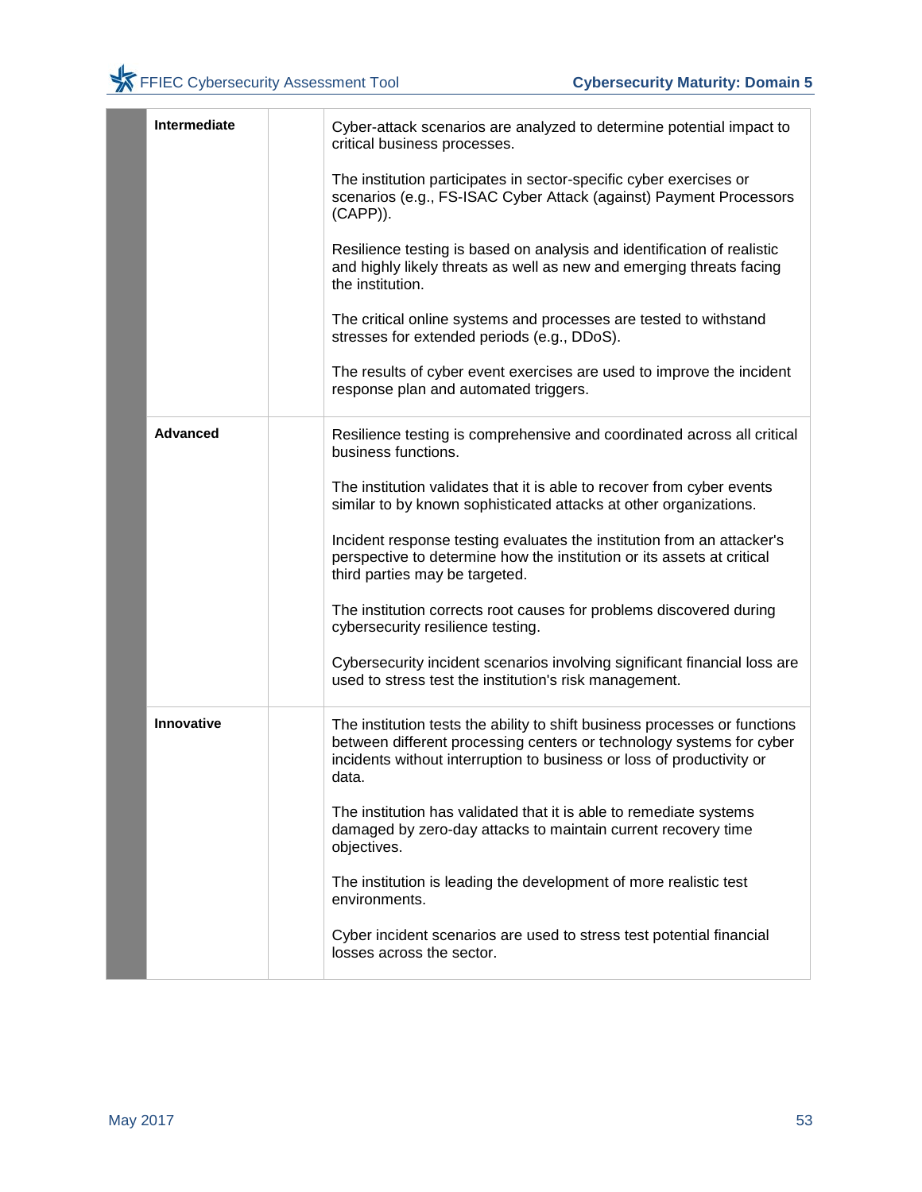| | | | |
|---|---|---|---|
| | **Intermediate** | | Cyber-attack scenarios are analyzed to determine potential impact to critical business processes.<br><br>The institution participates in sector-specific cyber exercises or scenarios (e.g., FS-ISAC Cyber Attack (against) Payment Processors (CAPP)).<br><br>Resilience testing is based on analysis and identification of realistic and highly likely threats as well as new and emerging threats facing the institution.<br><br>The critical online systems and processes are tested to withstand stresses for extended periods (e.g., DDoS).<br><br>The results of cyber event exercises are used to improve the incident response plan and automated triggers. |
| | **Advanced** | | Resilience testing is comprehensive and coordinated across all critical business functions.<br><br>The institution validates that it is able to recover from cyber events similar to by known sophisticated attacks at other organizations.<br><br>Incident response testing evaluates the institution from an attacker's perspective to determine how the institution or its assets at critical third parties may be targeted.<br><br>The institution corrects root causes for problems discovered during cybersecurity resilience testing.<br><br>Cybersecurity incident scenarios involving significant financial loss are used to stress test the institution's risk management. |
| | **Innovative** | | The institution tests the ability to shift business processes or functions between different processing centers or technology systems for cyber incidents without interruption to business or loss of productivity or data.<br><br>The institution has validated that it is able to remediate systems damaged by zero-day attacks to maintain current recovery time objectives.<br><br>The institution is leading the development of more realistic test environments.<br><br>Cyber incident scenarios are used to stress test potential financial losses across the sector. |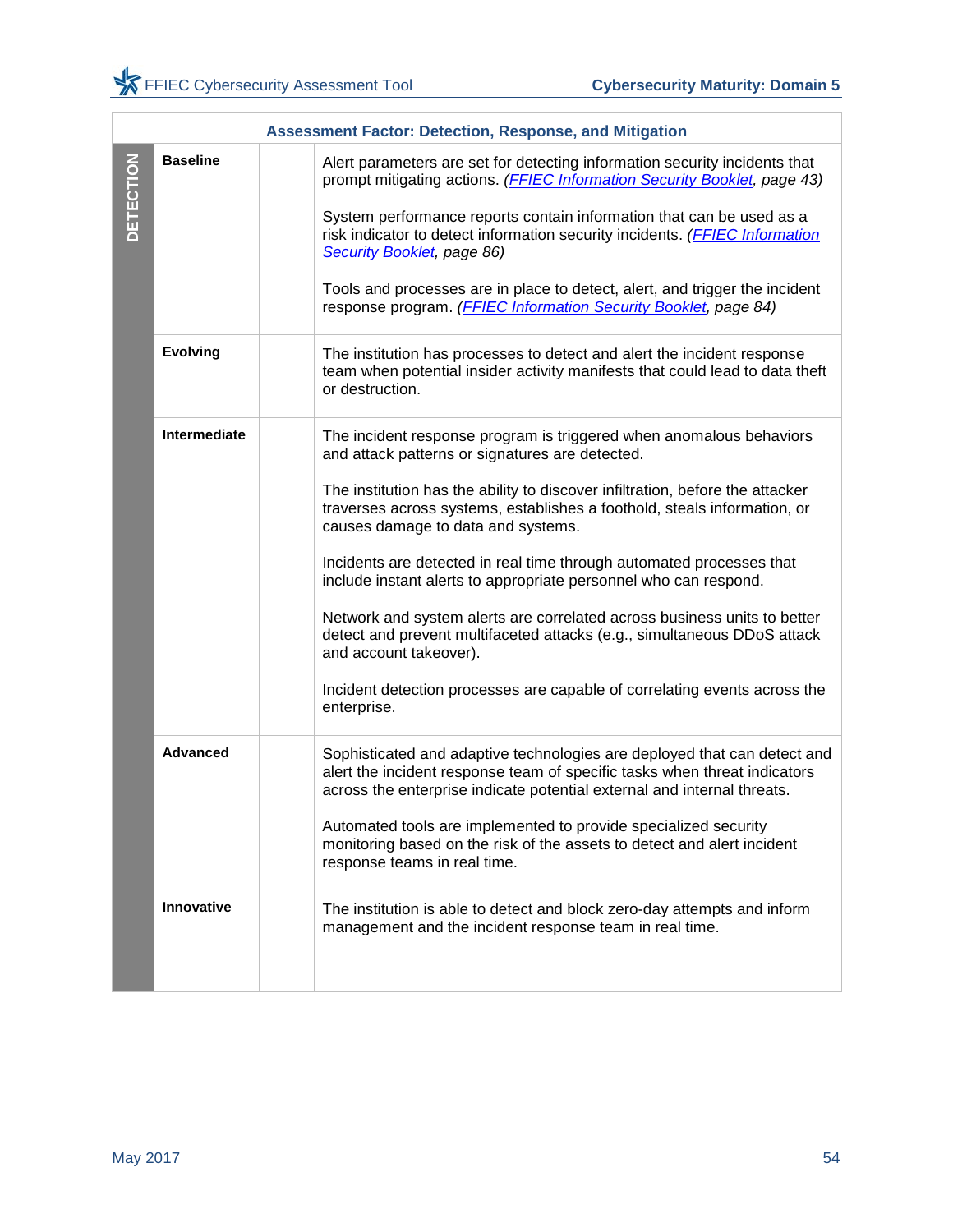| Assessment Factor: Detection, Response, and Mitigation | | | |
|---|---|---|---|
| DETECTION | **Baseline** | | Alert parameters are set for detecting information security incidents that prompt mitigating actions. *(FFIEC Information Security Booklet, page 43)*<br><br>System performance reports contain information that can be used as a risk indicator to detect information security incidents. *(FFIEC Information Security Booklet, page 86)*<br><br>Tools and processes are in place to detect, alert, and trigger the incident response program. *(FFIEC Information Security Booklet, page 84)* |
| | **Evolving** | | The institution has processes to detect and alert the incident response team when potential insider activity manifests that could lead to data theft or destruction. |
| | **Intermediate** | | The incident response program is triggered when anomalous behaviors and attack patterns or signatures are detected.<br><br>The institution has the ability to discover infiltration, before the attacker traverses across systems, establishes a foothold, steals information, or causes damage to data and systems.<br><br>Incidents are detected in real time through automated processes that include instant alerts to appropriate personnel who can respond.<br><br>Network and system alerts are correlated across business units to better detect and prevent multifaceted attacks (e.g., simultaneous DDoS attack and account takeover).<br><br>Incident detection processes are capable of correlating events across the enterprise. |
| | **Advanced** | | Sophisticated and adaptive technologies are deployed that can detect and alert the incident response team of specific tasks when threat indicators across the enterprise indicate potential external and internal threats.<br><br>Automated tools are implemented to provide specialized security monitoring based on the risk of the assets to detect and alert incident response teams in real time. |
| | **Innovative** | | The institution is able to detect and block zero-day attempts and inform management and the incident response team in real time. |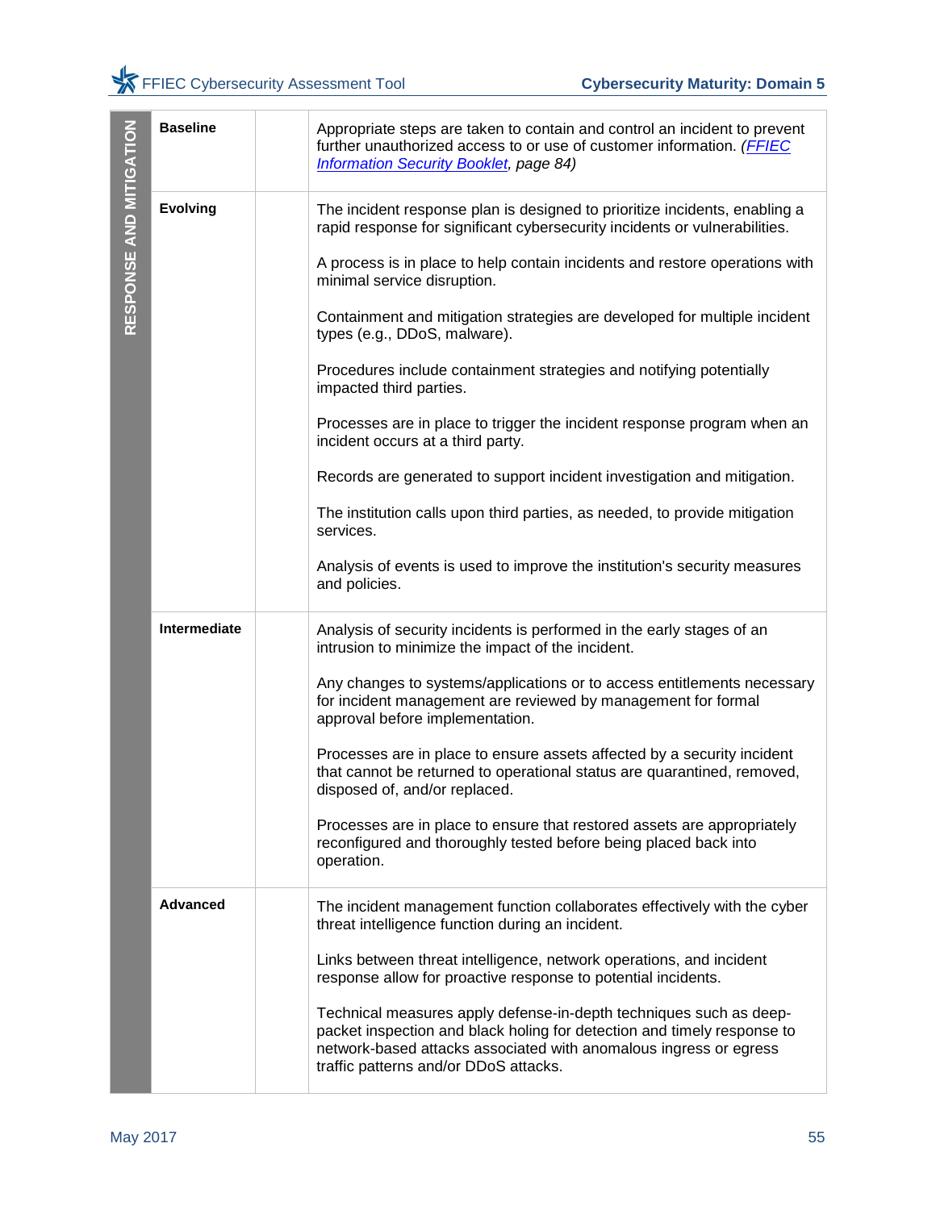| RESPONSE AND MITIGATION | | | |
|---|---|---|---|
| | **Baseline** | | Appropriate steps are taken to contain and control an incident to prevent further unauthorized access to or use of customer information. *(FFIEC Information Security Booklet, page 84)* |
| | **Evolving** | | The incident response plan is designed to prioritize incidents, enabling a rapid response for significant cybersecurity incidents or vulnerabilities.<br><br>A process is in place to help contain incidents and restore operations with minimal service disruption.<br><br>Containment and mitigation strategies are developed for multiple incident types (e.g., DDoS, malware).<br><br>Procedures include containment strategies and notifying potentially impacted third parties.<br><br>Processes are in place to trigger the incident response program when an incident occurs at a third party.<br><br>Records are generated to support incident investigation and mitigation.<br><br>The institution calls upon third parties, as needed, to provide mitigation services.<br><br>Analysis of events is used to improve the institution's security measures and policies. |
| | **Intermediate** | | Analysis of security incidents is performed in the early stages of an intrusion to minimize the impact of the incident.<br><br>Any changes to systems/applications or to access entitlements necessary for incident management are reviewed by management for formal approval before implementation.<br><br>Processes are in place to ensure assets affected by a security incident that cannot be returned to operational status are quarantined, removed, disposed of, and/or replaced.<br><br>Processes are in place to ensure that restored assets are appropriately reconfigured and thoroughly tested before being placed back into operation. |
| | **Advanced** | | The incident management function collaborates effectively with the cyber threat intelligence function during an incident.<br><br>Links between threat intelligence, network operations, and incident response allow for proactive response to potential incidents.<br><br>Technical measures apply defense-in-depth techniques such as deep-packet inspection and black holing for detection and timely response to network-based attacks associated with anomalous ingress or egress traffic patterns and/or DDoS attacks. |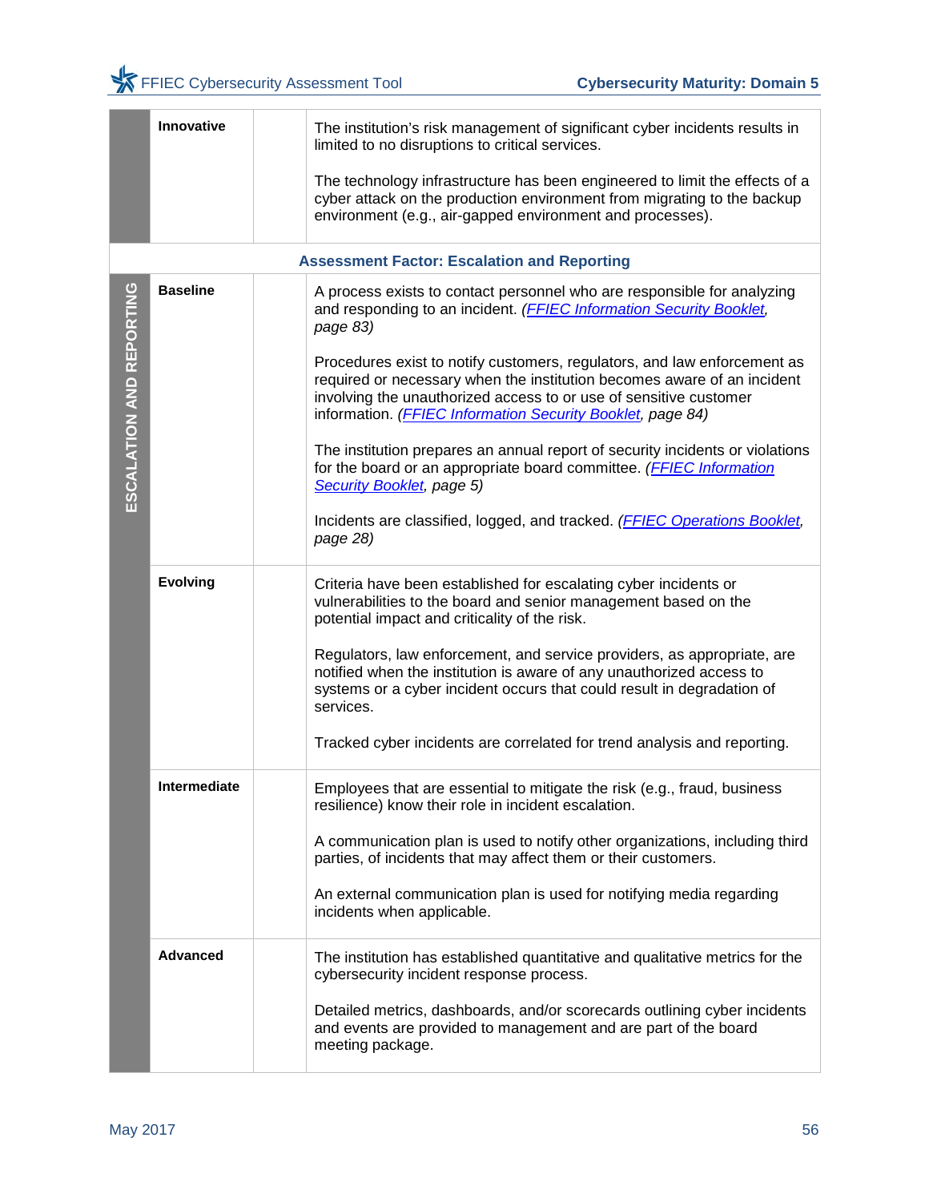| | | | |
|---|---|---|---|
| | **Innovative** | | The institution's risk management of significant cyber incidents results in limited to no disruptions to critical services.<br><br>The technology infrastructure has been engineered to limit the effects of a cyber attack on the production environment from migrating to the backup environment (e.g., air-gapped environment and processes). |
| **Assessment Factor: Escalation and Reporting** | | | |
| ESCALATION AND REPORTING | **Baseline** | | A process exists to contact personnel who are responsible for analyzing and responding to an incident. *(FFIEC Information Security Booklet, page 83)*<br><br>Procedures exist to notify customers, regulators, and law enforcement as required or necessary when the institution becomes aware of an incident involving the unauthorized access to or use of sensitive customer information. *(FFIEC Information Security Booklet, page 84)*<br><br>The institution prepares an annual report of security incidents or violations for the board or an appropriate board committee. *(FFIEC Information Security Booklet, page 5)*<br><br>Incidents are classified, logged, and tracked. *(FFIEC Operations Booklet, page 28)* |
| | **Evolving** | | Criteria have been established for escalating cyber incidents or vulnerabilities to the board and senior management based on the potential impact and criticality of the risk.<br><br>Regulators, law enforcement, and service providers, as appropriate, are notified when the institution is aware of any unauthorized access to systems or a cyber incident occurs that could result in degradation of services.<br><br>Tracked cyber incidents are correlated for trend analysis and reporting. |
| | **Intermediate** | | Employees that are essential to mitigate the risk (e.g., fraud, business resilience) know their role in incident escalation.<br><br>A communication plan is used to notify other organizations, including third parties, of incidents that may affect them or their customers.<br><br>An external communication plan is used for notifying media regarding incidents when applicable. |
| | **Advanced** | | The institution has established quantitative and qualitative metrics for the cybersecurity incident response process.<br><br>Detailed metrics, dashboards, and/or scorecards outlining cyber incidents and events are provided to management and are part of the board meeting package. |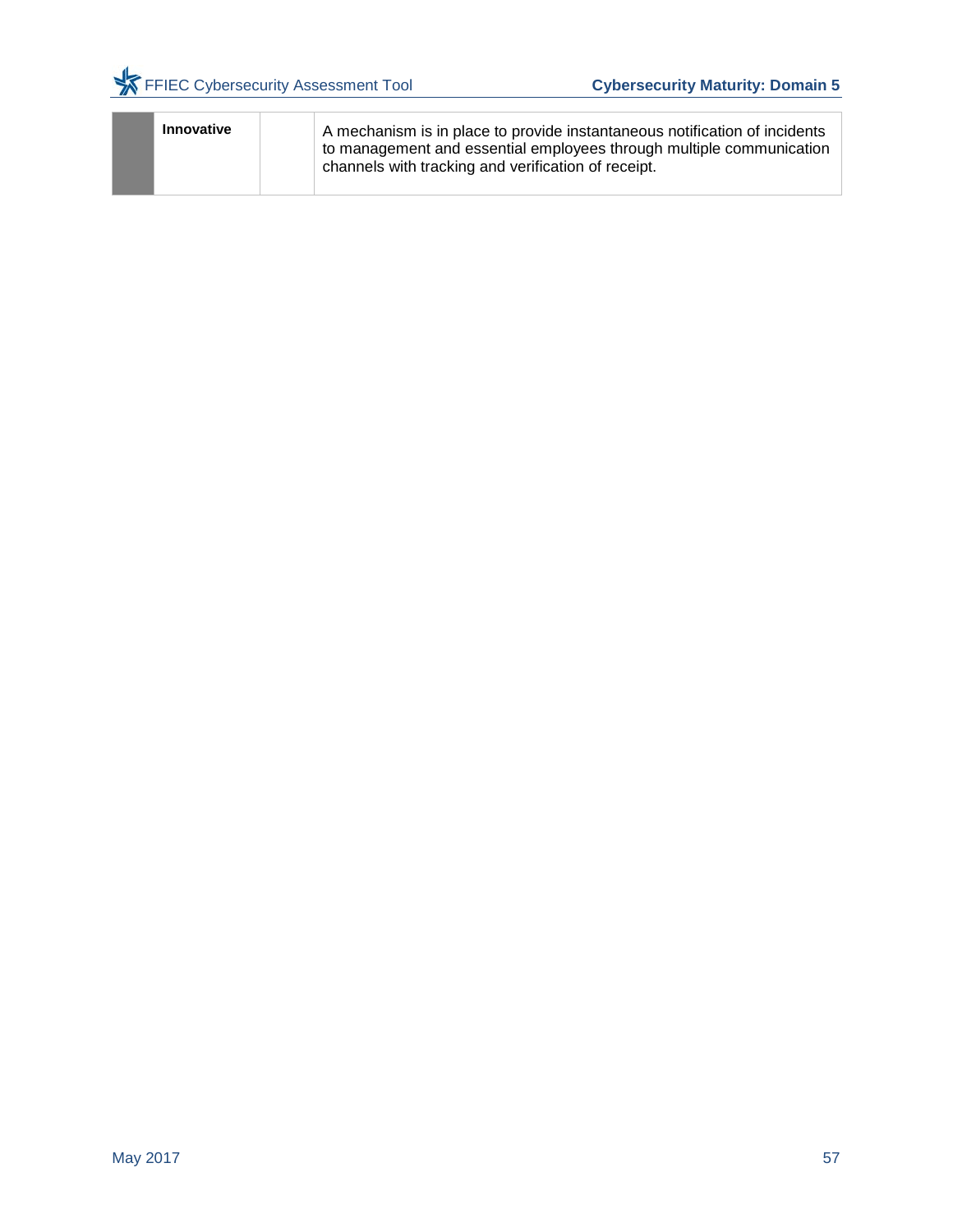| | | | |
|---|---|---|---|
| | **Innovative** | | A mechanism is in place to provide instantaneous notification of incidents to management and essential employees through multiple communication channels with tracking and verification of receipt. |